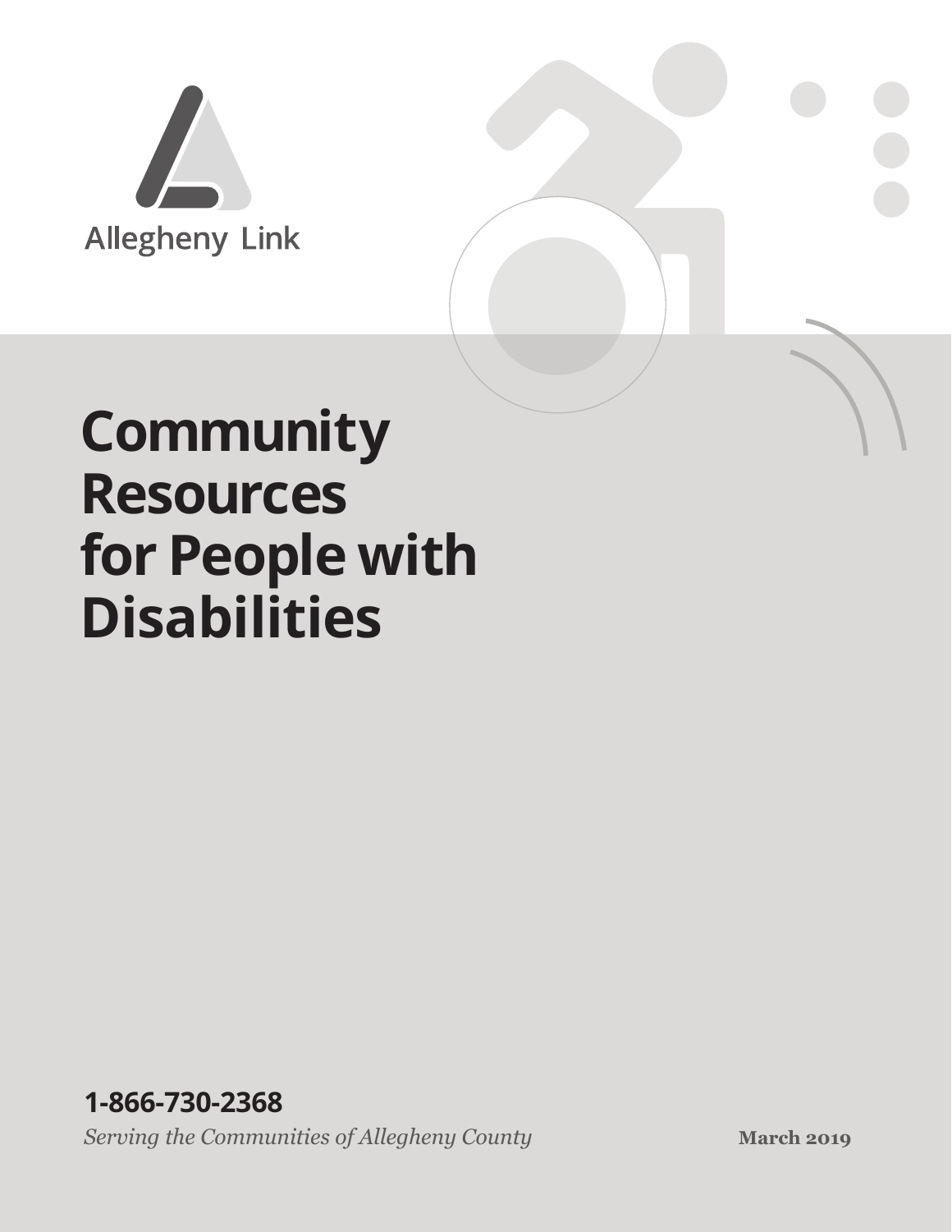Allegheny Link

# Community Resources for People with Disabilities

**1-866-730-2368**

*Serving the Communities of Allegheny County*

**March 2019**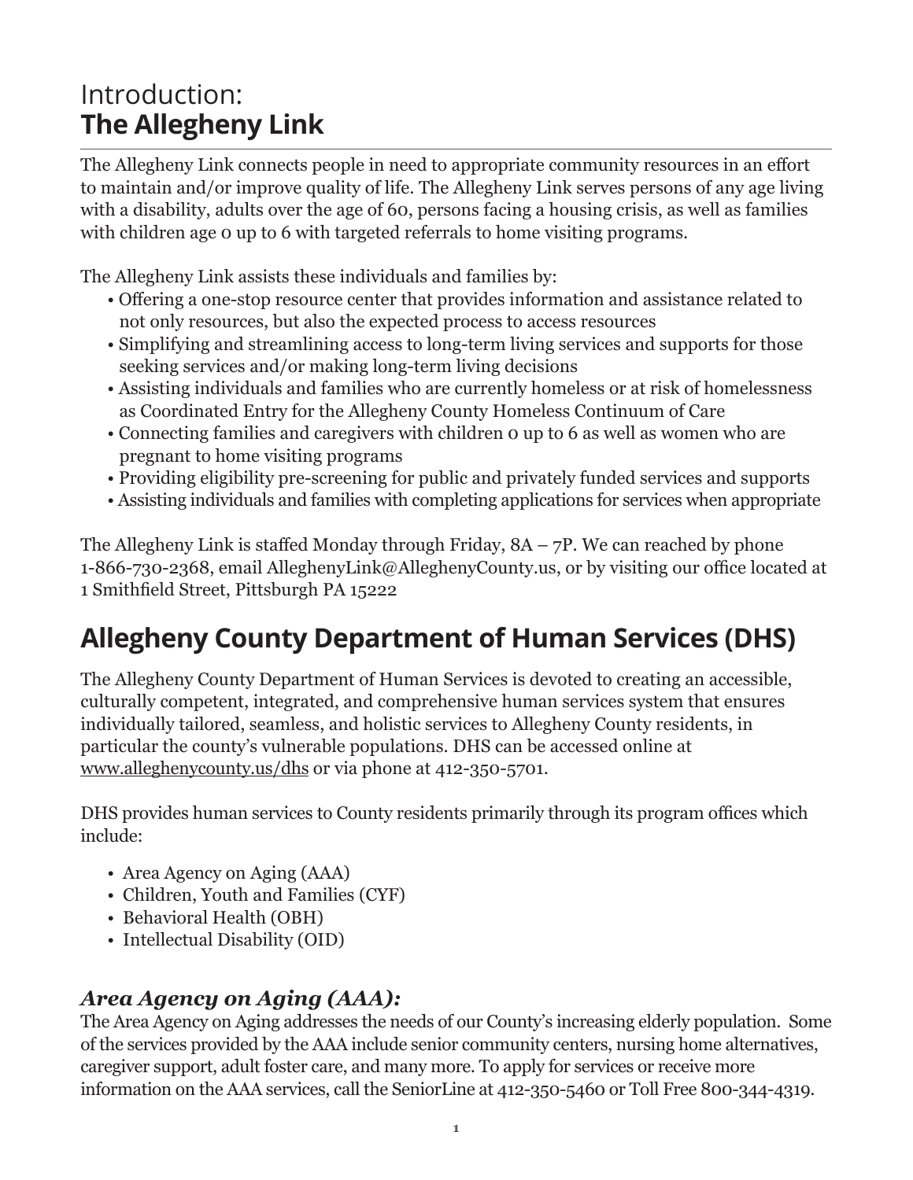# Introduction:
# **The Allegheny Link**

The Allegheny Link connects people in need to appropriate community resources in an effort to maintain and/or improve quality of life. The Allegheny Link serves persons of any age living with a disability, adults over the age of 60, persons facing a housing crisis, as well as families with children age 0 up to 6 with targeted referrals to home visiting programs.

The Allegheny Link assists these individuals and families by:

- Offering a one-stop resource center that provides information and assistance related to not only resources, but also the expected process to access resources
- Simplifying and streamlining access to long-term living services and supports for those seeking services and/or making long-term living decisions
- Assisting individuals and families who are currently homeless or at risk of homelessness as Coordinated Entry for the Allegheny County Homeless Continuum of Care
- Connecting families and caregivers with children 0 up to 6 as well as women who are pregnant to home visiting programs
- Providing eligibility pre-screening for public and privately funded services and supports
- Assisting individuals and families with completing applications for services when appropriate

The Allegheny Link is staffed Monday through Friday, 8A – 7P. We can reached by phone 1-866-730-2368, email AlleghenyLink@AlleghenyCounty.us, or by visiting our office located at 1 Smithfield Street, Pittsburgh PA 15222

# Allegheny County Department of Human Services (DHS)

The Allegheny County Department of Human Services is devoted to creating an accessible, culturally competent, integrated, and comprehensive human services system that ensures individually tailored, seamless, and holistic services to Allegheny County residents, in particular the county's vulnerable populations. DHS can be accessed online at www.alleghenycounty.us/dhs or via phone at 412-350-5701.

DHS provides human services to County residents primarily through its program offices which include:

- Area Agency on Aging (AAA)
- Children, Youth and Families (CYF)
- Behavioral Health (OBH)
- Intellectual Disability (OID)

### ***Area Agency on Aging (AAA):***

The Area Agency on Aging addresses the needs of our County's increasing elderly population. Some of the services provided by the AAA include senior community centers, nursing home alternatives, caregiver support, adult foster care, and many more. To apply for services or receive more information on the AAA services, call the SeniorLine at 412-350-5460 or Toll Free 800-344-4319.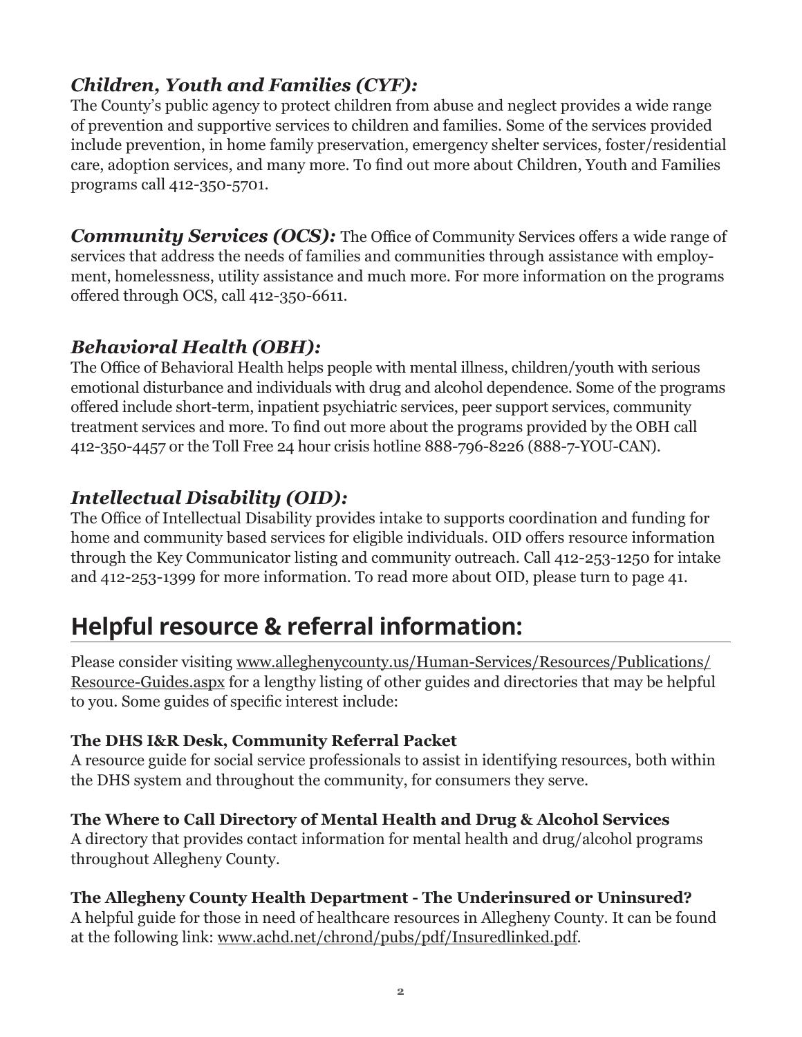### *Children, Youth and Families (CYF):*

The County's public agency to protect children from abuse and neglect provides a wide range of prevention and supportive services to children and families. Some of the services provided include prevention, in home family preservation, emergency shelter services, foster/residential care, adoption services, and many more. To find out more about Children, Youth and Families programs call 412-350-5701.

***Community Services (OCS):*** The Office of Community Services offers a wide range of services that address the needs of families and communities through assistance with employment, homelessness, utility assistance and much more. For more information on the programs offered through OCS, call 412-350-6611.

### *Behavioral Health (OBH):*

The Office of Behavioral Health helps people with mental illness, children/youth with serious emotional disturbance and individuals with drug and alcohol dependence. Some of the programs offered include short-term, inpatient psychiatric services, peer support services, community treatment services and more. To find out more about the programs provided by the OBH call 412-350-4457 or the Toll Free 24 hour crisis hotline 888-796-8226 (888-7-YOU-CAN).

### *Intellectual Disability (OID):*

The Office of Intellectual Disability provides intake to supports coordination and funding for home and community based services for eligible individuals. OID offers resource information through the Key Communicator listing and community outreach. Call 412-253-1250 for intake and 412-253-1399 for more information. To read more about OID, please turn to page 41.

## Helpful resource & referral information:

Please consider visiting www.alleghenycounty.us/Human-Services/Resources/Publications/Resource-Guides.aspx for a lengthy listing of other guides and directories that may be helpful to you. Some guides of specific interest include:

**The DHS I&R Desk, Community Referral Packet**
A resource guide for social service professionals to assist in identifying resources, both within the DHS system and throughout the community, for consumers they serve.

**The Where to Call Directory of Mental Health and Drug & Alcohol Services**
A directory that provides contact information for mental health and drug/alcohol programs throughout Allegheny County.

**The Allegheny County Health Department - The Underinsured or Uninsured?**
A helpful guide for those in need of healthcare resources in Allegheny County. It can be found at the following link: www.achd.net/chrond/pubs/pdf/Insuredlinked.pdf.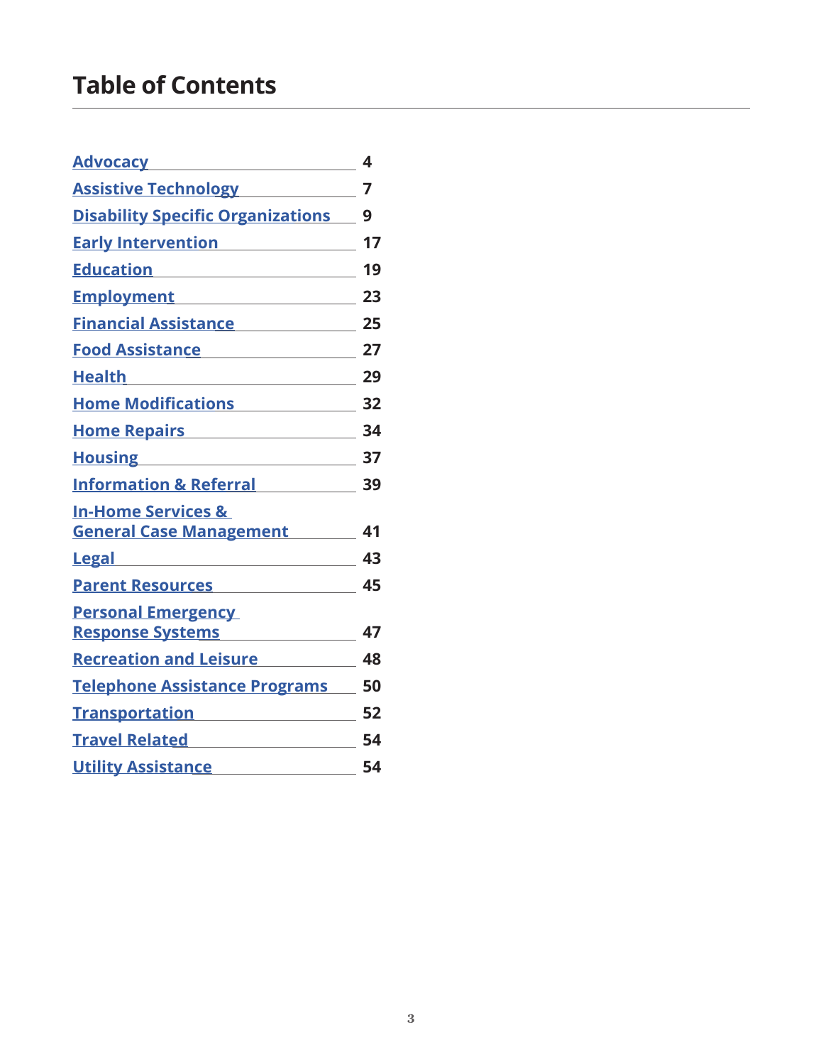# Table of Contents

| | |
|---|---|
| Advocacy | 4 |
| Assistive Technology | 7 |
| Disability Specific Organizations | 9 |
| Early Intervention | 17 |
| Education | 19 |
| Employment | 23 |
| Financial Assistance | 25 |
| Food Assistance | 27 |
| Health | 29 |
| Home Modifications | 32 |
| Home Repairs | 34 |
| Housing | 37 |
| Information & Referral | 39 |
| In-Home Services & General Case Management | 41 |
| Legal | 43 |
| Parent Resources | 45 |
| Personal Emergency Response Systems | 47 |
| Recreation and Leisure | 48 |
| Telephone Assistance Programs | 50 |
| Transportation | 52 |
| Travel Related | 54 |
| Utility Assistance | 54 |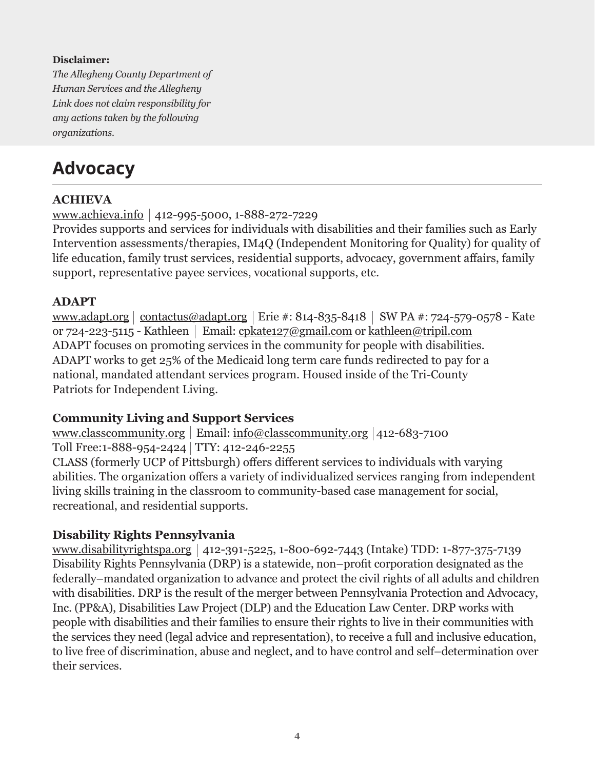**Disclaimer:**

*The Allegheny County Department of Human Services and the Allegheny Link does not claim responsibility for any actions taken by the following organizations.*

## Advocacy

### ACHIEVA

www.achieva.info | 412-995-5000, 1-888-272-7229

Provides supports and services for individuals with disabilities and their families such as Early Intervention assessments/therapies, IM4Q (Independent Monitoring for Quality) for quality of life education, family trust services, residential supports, advocacy, government affairs, family support, representative payee services, vocational supports, etc.

### ADAPT

www.adapt.org | contactus@adapt.org | Erie #: 814-835-8418 | SW PA #: 724-579-0578 - Kate or 724-223-5115 - Kathleen | Email: cpkate127@gmail.com or kathleen@tripil.com

ADAPT focuses on promoting services in the community for people with disabilities. ADAPT works to get 25% of the Medicaid long term care funds redirected to pay for a national, mandated attendant services program. Housed inside of the Tri-County Patriots for Independent Living.

### Community Living and Support Services

www.classcommunity.org | Email: info@classcommunity.org | 412-683-7100

Toll Free:1-888-954-2424 | TTY: 412-246-2255

CLASS (formerly UCP of Pittsburgh) offers different services to individuals with varying abilities. The organization offers a variety of individualized services ranging from independent living skills training in the classroom to community-based case management for social, recreational, and residential supports.

### Disability Rights Pennsylvania

www.disabilityrightspa.org | 412-391-5225, 1-800-692-7443 (Intake) TDD: 1-877-375-7139

Disability Rights Pennsylvania (DRP) is a statewide, non–profit corporation designated as the federally–mandated organization to advance and protect the civil rights of all adults and children with disabilities. DRP is the result of the merger between Pennsylvania Protection and Advocacy, Inc. (PP&A), Disabilities Law Project (DLP) and the Education Law Center. DRP works with people with disabilities and their families to ensure their rights to live in their communities with the services they need (legal advice and representation), to receive a full and inclusive education, to live free of discrimination, abuse and neglect, and to have control and self–determination over their services.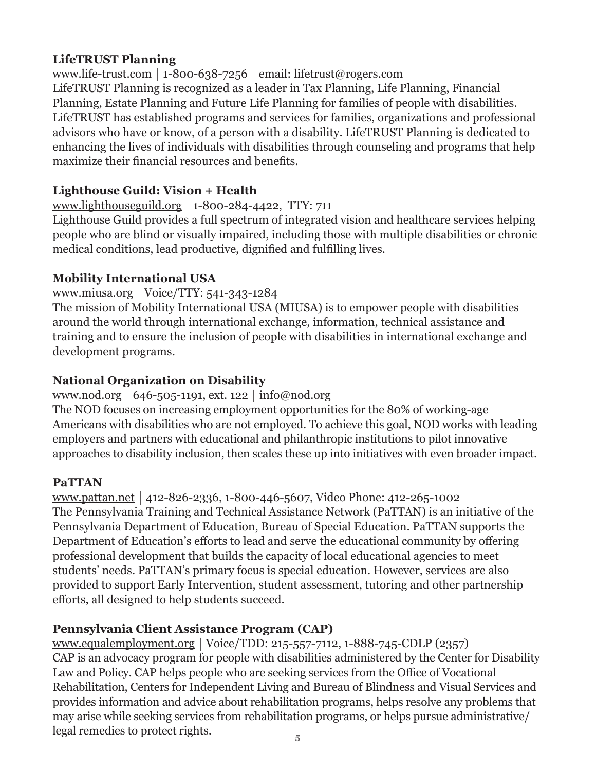**LifeTRUST Planning**

www.life-trust.com | 1-800-638-7256 | email: lifetrust@rogers.com

LifeTRUST Planning is recognized as a leader in Tax Planning, Life Planning, Financial Planning, Estate Planning and Future Life Planning for families of people with disabilities. LifeTRUST has established programs and services for families, organizations and professional advisors who have or know, of a person with a disability. LifeTRUST Planning is dedicated to enhancing the lives of individuals with disabilities through counseling and programs that help maximize their financial resources and benefits.

**Lighthouse Guild: Vision + Health**

www.lighthouseguild.org | 1-800-284-4422, TTY: 711

Lighthouse Guild provides a full spectrum of integrated vision and healthcare services helping people who are blind or visually impaired, including those with multiple disabilities or chronic medical conditions, lead productive, dignified and fulfilling lives.

**Mobility International USA**

www.miusa.org | Voice/TTY: 541-343-1284

The mission of Mobility International USA (MIUSA) is to empower people with disabilities around the world through international exchange, information, technical assistance and training and to ensure the inclusion of people with disabilities in international exchange and development programs.

**National Organization on Disability**

www.nod.org | 646-505-1191, ext. 122 | info@nod.org

The NOD focuses on increasing employment opportunities for the 80% of working-age Americans with disabilities who are not employed. To achieve this goal, NOD works with leading employers and partners with educational and philanthropic institutions to pilot innovative approaches to disability inclusion, then scales these up into initiatives with even broader impact.

**PaTTAN**

www.pattan.net | 412-826-2336, 1-800-446-5607, Video Phone: 412-265-1002

The Pennsylvania Training and Technical Assistance Network (PaTTAN) is an initiative of the Pennsylvania Department of Education, Bureau of Special Education. PaTTAN supports the Department of Education's efforts to lead and serve the educational community by offering professional development that builds the capacity of local educational agencies to meet students' needs. PaTTAN's primary focus is special education. However, services are also provided to support Early Intervention, student assessment, tutoring and other partnership efforts, all designed to help students succeed.

**Pennsylvania Client Assistance Program (CAP)**

www.equalemployment.org | Voice/TDD: 215-557-7112, 1-888-745-CDLP (2357)

CAP is an advocacy program for people with disabilities administered by the Center for Disability Law and Policy. CAP helps people who are seeking services from the Office of Vocational Rehabilitation, Centers for Independent Living and Bureau of Blindness and Visual Services and provides information and advice about rehabilitation programs, helps resolve any problems that may arise while seeking services from rehabilitation programs, or helps pursue administrative/legal remedies to protect rights.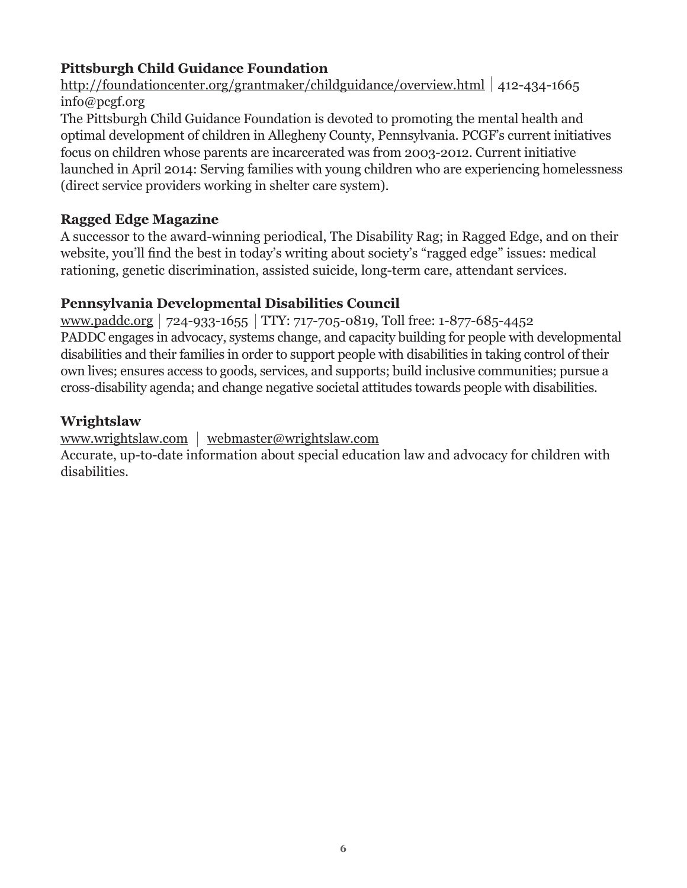**Pittsburgh Child Guidance Foundation**

http://foundationcenter.org/grantmaker/childguidance/overview.html | 412-434-1665
info@pcgf.org

The Pittsburgh Child Guidance Foundation is devoted to promoting the mental health and optimal development of children in Allegheny County, Pennsylvania. PCGF's current initiatives focus on children whose parents are incarcerated was from 2003-2012. Current initiative launched in April 2014: Serving families with young children who are experiencing homelessness (direct service providers working in shelter care system).

**Ragged Edge Magazine**

A successor to the award-winning periodical, The Disability Rag; in Ragged Edge, and on their website, you'll find the best in today's writing about society's "ragged edge" issues: medical rationing, genetic discrimination, assisted suicide, long-term care, attendant services.

**Pennsylvania Developmental Disabilities Council**

www.paddc.org | 724-933-1655 | TTY: 717-705-0819, Toll free: 1-877-685-4452

PADDC engages in advocacy, systems change, and capacity building for people with developmental disabilities and their families in order to support people with disabilities in taking control of their own lives; ensures access to goods, services, and supports; build inclusive communities; pursue a cross-disability agenda; and change negative societal attitudes towards people with disabilities.

**Wrightslaw**

www.wrightslaw.com | webmaster@wrightslaw.com

Accurate, up-to-date information about special education law and advocacy for children with disabilities.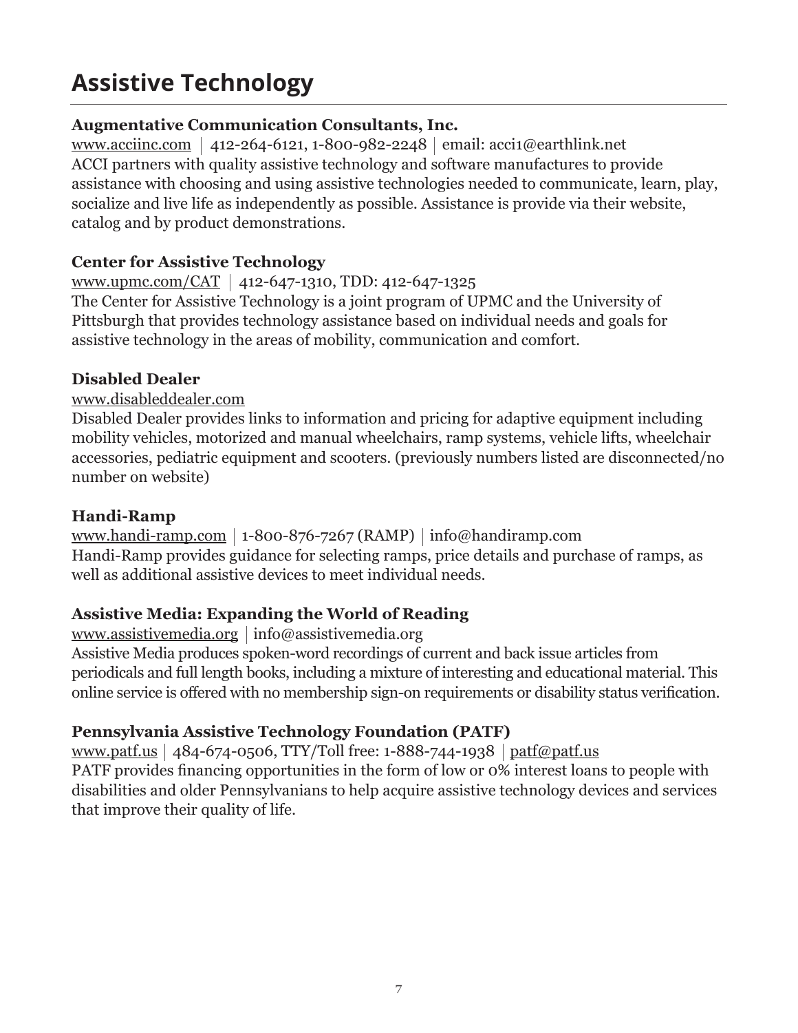# Assistive Technology

**Augmentative Communication Consultants, Inc.**
www.acciinc.com | 412-264-6121, 1-800-982-2248 | email: acci1@earthlink.net
ACCI partners with quality assistive technology and software manufactures to provide assistance with choosing and using assistive technologies needed to communicate, learn, play, socialize and live life as independently as possible. Assistance is provide via their website, catalog and by product demonstrations.

**Center for Assistive Technology**
www.upmc.com/CAT | 412-647-1310, TDD: 412-647-1325
The Center for Assistive Technology is a joint program of UPMC and the University of Pittsburgh that provides technology assistance based on individual needs and goals for assistive technology in the areas of mobility, communication and comfort.

**Disabled Dealer**
www.disableddealer.com
Disabled Dealer provides links to information and pricing for adaptive equipment including mobility vehicles, motorized and manual wheelchairs, ramp systems, vehicle lifts, wheelchair accessories, pediatric equipment and scooters. (previously numbers listed are disconnected/no number on website)

**Handi-Ramp**
www.handi-ramp.com | 1-800-876-7267 (RAMP) | info@handiramp.com
Handi-Ramp provides guidance for selecting ramps, price details and purchase of ramps, as well as additional assistive devices to meet individual needs.

**Assistive Media: Expanding the World of Reading**
www.assistivemedia.org | info@assistivemedia.org
Assistive Media produces spoken-word recordings of current and back issue articles from periodicals and full length books, including a mixture of interesting and educational material. This online service is offered with no membership sign-on requirements or disability status verification.

**Pennsylvania Assistive Technology Foundation (PATF)**
www.patf.us | 484-674-0506, TTY/Toll free: 1-888-744-1938 | patf@patf.us
PATF provides financing opportunities in the form of low or 0% interest loans to people with disabilities and older Pennsylvanians to help acquire assistive technology devices and services that improve their quality of life.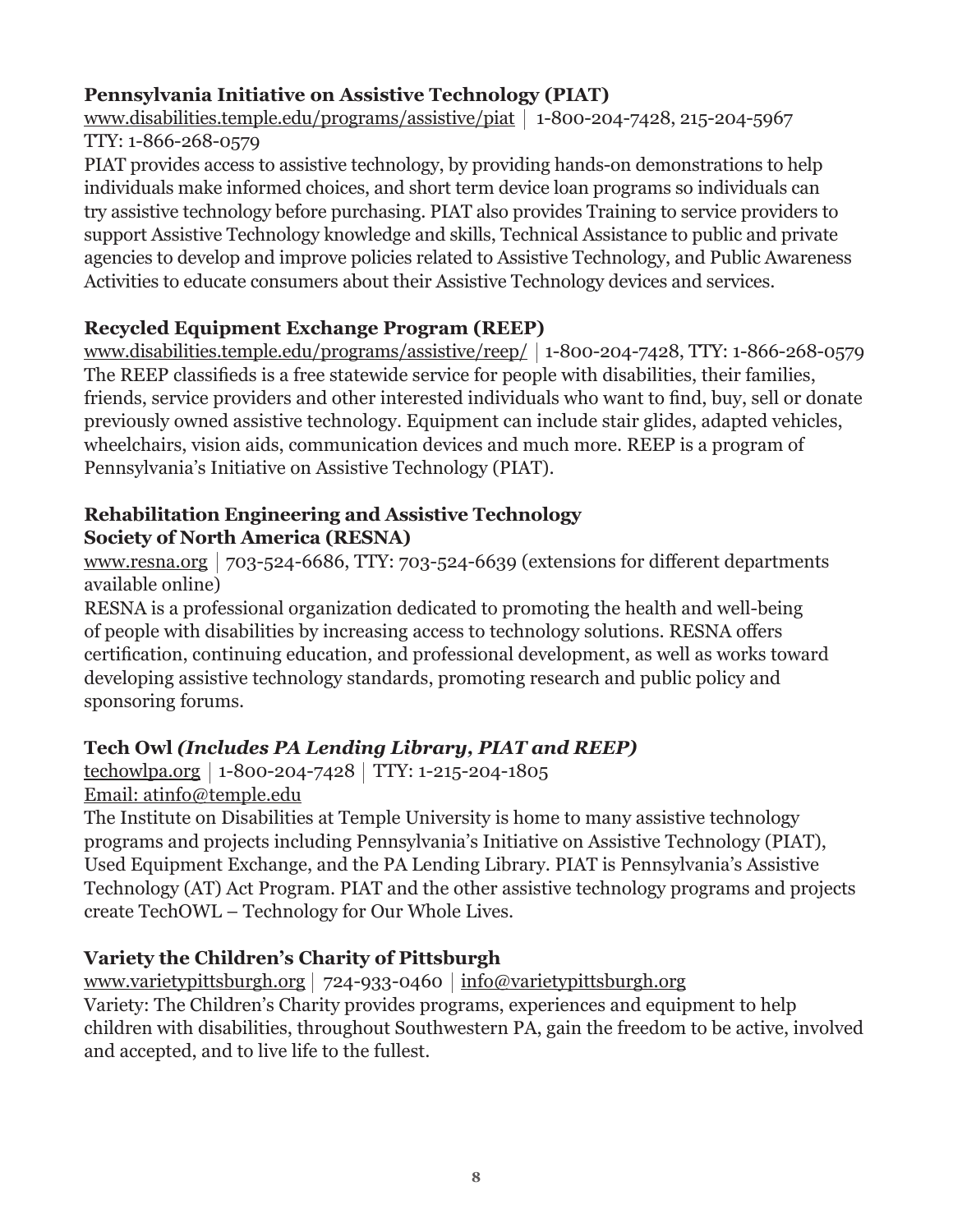### Pennsylvania Initiative on Assistive Technology (PIAT)

www.disabilities.temple.edu/programs/assistive/piat | 1-800-204-7428, 215-204-5967
TTY: 1-866-268-0579

PIAT provides access to assistive technology, by providing hands-on demonstrations to help individuals make informed choices, and short term device loan programs so individuals can try assistive technology before purchasing. PIAT also provides Training to service providers to support Assistive Technology knowledge and skills, Technical Assistance to public and private agencies to develop and improve policies related to Assistive Technology, and Public Awareness Activities to educate consumers about their Assistive Technology devices and services.

### Recycled Equipment Exchange Program (REEP)

www.disabilities.temple.edu/programs/assistive/reep/ | 1-800-204-7428, TTY: 1-866-268-0579

The REEP classifieds is a free statewide service for people with disabilities, their families, friends, service providers and other interested individuals who want to find, buy, sell or donate previously owned assistive technology. Equipment can include stair glides, adapted vehicles, wheelchairs, vision aids, communication devices and much more. REEP is a program of Pennsylvania's Initiative on Assistive Technology (PIAT).

### Rehabilitation Engineering and Assistive Technology Society of North America (RESNA)

www.resna.org | 703-524-6686, TTY: 703-524-6639 (extensions for different departments available online)

RESNA is a professional organization dedicated to promoting the health and well-being of people with disabilities by increasing access to technology solutions. RESNA offers certification, continuing education, and professional development, as well as works toward developing assistive technology standards, promoting research and public policy and sponsoring forums.

### Tech Owl *(Includes PA Lending Library, PIAT and REEP)*

techowlpa.org | 1-800-204-7428 | TTY: 1-215-204-1805
Email: atinfo@temple.edu

The Institute on Disabilities at Temple University is home to many assistive technology programs and projects including Pennsylvania's Initiative on Assistive Technology (PIAT), Used Equipment Exchange, and the PA Lending Library. PIAT is Pennsylvania's Assistive Technology (AT) Act Program. PIAT and the other assistive technology programs and projects create TechOWL – Technology for Our Whole Lives.

### Variety the Children's Charity of Pittsburgh

www.varietypittsburgh.org | 724-933-0460 | info@varietypittsburgh.org

Variety: The Children's Charity provides programs, experiences and equipment to help children with disabilities, throughout Southwestern PA, gain the freedom to be active, involved and accepted, and to live life to the fullest.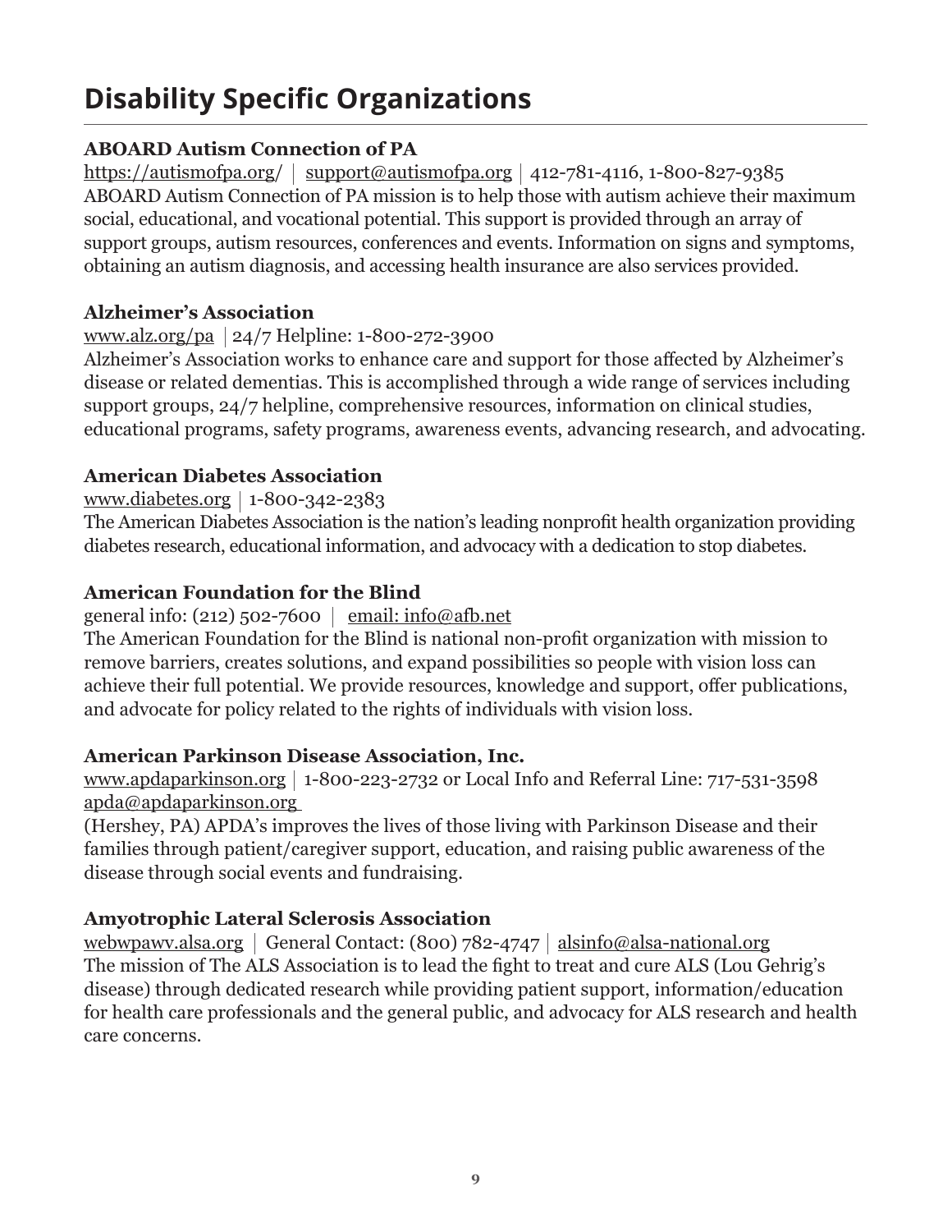# Disability Specific Organizations

**ABOARD Autism Connection of PA**

https://autismofpa.org/ | support@autismofpa.org | 412-781-4116, 1-800-827-9385

ABOARD Autism Connection of PA mission is to help those with autism achieve their maximum social, educational, and vocational potential. This support is provided through an array of support groups, autism resources, conferences and events. Information on signs and symptoms, obtaining an autism diagnosis, and accessing health insurance are also services provided.

**Alzheimer's Association**

www.alz.org/pa | 24/7 Helpline: 1-800-272-3900

Alzheimer's Association works to enhance care and support for those affected by Alzheimer's disease or related dementias. This is accomplished through a wide range of services including support groups, 24/7 helpline, comprehensive resources, information on clinical studies, educational programs, safety programs, awareness events, advancing research, and advocating.

**American Diabetes Association**

www.diabetes.org | 1-800-342-2383

The American Diabetes Association is the nation's leading nonprofit health organization providing diabetes research, educational information, and advocacy with a dedication to stop diabetes.

**American Foundation for the Blind**

general info: (212) 502-7600 | email: info@afb.net

The American Foundation for the Blind is national non-profit organization with mission to remove barriers, creates solutions, and expand possibilities so people with vision loss can achieve their full potential. We provide resources, knowledge and support, offer publications, and advocate for policy related to the rights of individuals with vision loss.

**American Parkinson Disease Association, Inc.**

www.apdaparkinson.org | 1-800-223-2732 or Local Info and Referral Line: 717-531-3598

apda@apdaparkinson.org

(Hershey, PA) APDA's improves the lives of those living with Parkinson Disease and their families through patient/caregiver support, education, and raising public awareness of the disease through social events and fundraising.

**Amyotrophic Lateral Sclerosis Association**

webwpawv.alsa.org | General Contact: (800) 782-4747 | alsinfo@alsa-national.org

The mission of The ALS Association is to lead the fight to treat and cure ALS (Lou Gehrig's disease) through dedicated research while providing patient support, information/education for health care professionals and the general public, and advocacy for ALS research and health care concerns.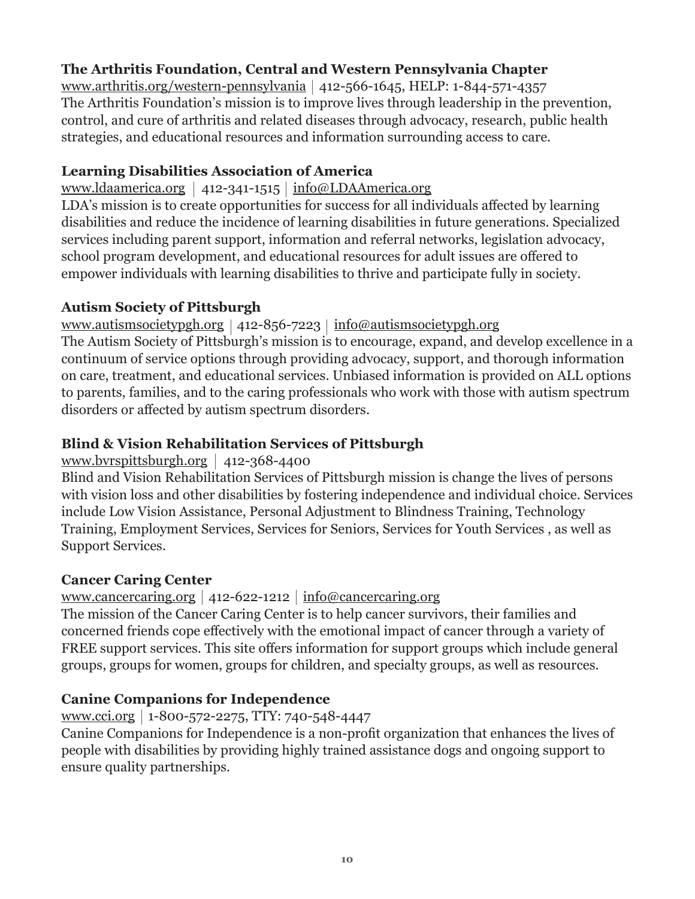**The Arthritis Foundation, Central and Western Pennsylvania Chapter**

www.arthritis.org/western-pennsylvania | 412-566-1645, HELP: 1-844-571-4357

The Arthritis Foundation's mission is to improve lives through leadership in the prevention, control, and cure of arthritis and related diseases through advocacy, research, public health strategies, and educational resources and information surrounding access to care.

**Learning Disabilities Association of America**

www.ldaamerica.org | 412-341-1515 | info@LDAAmerica.org

LDA's mission is to create opportunities for success for all individuals affected by learning disabilities and reduce the incidence of learning disabilities in future generations. Specialized services including parent support, information and referral networks, legislation advocacy, school program development, and educational resources for adult issues are offered to empower individuals with learning disabilities to thrive and participate fully in society.

**Autism Society of Pittsburgh**

www.autismsocietypgh.org | 412-856-7223 | info@autismsocietypgh.org

The Autism Society of Pittsburgh's mission is to encourage, expand, and develop excellence in a continuum of service options through providing advocacy, support, and thorough information on care, treatment, and educational services. Unbiased information is provided on ALL options to parents, families, and to the caring professionals who work with those with autism spectrum disorders or affected by autism spectrum disorders.

**Blind & Vision Rehabilitation Services of Pittsburgh**

www.bvrspittsburgh.org | 412-368-4400

Blind and Vision Rehabilitation Services of Pittsburgh mission is change the lives of persons with vision loss and other disabilities by fostering independence and individual choice. Services include Low Vision Assistance, Personal Adjustment to Blindness Training, Technology Training, Employment Services, Services for Seniors, Services for Youth Services , as well as Support Services.

**Cancer Caring Center**

www.cancercaring.org | 412-622-1212 | info@cancercaring.org

The mission of the Cancer Caring Center is to help cancer survivors, their families and concerned friends cope effectively with the emotional impact of cancer through a variety of FREE support services. This site offers information for support groups which include general groups, groups for women, groups for children, and specialty groups, as well as resources.

**Canine Companions for Independence**

www.cci.org | 1-800-572-2275, TTY: 740-548-4447

Canine Companions for Independence is a non-profit organization that enhances the lives of people with disabilities by providing highly trained assistance dogs and ongoing support to ensure quality partnerships.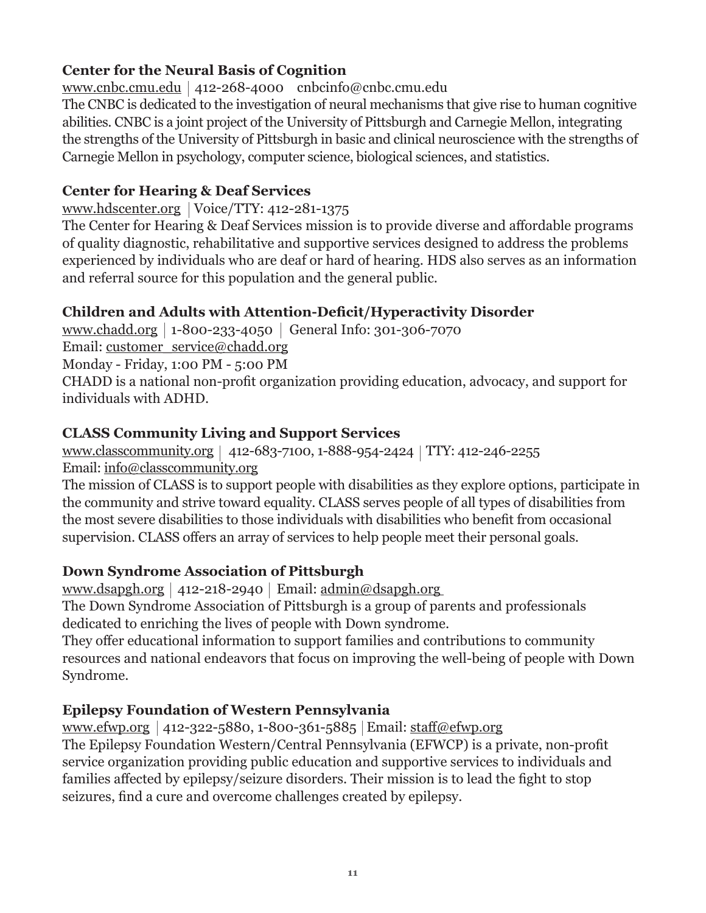### Center for the Neural Basis of Cognition

www.cnbc.cmu.edu | 412-268-4000 cnbcinfo@cnbc.cmu.edu

The CNBC is dedicated to the investigation of neural mechanisms that give rise to human cognitive abilities. CNBC is a joint project of the University of Pittsburgh and Carnegie Mellon, integrating the strengths of the University of Pittsburgh in basic and clinical neuroscience with the strengths of Carnegie Mellon in psychology, computer science, biological sciences, and statistics.

### Center for Hearing & Deaf Services

www.hdscenter.org | Voice/TTY: 412-281-1375

The Center for Hearing & Deaf Services mission is to provide diverse and affordable programs of quality diagnostic, rehabilitative and supportive services designed to address the problems experienced by individuals who are deaf or hard of hearing. HDS also serves as an information and referral source for this population and the general public.

### Children and Adults with Attention-Deficit/Hyperactivity Disorder

www.chadd.org | 1-800-233-4050 | General Info: 301-306-7070

Email: customer_service@chadd.org

Monday - Friday, 1:00 PM - 5:00 PM

CHADD is a national non-profit organization providing education, advocacy, and support for individuals with ADHD.

### CLASS Community Living and Support Services

www.classcommunity.org | 412-683-7100, 1-888-954-2424 | TTY: 412-246-2255

Email: info@classcommunity.org

The mission of CLASS is to support people with disabilities as they explore options, participate in the community and strive toward equality. CLASS serves people of all types of disabilities from the most severe disabilities to those individuals with disabilities who benefit from occasional supervision. CLASS offers an array of services to help people meet their personal goals.

### Down Syndrome Association of Pittsburgh

www.dsapgh.org | 412-218-2940 | Email: admin@dsapgh.org

The Down Syndrome Association of Pittsburgh is a group of parents and professionals dedicated to enriching the lives of people with Down syndrome.

They offer educational information to support families and contributions to community resources and national endeavors that focus on improving the well-being of people with Down Syndrome.

### Epilepsy Foundation of Western Pennsylvania

www.efwp.org | 412-322-5880, 1-800-361-5885 | Email: staff@efwp.org

The Epilepsy Foundation Western/Central Pennsylvania (EFWCP) is a private, non-profit service organization providing public education and supportive services to individuals and families affected by epilepsy/seizure disorders. Their mission is to lead the fight to stop seizures, find a cure and overcome challenges created by epilepsy.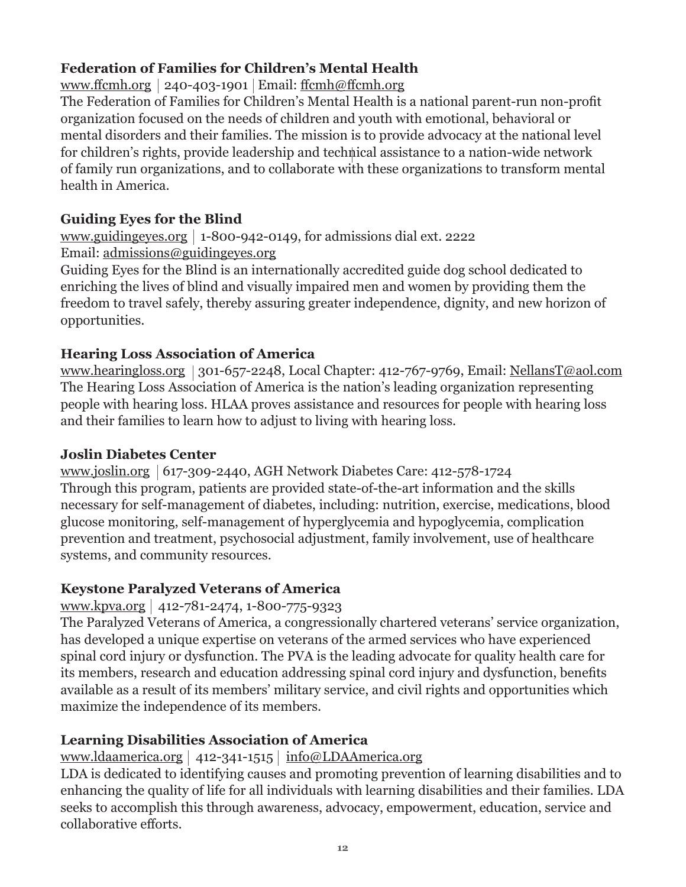**Federation of Families for Children's Mental Health**

www.ffcmh.org | 240-403-1901 | Email: ffcmh@ffcmh.org

The Federation of Families for Children's Mental Health is a national parent-run non-profit organization focused on the needs of children and youth with emotional, behavioral or mental disorders and their families. The mission is to provide advocacy at the national level for children's rights, provide leadership and technical assistance to a nation-wide network of family run organizations, and to collaborate with these organizations to transform mental health in America.

**Guiding Eyes for the Blind**

www.guidingeyes.org | 1-800-942-0149, for admissions dial ext. 2222

Email: admissions@guidingeyes.org

Guiding Eyes for the Blind is an internationally accredited guide dog school dedicated to enriching the lives of blind and visually impaired men and women by providing them the freedom to travel safely, thereby assuring greater independence, dignity, and new horizon of opportunities.

**Hearing Loss Association of America**

www.hearingloss.org | 301-657-2248, Local Chapter: 412-767-9769, Email: NellansT@aol.com

The Hearing Loss Association of America is the nation's leading organization representing people with hearing loss. HLAA proves assistance and resources for people with hearing loss and their families to learn how to adjust to living with hearing loss.

**Joslin Diabetes Center**

www.joslin.org | 617-309-2440, AGH Network Diabetes Care: 412-578-1724

Through this program, patients are provided state-of-the-art information and the skills necessary for self-management of diabetes, including: nutrition, exercise, medications, blood glucose monitoring, self-management of hyperglycemia and hypoglycemia, complication prevention and treatment, psychosocial adjustment, family involvement, use of healthcare systems, and community resources.

**Keystone Paralyzed Veterans of America**

www.kpva.org | 412-781-2474, 1-800-775-9323

The Paralyzed Veterans of America, a congressionally chartered veterans' service organization, has developed a unique expertise on veterans of the armed services who have experienced spinal cord injury or dysfunction. The PVA is the leading advocate for quality health care for its members, research and education addressing spinal cord injury and dysfunction, benefits available as a result of its members' military service, and civil rights and opportunities which maximize the independence of its members.

**Learning Disabilities Association of America**

www.ldaamerica.org | 412-341-1515 | info@LDAAmerica.org

LDA is dedicated to identifying causes and promoting prevention of learning disabilities and to enhancing the quality of life for all individuals with learning disabilities and their families. LDA seeks to accomplish this through awareness, advocacy, empowerment, education, service and collaborative efforts.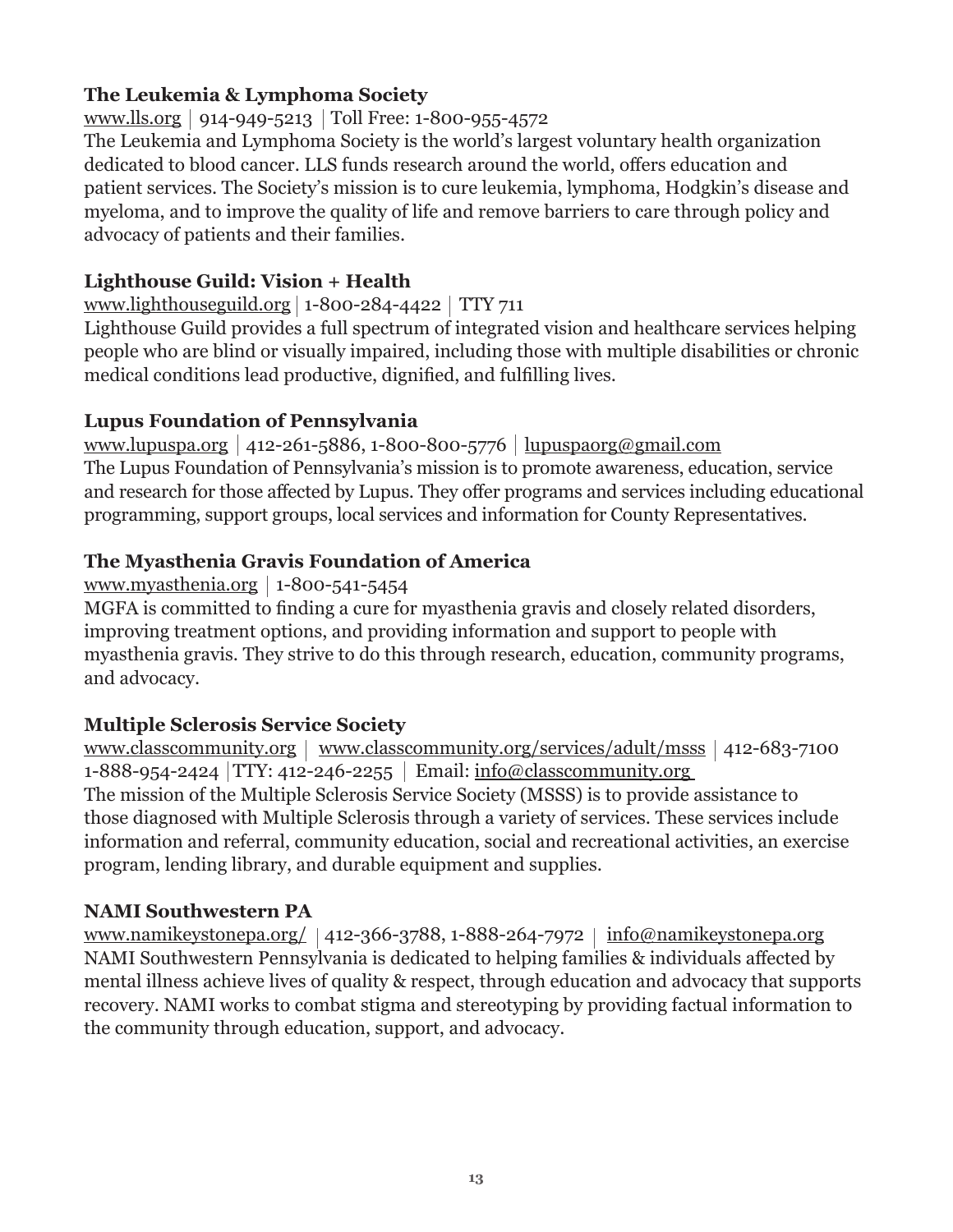**The Leukemia & Lymphoma Society**

www.lls.org | 914-949-5213 | Toll Free: 1-800-955-4572

The Leukemia and Lymphoma Society is the world's largest voluntary health organization dedicated to blood cancer. LLS funds research around the world, offers education and patient services. The Society's mission is to cure leukemia, lymphoma, Hodgkin's disease and myeloma, and to improve the quality of life and remove barriers to care through policy and advocacy of patients and their families.

**Lighthouse Guild: Vision + Health**

www.lighthouseguild.org | 1-800-284-4422 | TTY 711

Lighthouse Guild provides a full spectrum of integrated vision and healthcare services helping people who are blind or visually impaired, including those with multiple disabilities or chronic medical conditions lead productive, dignified, and fulfilling lives.

**Lupus Foundation of Pennsylvania**

www.lupuspa.org | 412-261-5886, 1-800-800-5776 | lupuspaorg@gmail.com

The Lupus Foundation of Pennsylvania's mission is to promote awareness, education, service and research for those affected by Lupus. They offer programs and services including educational programming, support groups, local services and information for County Representatives.

**The Myasthenia Gravis Foundation of America**

www.myasthenia.org | 1-800-541-5454

MGFA is committed to finding a cure for myasthenia gravis and closely related disorders, improving treatment options, and providing information and support to people with myasthenia gravis. They strive to do this through research, education, community programs, and advocacy.

**Multiple Sclerosis Service Society**

www.classcommunity.org | www.classcommunity.org/services/adult/msss | 412-683-7100
1-888-954-2424 | TTY: 412-246-2255 | Email: info@classcommunity.org

The mission of the Multiple Sclerosis Service Society (MSSS) is to provide assistance to those diagnosed with Multiple Sclerosis through a variety of services. These services include information and referral, community education, social and recreational activities, an exercise program, lending library, and durable equipment and supplies.

**NAMI Southwestern PA**

www.namikeystonepa.org/ | 412-366-3788, 1-888-264-7972 | info@namikeystonepa.org

NAMI Southwestern Pennsylvania is dedicated to helping families & individuals affected by mental illness achieve lives of quality & respect, through education and advocacy that supports recovery. NAMI works to combat stigma and stereotyping by providing factual information to the community through education, support, and advocacy.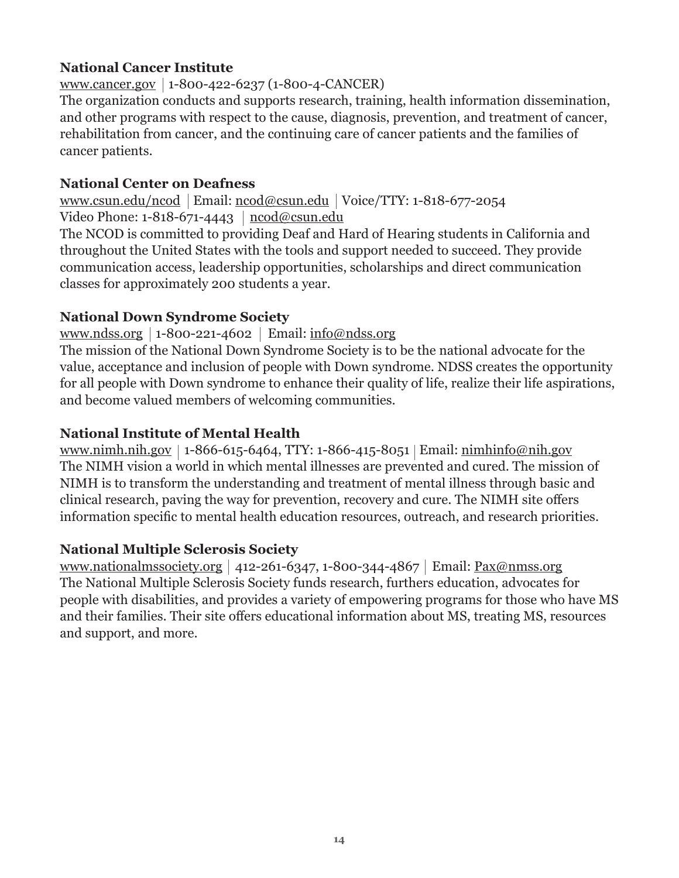**National Cancer Institute**

www.cancer.gov | 1-800-422-6237 (1-800-4-CANCER)

The organization conducts and supports research, training, health information dissemination, and other programs with respect to the cause, diagnosis, prevention, and treatment of cancer, rehabilitation from cancer, and the continuing care of cancer patients and the families of cancer patients.

**National Center on Deafness**

www.csun.edu/ncod | Email: ncod@csun.edu | Voice/TTY: 1-818-677-2054

Video Phone: 1-818-671-4443 | ncod@csun.edu

The NCOD is committed to providing Deaf and Hard of Hearing students in California and throughout the United States with the tools and support needed to succeed. They provide communication access, leadership opportunities, scholarships and direct communication classes for approximately 200 students a year.

**National Down Syndrome Society**

www.ndss.org | 1-800-221-4602 | Email: info@ndss.org

The mission of the National Down Syndrome Society is to be the national advocate for the value, acceptance and inclusion of people with Down syndrome. NDSS creates the opportunity for all people with Down syndrome to enhance their quality of life, realize their life aspirations, and become valued members of welcoming communities.

**National Institute of Mental Health**

www.nimh.nih.gov | 1-866-615-6464, TTY: 1-866-415-8051 | Email: nimhinfo@nih.gov

The NIMH vision a world in which mental illnesses are prevented and cured. The mission of NIMH is to transform the understanding and treatment of mental illness through basic and clinical research, paving the way for prevention, recovery and cure. The NIMH site offers information specific to mental health education resources, outreach, and research priorities.

**National Multiple Sclerosis Society**

www.nationalmssociety.org | 412-261-6347, 1-800-344-4867 | Email: Pax@nmss.org

The National Multiple Sclerosis Society funds research, furthers education, advocates for people with disabilities, and provides a variety of empowering programs for those who have MS and their families. Their site offers educational information about MS, treating MS, resources and support, and more.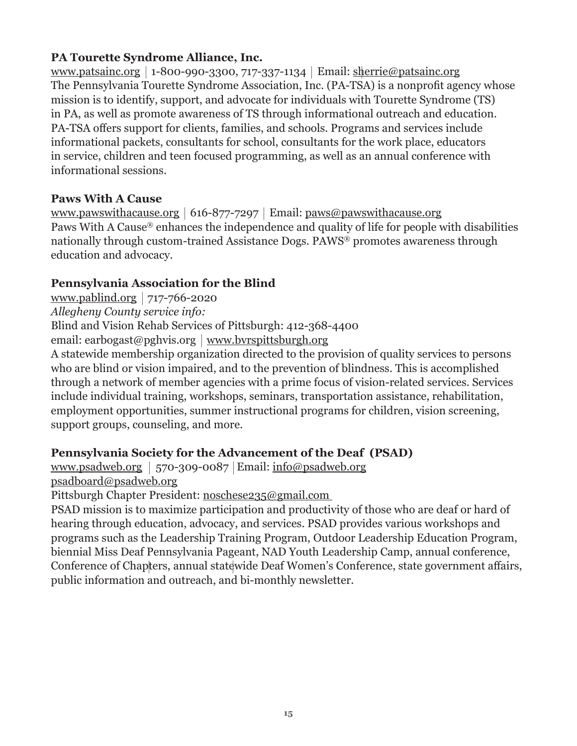**PA Tourette Syndrome Alliance, Inc.**

www.patsainc.org | 1-800-990-3300, 717-337-1134 | Email: sherrie@patsainc.org

The Pennsylvania Tourette Syndrome Association, Inc. (PA-TSA) is a nonprofit agency whose mission is to identify, support, and advocate for individuals with Tourette Syndrome (TS) in PA, as well as promote awareness of TS through informational outreach and education. PA-TSA offers support for clients, families, and schools. Programs and services include informational packets, consultants for school, consultants for the work place, educators in service, children and teen focused programming, as well as an annual conference with informational sessions.

**Paws With A Cause**

www.pawswithacause.org | 616-877-7297 | Email: paws@pawswithacause.org

Paws With A Cause® enhances the independence and quality of life for people with disabilities nationally through custom-trained Assistance Dogs. PAWS® promotes awareness through education and advocacy.

**Pennsylvania Association for the Blind**

www.pablind.org | 717-766-2020

*Allegheny County service info:*

Blind and Vision Rehab Services of Pittsburgh: 412-368-4400

email: earbogast@pghvis.org | www.bvrspittsburgh.org

A statewide membership organization directed to the provision of quality services to persons who are blind or vision impaired, and to the prevention of blindness. This is accomplished through a network of member agencies with a prime focus of vision-related services. Services include individual training, workshops, seminars, transportation assistance, rehabilitation, employment opportunities, summer instructional programs for children, vision screening, support groups, counseling, and more.

**Pennsylvania Society for the Advancement of the Deaf (PSAD)**

www.psadweb.org | 570-309-0087 | Email: info@psadweb.org

psadboard@psadweb.org

Pittsburgh Chapter President: noschese235@gmail.com

PSAD mission is to maximize participation and productivity of those who are deaf or hard of hearing through education, advocacy, and services. PSAD provides various workshops and programs such as the Leadership Training Program, Outdoor Leadership Education Program, biennial Miss Deaf Pennsylvania Pageant, NAD Youth Leadership Camp, annual conference, Conference of Chapters, annual statewide Deaf Women's Conference, state government affairs, public information and outreach, and bi-monthly newsletter.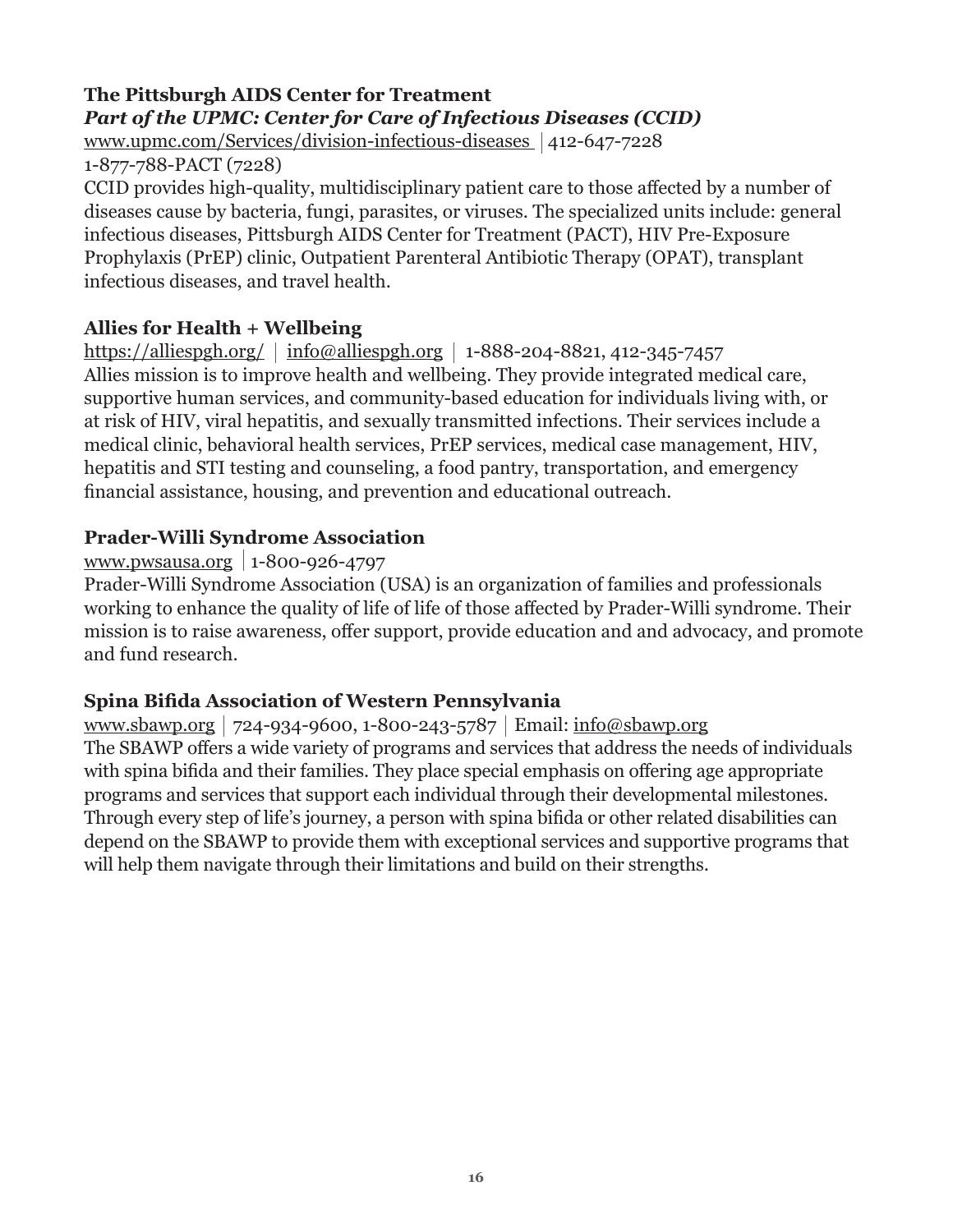### The Pittsburgh AIDS Center for Treatment

***Part of the UPMC: Center for Care of Infectious Diseases (CCID)***

www.upmc.com/Services/division-infectious-diseases | 412-647-7228
1-877-788-PACT (7228)

CCID provides high-quality, multidisciplinary patient care to those affected by a number of diseases cause by bacteria, fungi, parasites, or viruses. The specialized units include: general infectious diseases, Pittsburgh AIDS Center for Treatment (PACT), HIV Pre-Exposure Prophylaxis (PrEP) clinic, Outpatient Parenteral Antibiotic Therapy (OPAT), transplant infectious diseases, and travel health.

### Allies for Health + Wellbeing

https://alliespgh.org/ | info@alliespgh.org | 1-888-204-8821, 412-345-7457

Allies mission is to improve health and wellbeing. They provide integrated medical care, supportive human services, and community-based education for individuals living with, or at risk of HIV, viral hepatitis, and sexually transmitted infections. Their services include a medical clinic, behavioral health services, PrEP services, medical case management, HIV, hepatitis and STI testing and counseling, a food pantry, transportation, and emergency financial assistance, housing, and prevention and educational outreach.

### Prader-Willi Syndrome Association

www.pwsausa.org | 1-800-926-4797

Prader-Willi Syndrome Association (USA) is an organization of families and professionals working to enhance the quality of life of life of those affected by Prader-Willi syndrome. Their mission is to raise awareness, offer support, provide education and and advocacy, and promote and fund research.

### Spina Bifida Association of Western Pennsylvania

www.sbawp.org | 724-934-9600, 1-800-243-5787 | Email: info@sbawp.org

The SBAWP offers a wide variety of programs and services that address the needs of individuals with spina bifida and their families. They place special emphasis on offering age appropriate programs and services that support each individual through their developmental milestones. Through every step of life's journey, a person with spina bifida or other related disabilities can depend on the SBAWP to provide them with exceptional services and supportive programs that will help them navigate through their limitations and build on their strengths.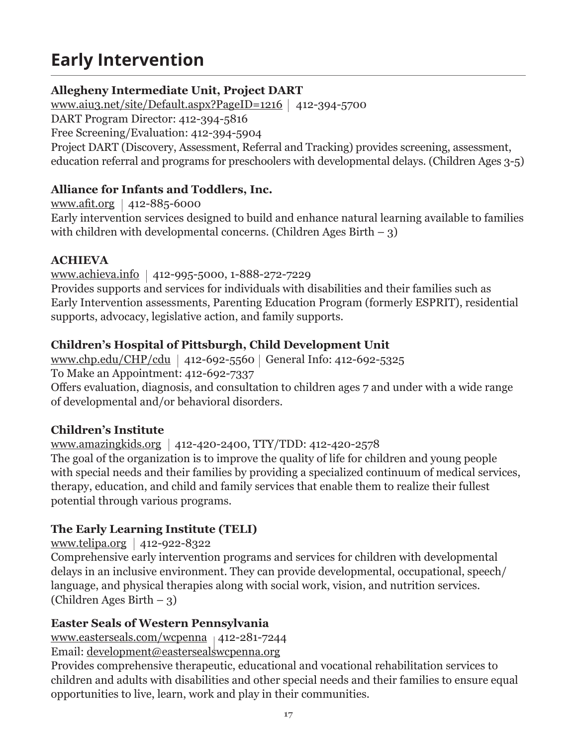# Early Intervention

### Allegheny Intermediate Unit, Project DART

www.aiu3.net/site/Default.aspx?PageID=1216 | 412-394-5700
DART Program Director: 412-394-5816
Free Screening/Evaluation: 412-394-5904
Project DART (Discovery, Assessment, Referral and Tracking) provides screening, assessment, education referral and programs for preschoolers with developmental delays. (Children Ages 3-5)

### Alliance for Infants and Toddlers, Inc.

www.afit.org | 412-885-6000
Early intervention services designed to build and enhance natural learning available to families with children with developmental concerns. (Children Ages Birth – 3)

### ACHIEVA

www.achieva.info | 412-995-5000, 1-888-272-7229
Provides supports and services for individuals with disabilities and their families such as Early Intervention assessments, Parenting Education Program (formerly ESPRIT), residential supports, advocacy, legislative action, and family supports.

### Children's Hospital of Pittsburgh, Child Development Unit

www.chp.edu/CHP/cdu | 412-692-5560 | General Info: 412-692-5325
To Make an Appointment: 412-692-7337
Offers evaluation, diagnosis, and consultation to children ages 7 and under with a wide range of developmental and/or behavioral disorders.

### Children's Institute

www.amazingkids.org | 412-420-2400, TTY/TDD: 412-420-2578
The goal of the organization is to improve the quality of life for children and young people with special needs and their families by providing a specialized continuum of medical services, therapy, education, and child and family services that enable them to realize their fullest potential through various programs.

### The Early Learning Institute (TELI)

www.telipa.org | 412-922-8322
Comprehensive early intervention programs and services for children with developmental delays in an inclusive environment. They can provide developmental, occupational, speech/language, and physical therapies along with social work, vision, and nutrition services. (Children Ages Birth – 3)

### Easter Seals of Western Pennsylvania

www.easterseals.com/wcpenna | 412-281-7244
Email: development@eastersealswcpenna.org
Provides comprehensive therapeutic, educational and vocational rehabilitation services to children and adults with disabilities and other special needs and their families to ensure equal opportunities to live, learn, work and play in their communities.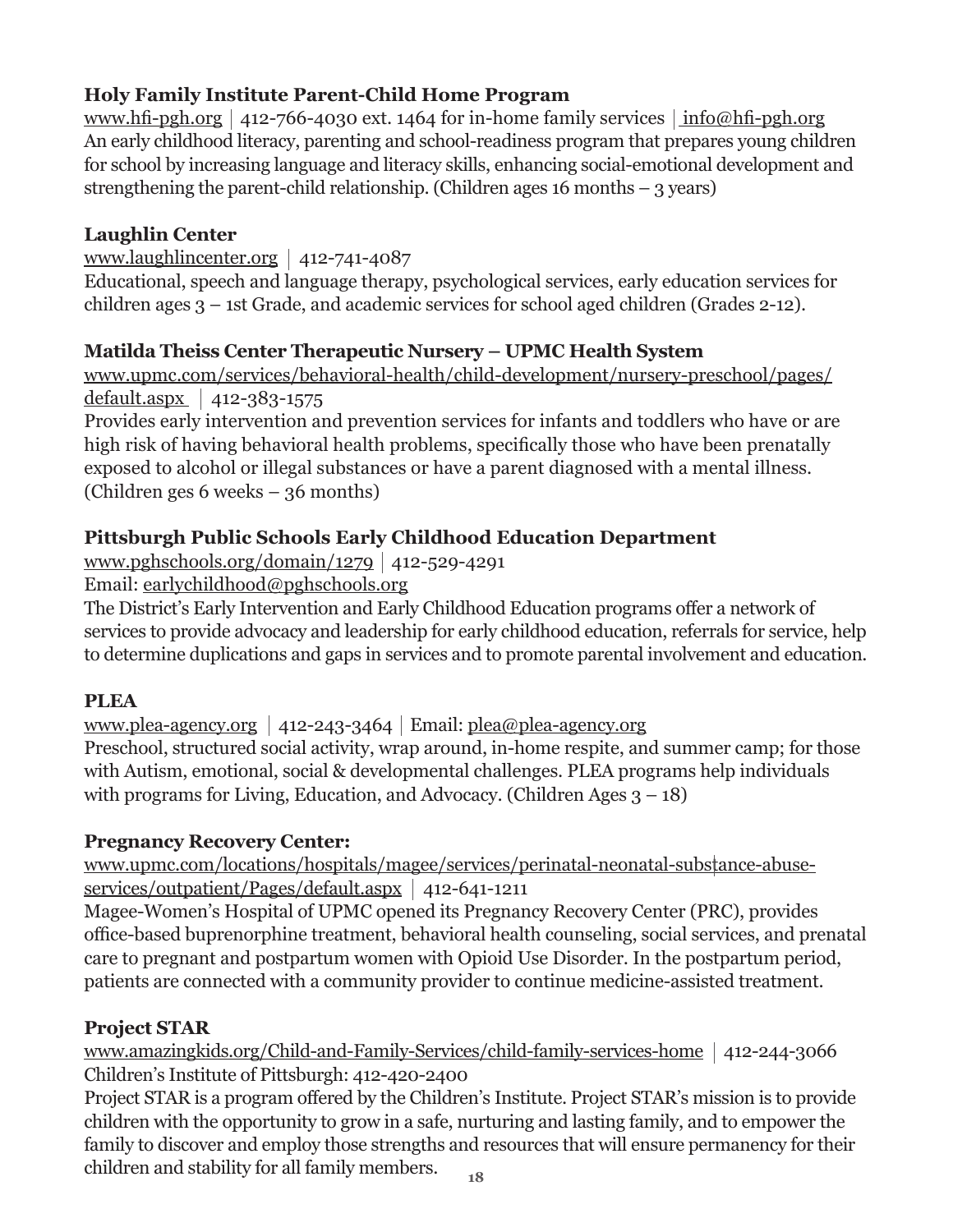**Holy Family Institute Parent-Child Home Program**

www.hfi-pgh.org | 412-766-4030 ext. 1464 for in-home family services | info@hfi-pgh.org
An early childhood literacy, parenting and school-readiness program that prepares young children for school by increasing language and literacy skills, enhancing social-emotional development and strengthening the parent-child relationship. (Children ages 16 months – 3 years)

**Laughlin Center**

www.laughlincenter.org | 412-741-4087
Educational, speech and language therapy, psychological services, early education services for children ages 3 – 1st Grade, and academic services for school aged children (Grades 2-12).

**Matilda Theiss Center Therapeutic Nursery – UPMC Health System**

www.upmc.com/services/behavioral-health/child-development/nursery-preschool/pages/default.aspx | 412-383-1575
Provides early intervention and prevention services for infants and toddlers who have or are high risk of having behavioral health problems, specifically those who have been prenatally exposed to alcohol or illegal substances or have a parent diagnosed with a mental illness. (Children ges 6 weeks – 36 months)

**Pittsburgh Public Schools Early Childhood Education Department**

www.pghschools.org/domain/1279 | 412-529-4291
Email: earlychildhood@pghschools.org
The District's Early Intervention and Early Childhood Education programs offer a network of services to provide advocacy and leadership for early childhood education, referrals for service, help to determine duplications and gaps in services and to promote parental involvement and education.

**PLEA**

www.plea-agency.org | 412-243-3464 | Email: plea@plea-agency.org
Preschool, structured social activity, wrap around, in-home respite, and summer camp; for those with Autism, emotional, social & developmental challenges. PLEA programs help individuals with programs for Living, Education, and Advocacy. (Children Ages 3 – 18)

**Pregnancy Recovery Center:**

www.upmc.com/locations/hospitals/magee/services/perinatal-neonatal-substance-abuse-services/outpatient/Pages/default.aspx | 412-641-1211
Magee-Women's Hospital of UPMC opened its Pregnancy Recovery Center (PRC), provides office-based buprenorphine treatment, behavioral health counseling, social services, and prenatal care to pregnant and postpartum women with Opioid Use Disorder. In the postpartum period, patients are connected with a community provider to continue medicine-assisted treatment.

**Project STAR**

www.amazingkids.org/Child-and-Family-Services/child-family-services-home | 412-244-3066
Children's Institute of Pittsburgh: 412-420-2400
Project STAR is a program offered by the Children's Institute. Project STAR's mission is to provide children with the opportunity to grow in a safe, nurturing and lasting family, and to empower the family to discover and employ those strengths and resources that will ensure permanency for their children and stability for all family members.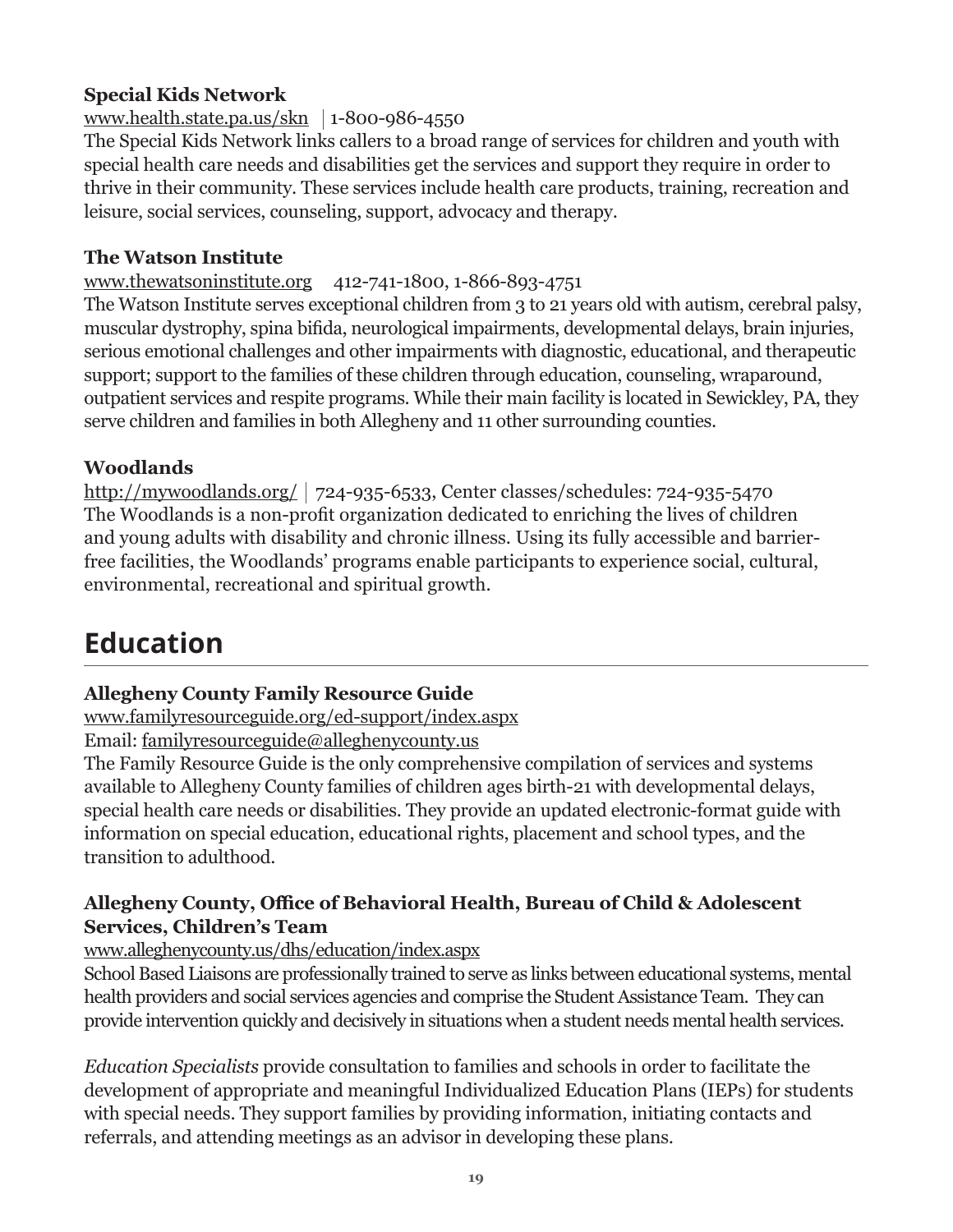**Special Kids Network**

www.health.state.pa.us/skn | 1-800-986-4550

The Special Kids Network links callers to a broad range of services for children and youth with special health care needs and disabilities get the services and support they require in order to thrive in their community. These services include health care products, training, recreation and leisure, social services, counseling, support, advocacy and therapy.

**The Watson Institute**

www.thewatsoninstitute.org 412-741-1800, 1-866-893-4751

The Watson Institute serves exceptional children from 3 to 21 years old with autism, cerebral palsy, muscular dystrophy, spina bifida, neurological impairments, developmental delays, brain injuries, serious emotional challenges and other impairments with diagnostic, educational, and therapeutic support; support to the families of these children through education, counseling, wraparound, outpatient services and respite programs. While their main facility is located in Sewickley, PA, they serve children and families in both Allegheny and 11 other surrounding counties.

**Woodlands**

http://mywoodlands.org/ | 724-935-6533, Center classes/schedules: 724-935-5470

The Woodlands is a non-profit organization dedicated to enriching the lives of children and young adults with disability and chronic illness. Using its fully accessible and barrier-free facilities, the Woodlands' programs enable participants to experience social, cultural, environmental, recreational and spiritual growth.

# Education

**Allegheny County Family Resource Guide**

www.familyresourceguide.org/ed-support/index.aspx

Email: familyresourceguide@alleghenycounty.us

The Family Resource Guide is the only comprehensive compilation of services and systems available to Allegheny County families of children ages birth-21 with developmental delays, special health care needs or disabilities. They provide an updated electronic-format guide with information on special education, educational rights, placement and school types, and the transition to adulthood.

**Allegheny County, Office of Behavioral Health, Bureau of Child & Adolescent Services, Children's Team**

www.alleghenycounty.us/dhs/education/index.aspx

School Based Liaisons are professionally trained to serve as links between educational systems, mental health providers and social services agencies and comprise the Student Assistance Team. They can provide intervention quickly and decisively in situations when a student needs mental health services.

*Education Specialists* provide consultation to families and schools in order to facilitate the development of appropriate and meaningful Individualized Education Plans (IEPs) for students with special needs. They support families by providing information, initiating contacts and referrals, and attending meetings as an advisor in developing these plans.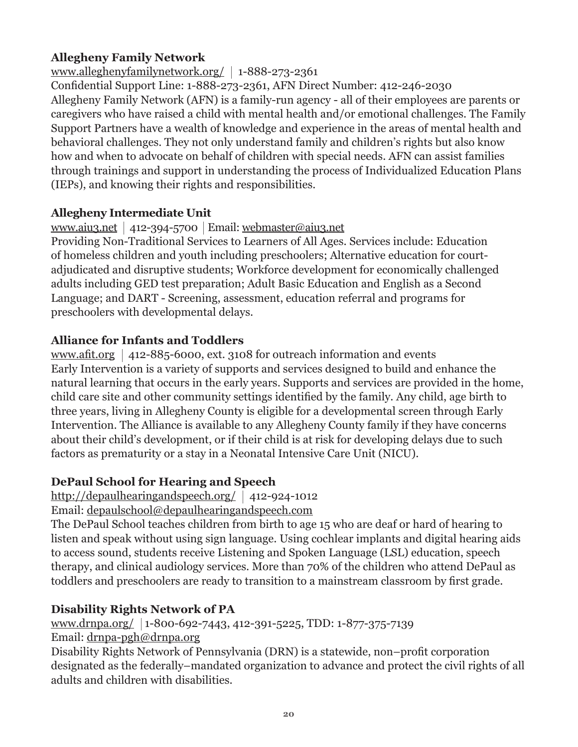**Allegheny Family Network**

www.alleghenyfamilynetwork.org/ | 1-888-273-2361

Confidential Support Line: 1-888-273-2361, AFN Direct Number: 412-246-2030

Allegheny Family Network (AFN) is a family-run agency - all of their employees are parents or caregivers who have raised a child with mental health and/or emotional challenges. The Family Support Partners have a wealth of knowledge and experience in the areas of mental health and behavioral challenges. They not only understand family and children's rights but also know how and when to advocate on behalf of children with special needs. AFN can assist families through trainings and support in understanding the process of Individualized Education Plans (IEPs), and knowing their rights and responsibilities.

**Allegheny Intermediate Unit**

www.aiu3.net | 412-394-5700 | Email: webmaster@aiu3.net

Providing Non-Traditional Services to Learners of All Ages. Services include: Education of homeless children and youth including preschoolers; Alternative education for court-adjudicated and disruptive students; Workforce development for economically challenged adults including GED test preparation; Adult Basic Education and English as a Second Language; and DART - Screening, assessment, education referral and programs for preschoolers with developmental delays.

**Alliance for Infants and Toddlers**

www.afit.org | 412-885-6000, ext. 3108 for outreach information and events

Early Intervention is a variety of supports and services designed to build and enhance the natural learning that occurs in the early years. Supports and services are provided in the home, child care site and other community settings identified by the family. Any child, age birth to three years, living in Allegheny County is eligible for a developmental screen through Early Intervention. The Alliance is available to any Allegheny County family if they have concerns about their child's development, or if their child is at risk for developing delays due to such factors as prematurity or a stay in a Neonatal Intensive Care Unit (NICU).

**DePaul School for Hearing and Speech**

http://depaulhearingandspeech.org/ | 412-924-1012

Email: depaulschool@depaulhearingandspeech.com

The DePaul School teaches children from birth to age 15 who are deaf or hard of hearing to listen and speak without using sign language. Using cochlear implants and digital hearing aids to access sound, students receive Listening and Spoken Language (LSL) education, speech therapy, and clinical audiology services. More than 70% of the children who attend DePaul as toddlers and preschoolers are ready to transition to a mainstream classroom by first grade.

**Disability Rights Network of PA**

www.drnpa.org/ | 1-800-692-7443, 412-391-5225, TDD: 1-877-375-7139

Email: drnpa-pgh@drnpa.org

Disability Rights Network of Pennsylvania (DRN) is a statewide, non–profit corporation designated as the federally–mandated organization to advance and protect the civil rights of all adults and children with disabilities.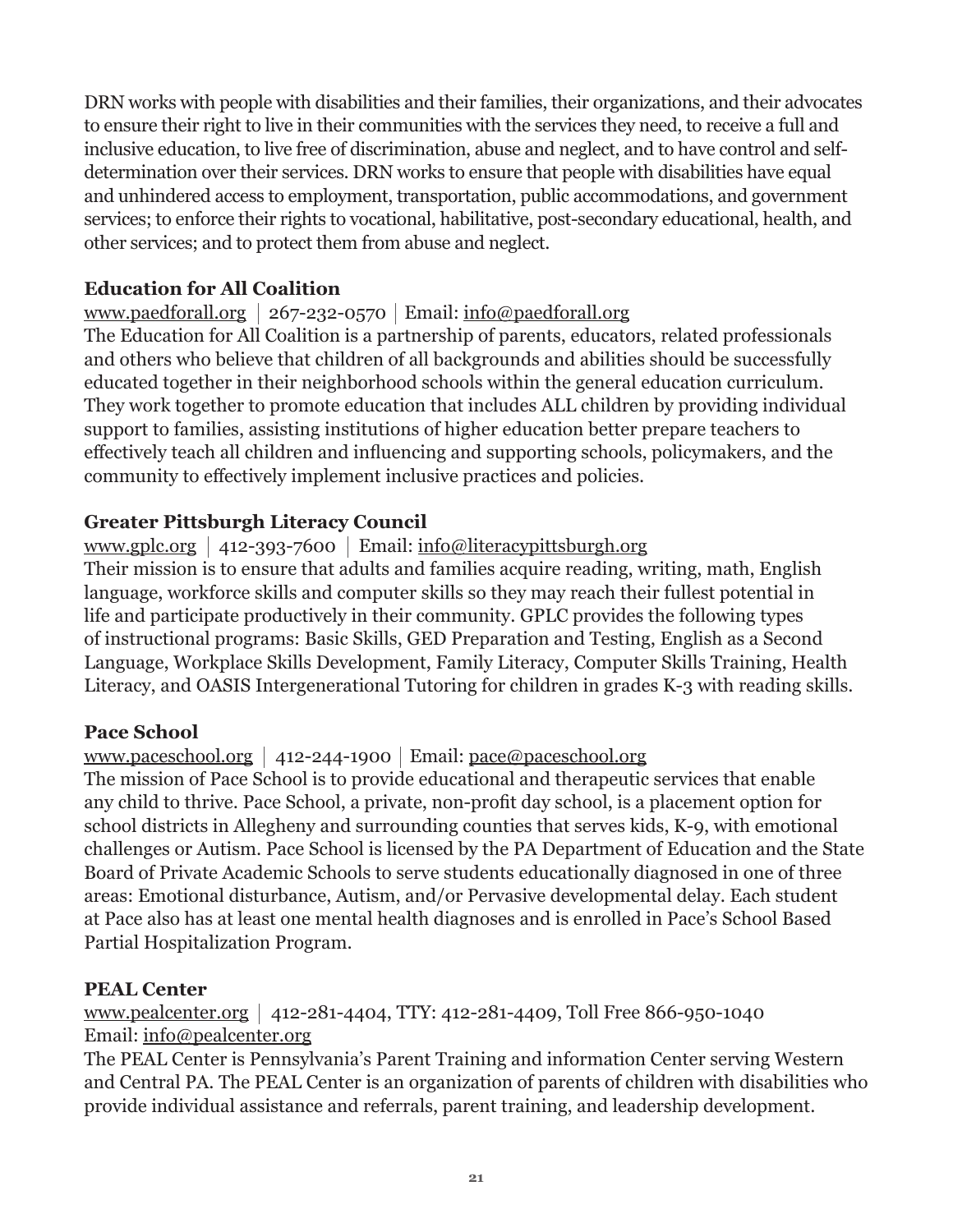DRN works with people with disabilities and their families, their organizations, and their advocates to ensure their right to live in their communities with the services they need, to receive a full and inclusive education, to live free of discrimination, abuse and neglect, and to have control and self-determination over their services. DRN works to ensure that people with disabilities have equal and unhindered access to employment, transportation, public accommodations, and government services; to enforce their rights to vocational, habilitative, post-secondary educational, health, and other services; and to protect them from abuse and neglect.

### Education for All Coalition

www.paedforall.org | 267-232-0570 | Email: info@paedforall.org

The Education for All Coalition is a partnership of parents, educators, related professionals and others who believe that children of all backgrounds and abilities should be successfully educated together in their neighborhood schools within the general education curriculum. They work together to promote education that includes ALL children by providing individual support to families, assisting institutions of higher education better prepare teachers to effectively teach all children and influencing and supporting schools, policymakers, and the community to effectively implement inclusive practices and policies.

### Greater Pittsburgh Literacy Council

www.gplc.org | 412-393-7600 | Email: info@literacypittsburgh.org

Their mission is to ensure that adults and families acquire reading, writing, math, English language, workforce skills and computer skills so they may reach their fullest potential in life and participate productively in their community. GPLC provides the following types of instructional programs: Basic Skills, GED Preparation and Testing, English as a Second Language, Workplace Skills Development, Family Literacy, Computer Skills Training, Health Literacy, and OASIS Intergenerational Tutoring for children in grades K-3 with reading skills.

### Pace School

www.paceschool.org | 412-244-1900 | Email: pace@paceschool.org

The mission of Pace School is to provide educational and therapeutic services that enable any child to thrive. Pace School, a private, non-profit day school, is a placement option for school districts in Allegheny and surrounding counties that serves kids, K-9, with emotional challenges or Autism. Pace School is licensed by the PA Department of Education and the State Board of Private Academic Schools to serve students educationally diagnosed in one of three areas: Emotional disturbance, Autism, and/or Pervasive developmental delay. Each student at Pace also has at least one mental health diagnoses and is enrolled in Pace's School Based Partial Hospitalization Program.

### PEAL Center

www.pealcenter.org | 412-281-4404, TTY: 412-281-4409, Toll Free 866-950-1040
Email: info@pealcenter.org

The PEAL Center is Pennsylvania's Parent Training and information Center serving Western and Central PA. The PEAL Center is an organization of parents of children with disabilities who provide individual assistance and referrals, parent training, and leadership development.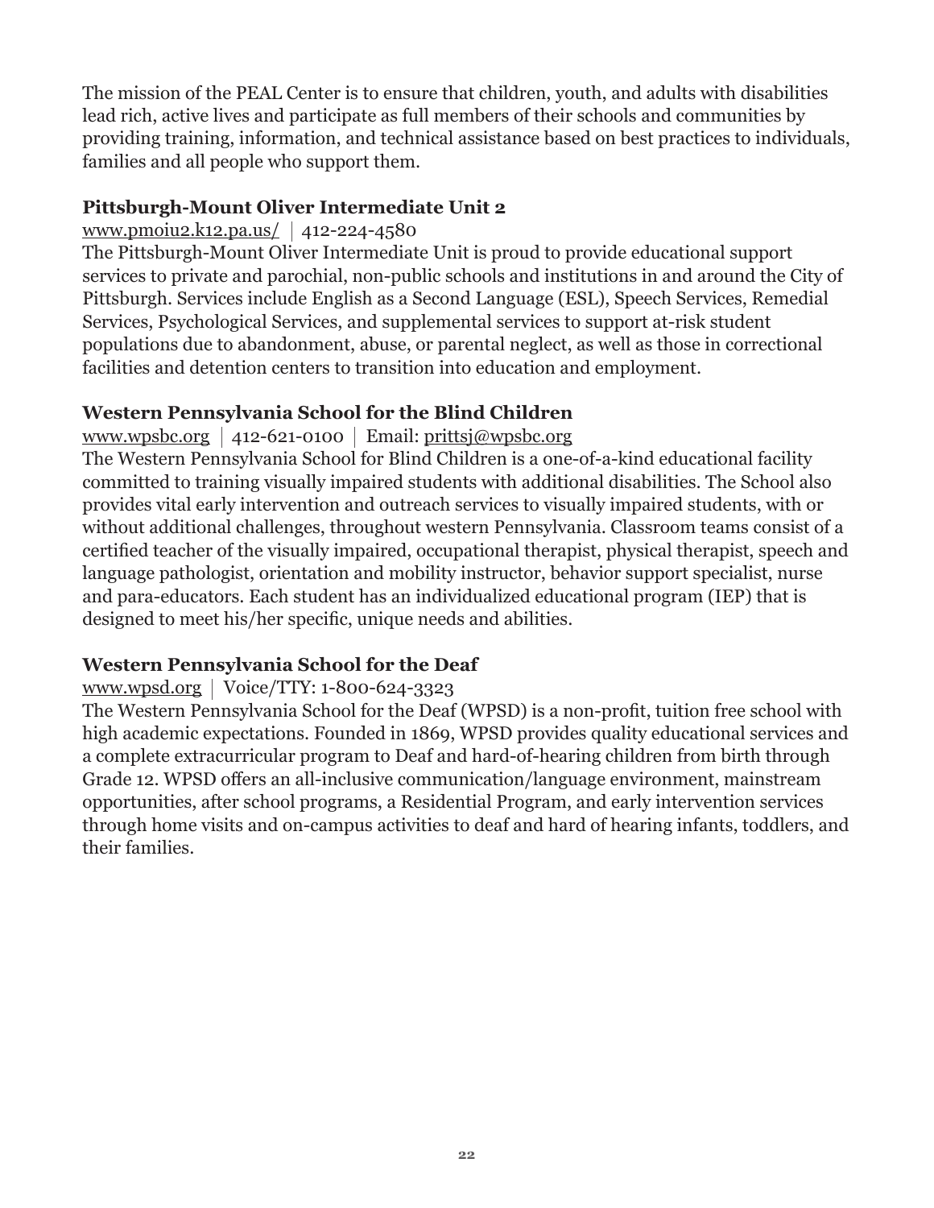The mission of the PEAL Center is to ensure that children, youth, and adults with disabilities lead rich, active lives and participate as full members of their schools and communities by providing training, information, and technical assistance based on best practices to individuals, families and all people who support them.

### Pittsburgh-Mount Oliver Intermediate Unit 2

www.pmoiu2.k12.pa.us/ | 412-224-4580

The Pittsburgh-Mount Oliver Intermediate Unit is proud to provide educational support services to private and parochial, non-public schools and institutions in and around the City of Pittsburgh. Services include English as a Second Language (ESL), Speech Services, Remedial Services, Psychological Services, and supplemental services to support at-risk student populations due to abandonment, abuse, or parental neglect, as well as those in correctional facilities and detention centers to transition into education and employment.

### Western Pennsylvania School for the Blind Children

www.wpsbc.org | 412-621-0100 | Email: prittsj@wpsbc.org

The Western Pennsylvania School for Blind Children is a one-of-a-kind educational facility committed to training visually impaired students with additional disabilities. The School also provides vital early intervention and outreach services to visually impaired students, with or without additional challenges, throughout western Pennsylvania. Classroom teams consist of a certified teacher of the visually impaired, occupational therapist, physical therapist, speech and language pathologist, orientation and mobility instructor, behavior support specialist, nurse and para-educators. Each student has an individualized educational program (IEP) that is designed to meet his/her specific, unique needs and abilities.

### Western Pennsylvania School for the Deaf

www.wpsd.org | Voice/TTY: 1-800-624-3323

The Western Pennsylvania School for the Deaf (WPSD) is a non-profit, tuition free school with high academic expectations. Founded in 1869, WPSD provides quality educational services and a complete extracurricular program to Deaf and hard-of-hearing children from birth through Grade 12. WPSD offers an all-inclusive communication/language environment, mainstream opportunities, after school programs, a Residential Program, and early intervention services through home visits and on-campus activities to deaf and hard of hearing infants, toddlers, and their families.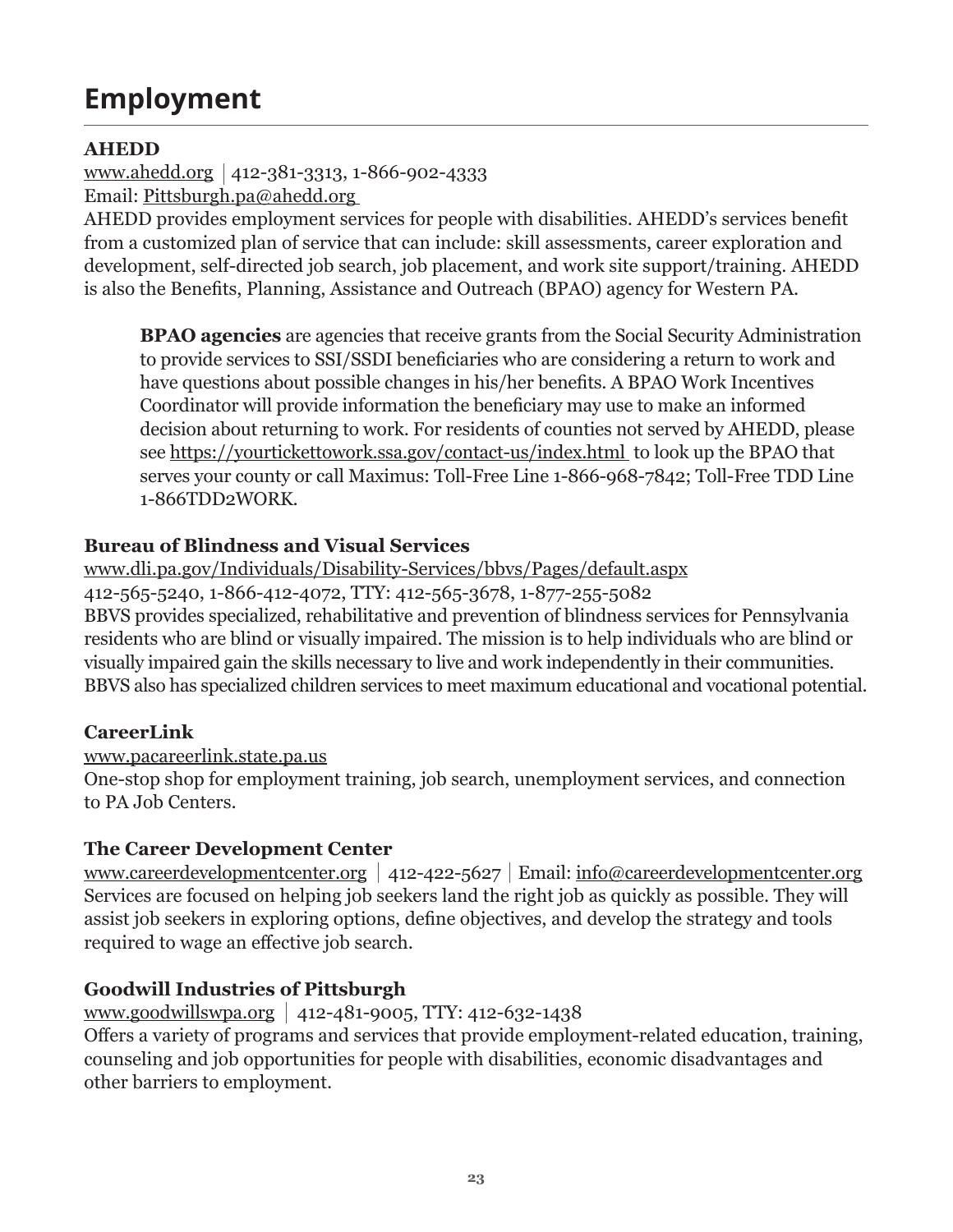# Employment

**AHEDD**

www.ahedd.org | 412-381-3313, 1-866-902-4333

Email: Pittsburgh.pa@ahedd.org

AHEDD provides employment services for people with disabilities. AHEDD's services benefit from a customized plan of service that can include: skill assessments, career exploration and development, self-directed job search, job placement, and work site support/training. AHEDD is also the Benefits, Planning, Assistance and Outreach (BPAO) agency for Western PA.

> **BPAO agencies** are agencies that receive grants from the Social Security Administration to provide services to SSI/SSDI beneficiaries who are considering a return to work and have questions about possible changes in his/her benefits. A BPAO Work Incentives Coordinator will provide information the beneficiary may use to make an informed decision about returning to work. For residents of counties not served by AHEDD, please see https://yourtickettowork.ssa.gov/contact-us/index.html to look up the BPAO that serves your county or call Maximus: Toll-Free Line 1-866-968-7842; Toll-Free TDD Line 1-866TDD2WORK.

**Bureau of Blindness and Visual Services**

www.dli.pa.gov/Individuals/Disability-Services/bbvs/Pages/default.aspx

412-565-5240, 1-866-412-4072, TTY: 412-565-3678, 1-877-255-5082

BBVS provides specialized, rehabilitative and prevention of blindness services for Pennsylvania residents who are blind or visually impaired. The mission is to help individuals who are blind or visually impaired gain the skills necessary to live and work independently in their communities. BBVS also has specialized children services to meet maximum educational and vocational potential.

**CareerLink**

www.pacareerlink.state.pa.us

One-stop shop for employment training, job search, unemployment services, and connection to PA Job Centers.

**The Career Development Center**

www.careerdevelopmentcenter.org | 412-422-5627 | Email: info@careerdevelopmentcenter.org

Services are focused on helping job seekers land the right job as quickly as possible. They will assist job seekers in exploring options, define objectives, and develop the strategy and tools required to wage an effective job search.

**Goodwill Industries of Pittsburgh**

www.goodwillswpa.org | 412-481-9005, TTY: 412-632-1438

Offers a variety of programs and services that provide employment-related education, training, counseling and job opportunities for people with disabilities, economic disadvantages and other barriers to employment.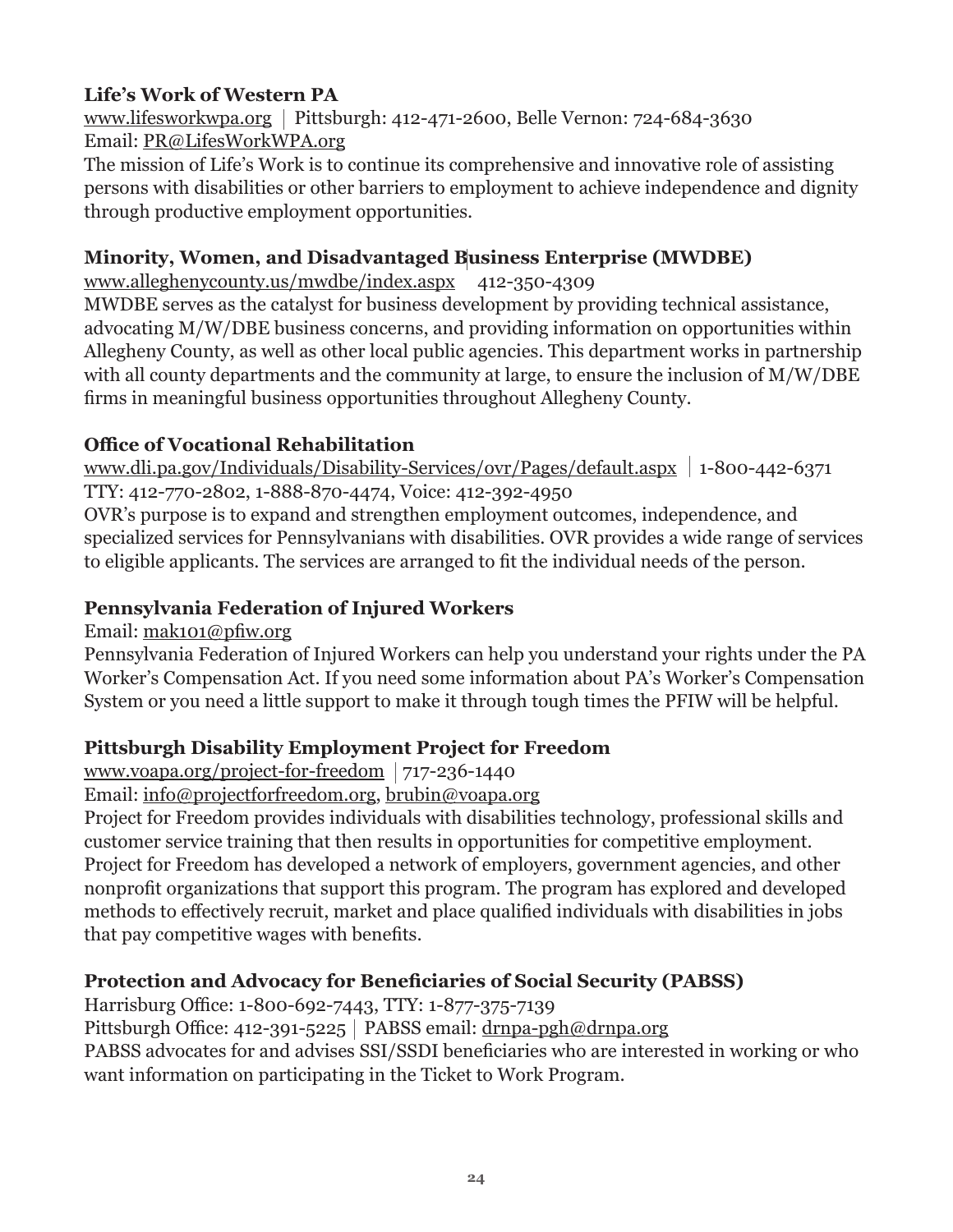**Life's Work of Western PA**

www.lifesworkwpa.org | Pittsburgh: 412-471-2600, Belle Vernon: 724-684-3630
Email: PR@LifesWorkWPA.org

The mission of Life's Work is to continue its comprehensive and innovative role of assisting persons with disabilities or other barriers to employment to achieve independence and dignity through productive employment opportunities.

**Minority, Women, and Disadvantaged Business Enterprise (MWDBE)**

www.alleghenycounty.us/mwdbe/index.aspx 412-350-4309

MWDBE serves as the catalyst for business development by providing technical assistance, advocating M/W/DBE business concerns, and providing information on opportunities within Allegheny County, as well as other local public agencies. This department works in partnership with all county departments and the community at large, to ensure the inclusion of M/W/DBE firms in meaningful business opportunities throughout Allegheny County.

**Office of Vocational Rehabilitation**

www.dli.pa.gov/Individuals/Disability-Services/ovr/Pages/default.aspx | 1-800-442-6371
TTY: 412-770-2802, 1-888-870-4474, Voice: 412-392-4950

OVR's purpose is to expand and strengthen employment outcomes, independence, and specialized services for Pennsylvanians with disabilities. OVR provides a wide range of services to eligible applicants. The services are arranged to fit the individual needs of the person.

**Pennsylvania Federation of Injured Workers**

Email: mak101@pfiw.org

Pennsylvania Federation of Injured Workers can help you understand your rights under the PA Worker's Compensation Act. If you need some information about PA's Worker's Compensation System or you need a little support to make it through tough times the PFIW will be helpful.

**Pittsburgh Disability Employment Project for Freedom**

www.voapa.org/project-for-freedom | 717-236-1440
Email: info@projectforfreedom.org, brubin@voapa.org

Project for Freedom provides individuals with disabilities technology, professional skills and customer service training that then results in opportunities for competitive employment. Project for Freedom has developed a network of employers, government agencies, and other nonprofit organizations that support this program. The program has explored and developed methods to effectively recruit, market and place qualified individuals with disabilities in jobs that pay competitive wages with benefits.

**Protection and Advocacy for Beneficiaries of Social Security (PABSS)**

Harrisburg Office: 1-800-692-7443, TTY: 1-877-375-7139
Pittsburgh Office: 412-391-5225 | PABSS email: drnpa-pgh@drnpa.org

PABSS advocates for and advises SSI/SSDI beneficiaries who are interested in working or who want information on participating in the Ticket to Work Program.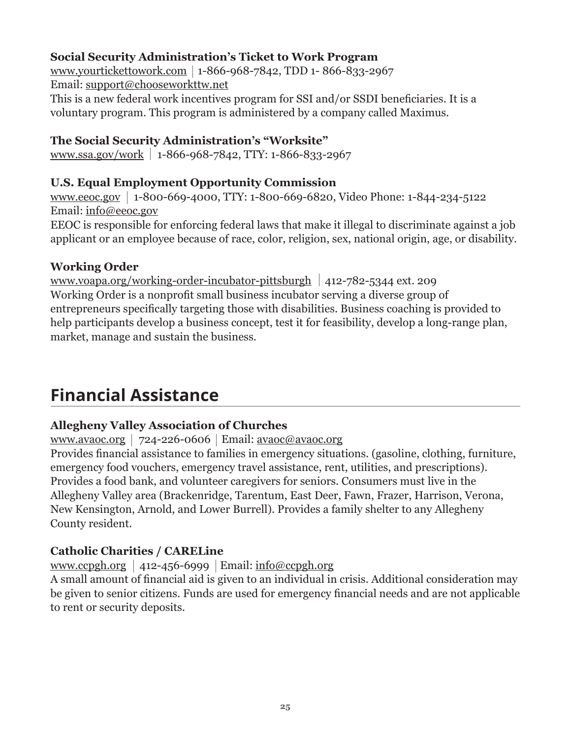**Social Security Administration's Ticket to Work Program**

www.yourtickettowork.com | 1-866-968-7842, TDD 1- 866-833-2967
Email: support@chooseworkttw.net
This is a new federal work incentives program for SSI and/or SSDI beneficiaries. It is a voluntary program. This program is administered by a company called Maximus.

**The Social Security Administration's "Worksite"**

www.ssa.gov/work | 1-866-968-7842, TTY: 1-866-833-2967

**U.S. Equal Employment Opportunity Commission**

www.eeoc.gov | 1-800-669-4000, TTY: 1-800-669-6820, Video Phone: 1-844-234-5122
Email: info@eeoc.gov
EEOC is responsible for enforcing federal laws that make it illegal to discriminate against a job applicant or an employee because of race, color, religion, sex, national origin, age, or disability.

**Working Order**

www.voapa.org/working-order-incubator-pittsburgh | 412-782-5344 ext. 209
Working Order is a nonprofit small business incubator serving a diverse group of entrepreneurs specifically targeting those with disabilities. Business coaching is provided to help participants develop a business concept, test it for feasibility, develop a long-range plan, market, manage and sustain the business.

## Financial Assistance

**Allegheny Valley Association of Churches**

www.avaoc.org | 724-226-0606 | Email: avaoc@avaoc.org
Provides financial assistance to families in emergency situations. (gasoline, clothing, furniture, emergency food vouchers, emergency travel assistance, rent, utilities, and prescriptions). Provides a food bank, and volunteer caregivers for seniors. Consumers must live in the Allegheny Valley area (Brackenridge, Tarentum, East Deer, Fawn, Frazer, Harrison, Verona, New Kensington, Arnold, and Lower Burrell). Provides a family shelter to any Allegheny County resident.

**Catholic Charities / CARELine**

www.ccpgh.org | 412-456-6999 | Email: info@ccpgh.org
A small amount of financial aid is given to an individual in crisis. Additional consideration may be given to senior citizens. Funds are used for emergency financial needs and are not applicable to rent or security deposits.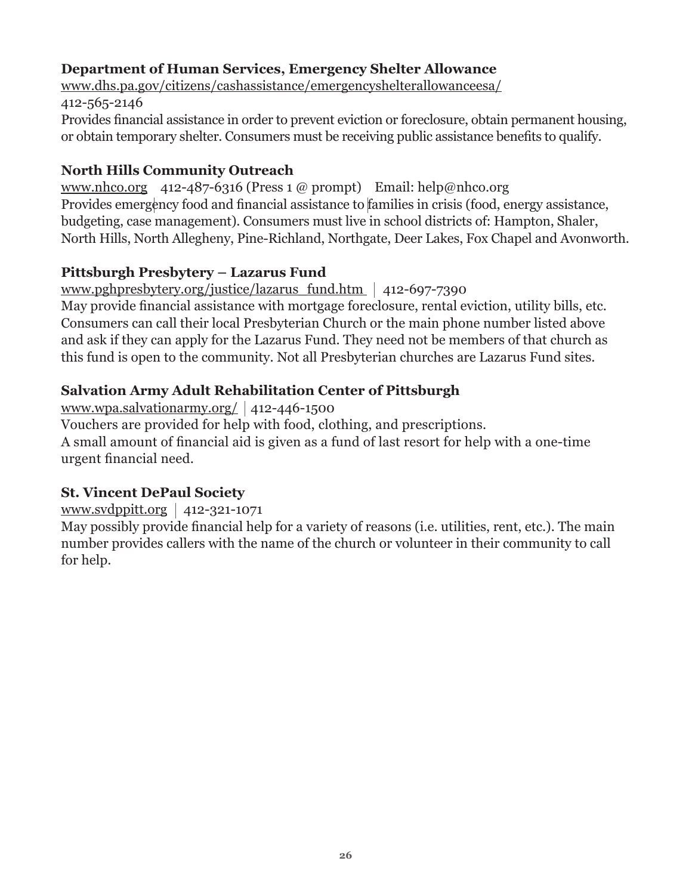### Department of Human Services, Emergency Shelter Allowance

www.dhs.pa.gov/citizens/cashassistance/emergencyshelterallowanceesa/
412-565-2146
Provides financial assistance in order to prevent eviction or foreclosure, obtain permanent housing, or obtain temporary shelter. Consumers must be receiving public assistance benefits to qualify.

### North Hills Community Outreach

www.nhco.org  412-487-6316 (Press 1 @ prompt)  Email: help@nhco.org
Provides emergency food and financial assistance to families in crisis (food, energy assistance, budgeting, case management). Consumers must live in school districts of: Hampton, Shaler, North Hills, North Allegheny, Pine-Richland, Northgate, Deer Lakes, Fox Chapel and Avonworth.

### Pittsburgh Presbytery – Lazarus Fund

www.pghpresbytery.org/justice/lazarus_fund.htm | 412-697-7390
May provide financial assistance with mortgage foreclosure, rental eviction, utility bills, etc. Consumers can call their local Presbyterian Church or the main phone number listed above and ask if they can apply for the Lazarus Fund. They need not be members of that church as this fund is open to the community. Not all Presbyterian churches are Lazarus Fund sites.

### Salvation Army Adult Rehabilitation Center of Pittsburgh

www.wpa.salvationarmy.org/ | 412-446-1500
Vouchers are provided for help with food, clothing, and prescriptions.
A small amount of financial aid is given as a fund of last resort for help with a one-time urgent financial need.

### St. Vincent DePaul Society

www.svdppitt.org | 412-321-1071
May possibly provide financial help for a variety of reasons (i.e. utilities, rent, etc.). The main number provides callers with the name of the church or volunteer in their community to call for help.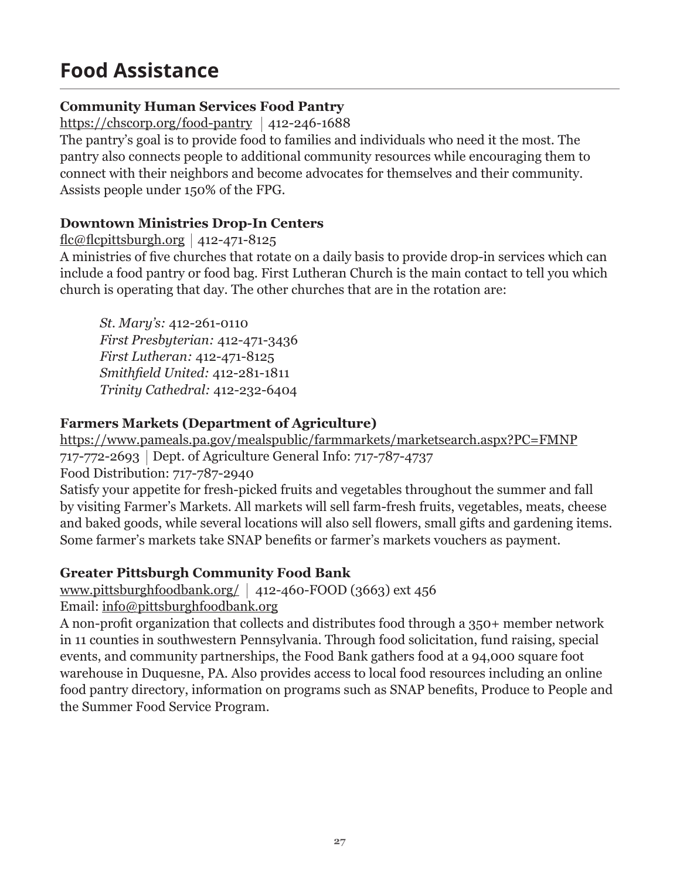# Food Assistance

**Community Human Services Food Pantry**

https://chscorp.org/food-pantry | 412-246-1688

The pantry's goal is to provide food to families and individuals who need it the most. The pantry also connects people to additional community resources while encouraging them to connect with their neighbors and become advocates for themselves and their community. Assists people under 150% of the FPG.

**Downtown Ministries Drop-In Centers**

flc@flcpittsburgh.org | 412-471-8125

A ministries of five churches that rotate on a daily basis to provide drop-in services which can include a food pantry or food bag. First Lutheran Church is the main contact to tell you which church is operating that day. The other churches that are in the rotation are:

*St. Mary's:* 412-261-0110
*First Presbyterian:* 412-471-3436
*First Lutheran:* 412-471-8125
*Smithfield United:* 412-281-1811
*Trinity Cathedral:* 412-232-6404

**Farmers Markets (Department of Agriculture)**

https://www.pameals.pa.gov/mealspublic/farmmarkets/marketsearch.aspx?PC=FMNP
717-772-2693 | Dept. of Agriculture General Info: 717-787-4737
Food Distribution: 717-787-2940

Satisfy your appetite for fresh-picked fruits and vegetables throughout the summer and fall by visiting Farmer's Markets. All markets will sell farm-fresh fruits, vegetables, meats, cheese and baked goods, while several locations will also sell flowers, small gifts and gardening items. Some farmer's markets take SNAP benefits or farmer's markets vouchers as payment.

**Greater Pittsburgh Community Food Bank**

www.pittsburghfoodbank.org/ | 412-460-FOOD (3663) ext 456
Email: info@pittsburghfoodbank.org

A non-profit organization that collects and distributes food through a 350+ member network in 11 counties in southwestern Pennsylvania. Through food solicitation, fund raising, special events, and community partnerships, the Food Bank gathers food at a 94,000 square foot warehouse in Duquesne, PA. Also provides access to local food resources including an online food pantry directory, information on programs such as SNAP benefits, Produce to People and the Summer Food Service Program.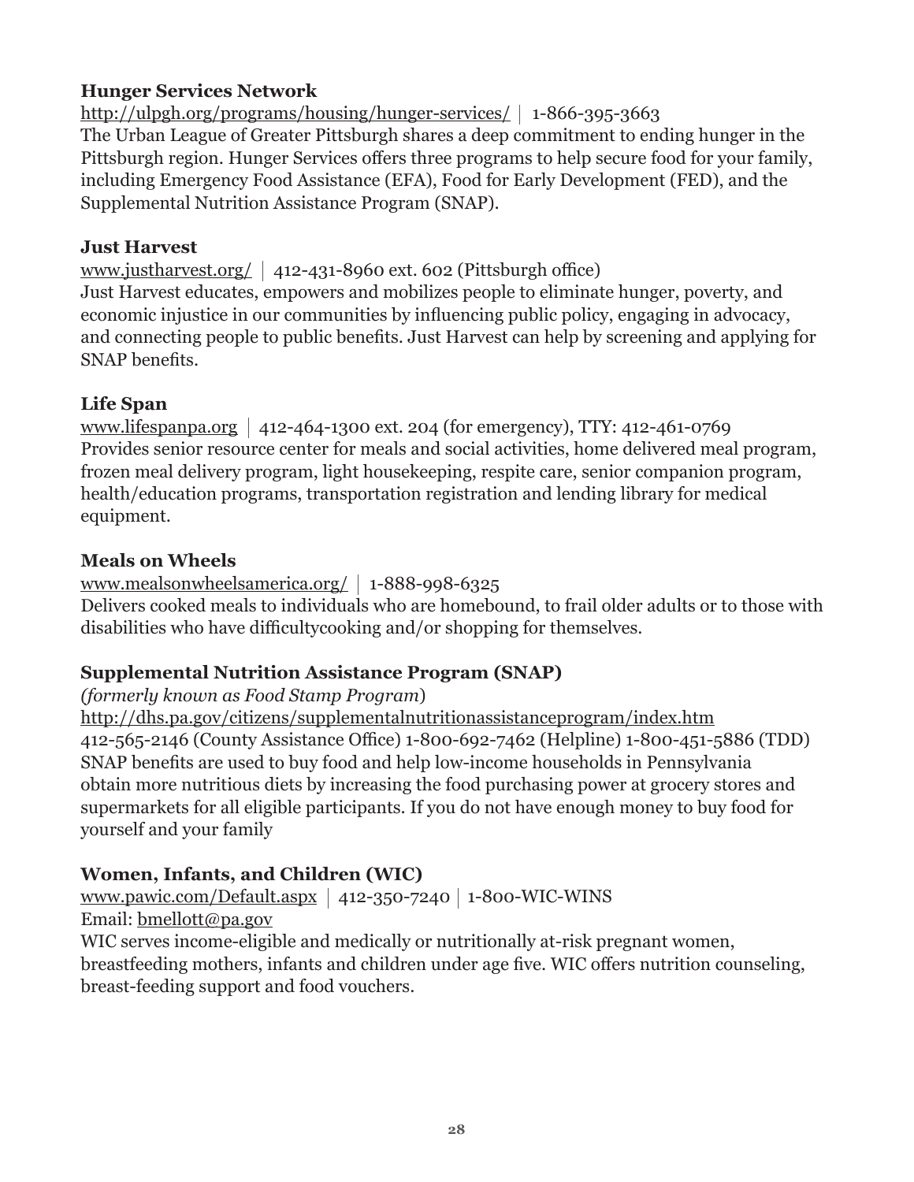**Hunger Services Network**

http://ulpgh.org/programs/housing/hunger-services/ | 1-866-395-3663

The Urban League of Greater Pittsburgh shares a deep commitment to ending hunger in the Pittsburgh region. Hunger Services offers three programs to help secure food for your family, including Emergency Food Assistance (EFA), Food for Early Development (FED), and the Supplemental Nutrition Assistance Program (SNAP).

**Just Harvest**

www.justharvest.org/ | 412-431-8960 ext. 602 (Pittsburgh office)

Just Harvest educates, empowers and mobilizes people to eliminate hunger, poverty, and economic injustice in our communities by influencing public policy, engaging in advocacy, and connecting people to public benefits. Just Harvest can help by screening and applying for SNAP benefits.

**Life Span**

www.lifespanpa.org | 412-464-1300 ext. 204 (for emergency), TTY: 412-461-0769

Provides senior resource center for meals and social activities, home delivered meal program, frozen meal delivery program, light housekeeping, respite care, senior companion program, health/education programs, transportation registration and lending library for medical equipment.

**Meals on Wheels**

www.mealsonwheelsamerica.org/ | 1-888-998-6325

Delivers cooked meals to individuals who are homebound, to frail older adults or to those with disabilities who have difficultycooking and/or shopping for themselves.

**Supplemental Nutrition Assistance Program (SNAP)**

*(formerly known as Food Stamp Program*)

http://dhs.pa.gov/citizens/supplementalnutritionassistanceprogram/index.htm

412-565-2146 (County Assistance Office) 1-800-692-7462 (Helpline) 1-800-451-5886 (TDD)

SNAP benefits are used to buy food and help low-income households in Pennsylvania obtain more nutritious diets by increasing the food purchasing power at grocery stores and supermarkets for all eligible participants. If you do not have enough money to buy food for yourself and your family

**Women, Infants, and Children (WIC)**

www.pawic.com/Default.aspx | 412-350-7240 | 1-800-WIC-WINS

Email: bmellott@pa.gov

WIC serves income-eligible and medically or nutritionally at-risk pregnant women, breastfeeding mothers, infants and children under age five. WIC offers nutrition counseling, breast-feeding support and food vouchers.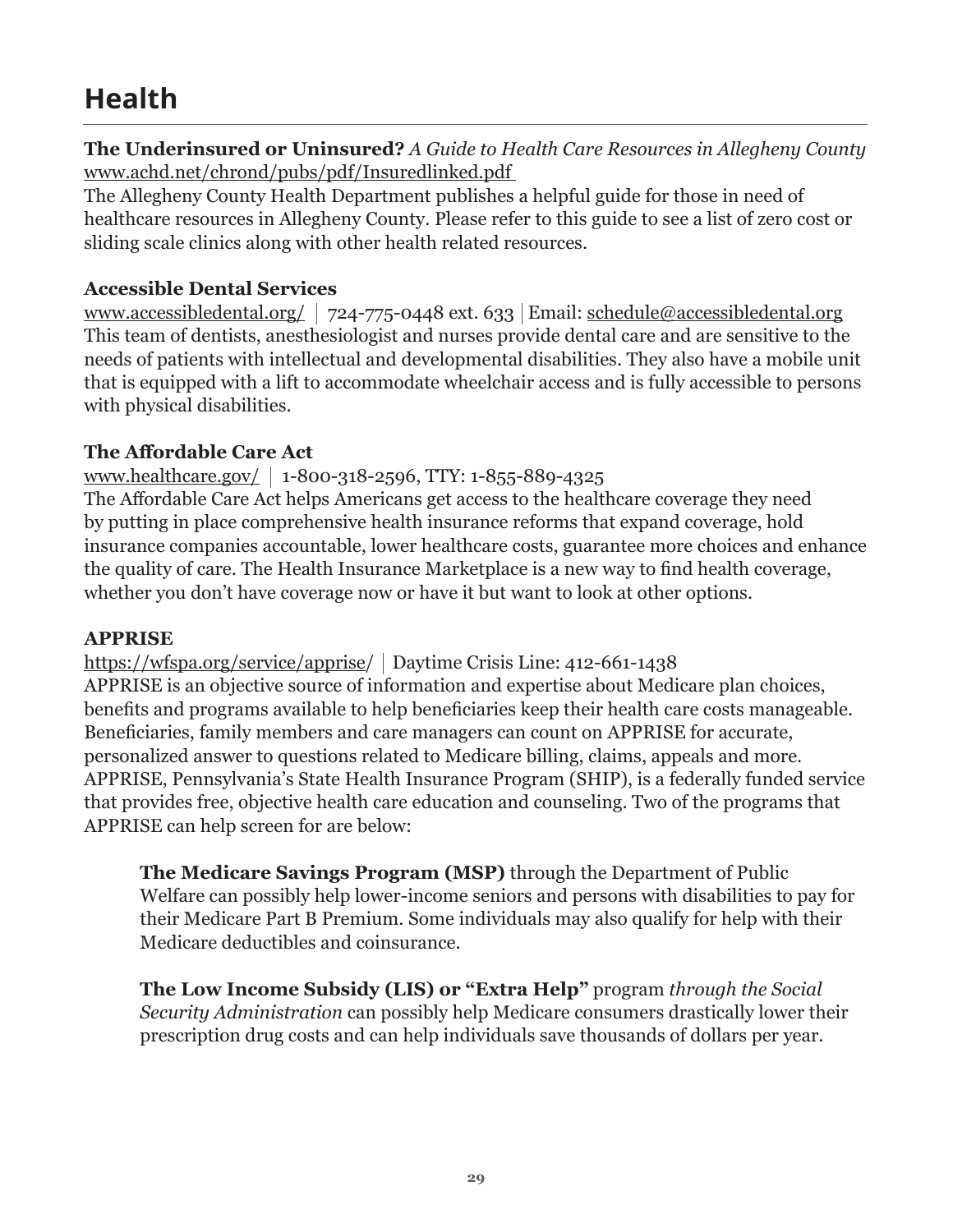# Health

**The Underinsured or Uninsured?** *A Guide to Health Care Resources in Allegheny County*
www.achd.net/chrond/pubs/pdf/Insuredlinked.pdf
The Allegheny County Health Department publishes a helpful guide for those in need of healthcare resources in Allegheny County. Please refer to this guide to see a list of zero cost or sliding scale clinics along with other health related resources.

**Accessible Dental Services**
www.accessibledental.org/ | 724-775-0448 ext. 633 | Email: schedule@accessibledental.org
This team of dentists, anesthesiologist and nurses provide dental care and are sensitive to the needs of patients with intellectual and developmental disabilities. They also have a mobile unit that is equipped with a lift to accommodate wheelchair access and is fully accessible to persons with physical disabilities.

**The Affordable Care Act**
www.healthcare.gov/ | 1-800-318-2596, TTY: 1-855-889-4325
The Affordable Care Act helps Americans get access to the healthcare coverage they need by putting in place comprehensive health insurance reforms that expand coverage, hold insurance companies accountable, lower healthcare costs, guarantee more choices and enhance the quality of care. The Health Insurance Marketplace is a new way to find health coverage, whether you don't have coverage now or have it but want to look at other options.

**APPRISE**
https://wfspa.org/service/apprise/ | Daytime Crisis Line: 412-661-1438
APPRISE is an objective source of information and expertise about Medicare plan choices, benefits and programs available to help beneficiaries keep their health care costs manageable. Beneficiaries, family members and care managers can count on APPRISE for accurate, personalized answer to questions related to Medicare billing, claims, appeals and more. APPRISE, Pennsylvania's State Health Insurance Program (SHIP), is a federally funded service that provides free, objective health care education and counseling. Two of the programs that APPRISE can help screen for are below:

> **The Medicare Savings Program (MSP)** through the Department of Public Welfare can possibly help lower-income seniors and persons with disabilities to pay for their Medicare Part B Premium. Some individuals may also qualify for help with their Medicare deductibles and coinsurance.
>
> **The Low Income Subsidy (LIS) or "Extra Help"** program *through the Social Security Administration* can possibly help Medicare consumers drastically lower their prescription drug costs and can help individuals save thousands of dollars per year.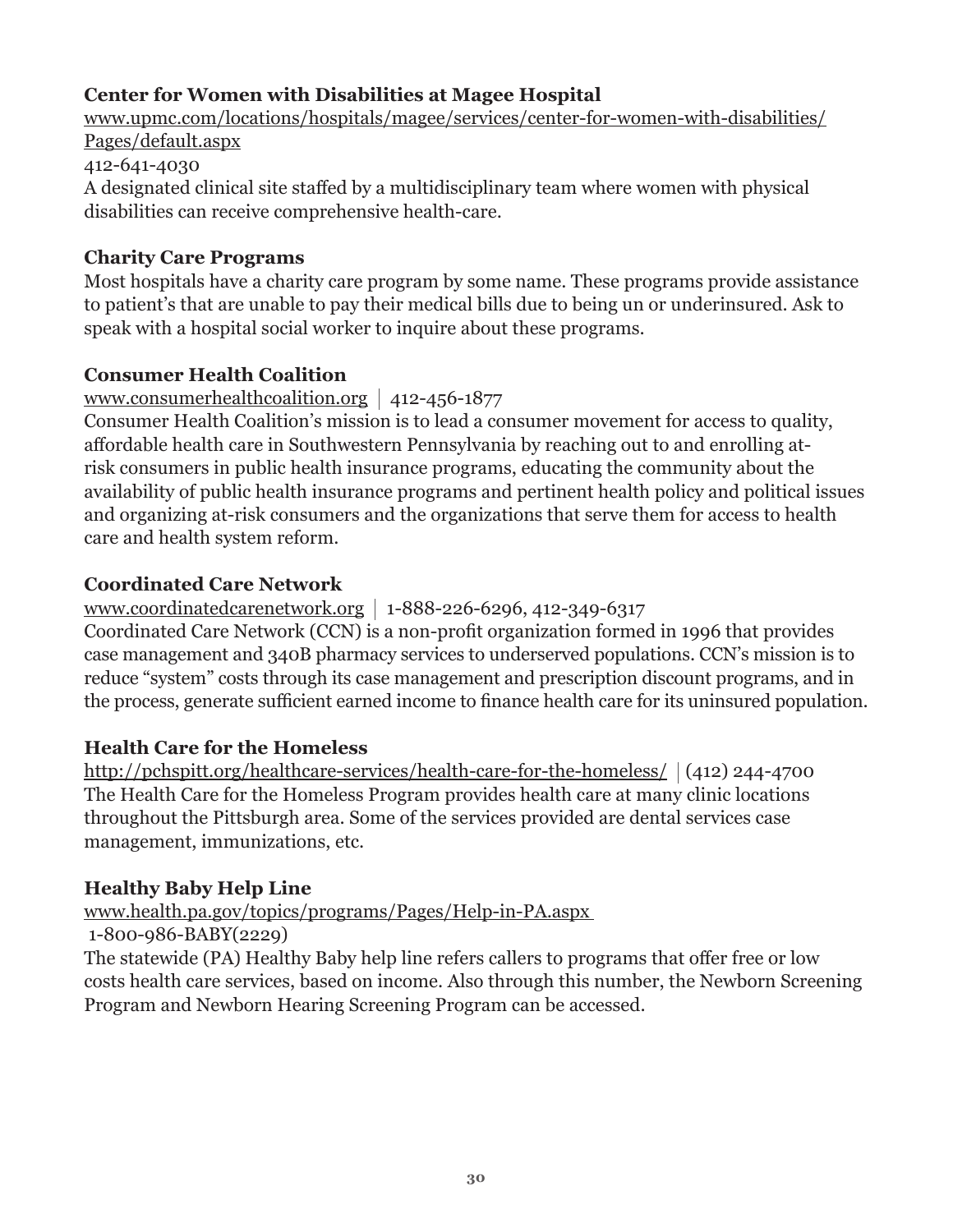**Center for Women with Disabilities at Magee Hospital**
www.upmc.com/locations/hospitals/magee/services/center-for-women-with-disabilities/Pages/default.aspx
412-641-4030
A designated clinical site staffed by a multidisciplinary team where women with physical disabilities can receive comprehensive health-care.

**Charity Care Programs**
Most hospitals have a charity care program by some name. These programs provide assistance to patient's that are unable to pay their medical bills due to being un or underinsured. Ask to speak with a hospital social worker to inquire about these programs.

**Consumer Health Coalition**
www.consumerhealthcoalition.org | 412-456-1877
Consumer Health Coalition's mission is to lead a consumer movement for access to quality, affordable health care in Southwestern Pennsylvania by reaching out to and enrolling at-risk consumers in public health insurance programs, educating the community about the availability of public health insurance programs and pertinent health policy and political issues and organizing at-risk consumers and the organizations that serve them for access to health care and health system reform.

**Coordinated Care Network**
www.coordinatedcarenetwork.org | 1-888-226-6296, 412-349-6317
Coordinated Care Network (CCN) is a non-profit organization formed in 1996 that provides case management and 340B pharmacy services to underserved populations. CCN's mission is to reduce "system" costs through its case management and prescription discount programs, and in the process, generate sufficient earned income to finance health care for its uninsured population.

**Health Care for the Homeless**
http://pchspitt.org/healthcare-services/health-care-for-the-homeless/ | (412) 244-4700
The Health Care for the Homeless Program provides health care at many clinic locations throughout the Pittsburgh area. Some of the services provided are dental services case management, immunizations, etc.

**Healthy Baby Help Line**
www.health.pa.gov/topics/programs/Pages/Help-in-PA.aspx
1-800-986-BABY(2229)
The statewide (PA) Healthy Baby help line refers callers to programs that offer free or low costs health care services, based on income. Also through this number, the Newborn Screening Program and Newborn Hearing Screening Program can be accessed.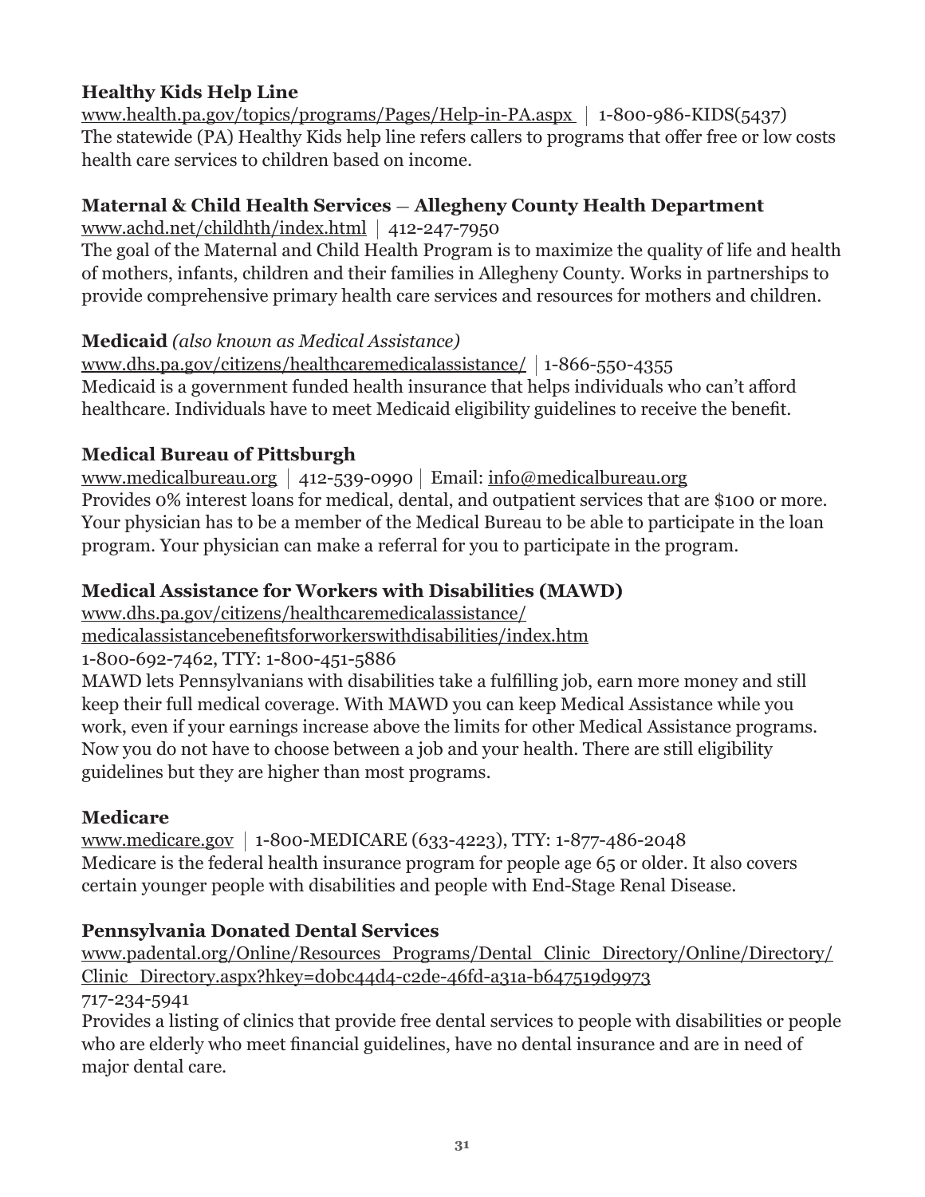**Healthy Kids Help Line**

www.health.pa.gov/topics/programs/Pages/Help-in-PA.aspx | 1-800-986-KIDS(5437)

The statewide (PA) Healthy Kids help line refers callers to programs that offer free or low costs health care services to children based on income.

**Maternal & Child Health Services – Allegheny County Health Department**

www.achd.net/childhth/index.html | 412-247-7950

The goal of the Maternal and Child Health Program is to maximize the quality of life and health of mothers, infants, children and their families in Allegheny County. Works in partnerships to provide comprehensive primary health care services and resources for mothers and children.

**Medicaid** *(also known as Medical Assistance)*

www.dhs.pa.gov/citizens/healthcaremedicalassistance/ | 1-866-550-4355

Medicaid is a government funded health insurance that helps individuals who can't afford healthcare. Individuals have to meet Medicaid eligibility guidelines to receive the benefit.

**Medical Bureau of Pittsburgh**

www.medicalbureau.org | 412-539-0990 | Email: info@medicalbureau.org

Provides 0% interest loans for medical, dental, and outpatient services that are $100 or more. Your physician has to be a member of the Medical Bureau to be able to participate in the loan program. Your physician can make a referral for you to participate in the program.

**Medical Assistance for Workers with Disabilities (MAWD)**

www.dhs.pa.gov/citizens/healthcaremedicalassistance/medicalassistancebenefitsforworkerswithdisabilities/index.htm

1-800-692-7462, TTY: 1-800-451-5886

MAWD lets Pennsylvanians with disabilities take a fulfilling job, earn more money and still keep their full medical coverage. With MAWD you can keep Medical Assistance while you work, even if your earnings increase above the limits for other Medical Assistance programs. Now you do not have to choose between a job and your health. There are still eligibility guidelines but they are higher than most programs.

**Medicare**

www.medicare.gov | 1-800-MEDICARE (633-4223), TTY: 1-877-486-2048

Medicare is the federal health insurance program for people age 65 or older. It also covers certain younger people with disabilities and people with End-Stage Renal Disease.

**Pennsylvania Donated Dental Services**

www.padental.org/Online/Resources_Programs/Dental_Clinic_Directory/Online/Directory/Clinic_Directory.aspx?hkey=d0bc44d4-c2de-46fd-a31a-b647519d9973

717-234-5941

Provides a listing of clinics that provide free dental services to people with disabilities or people who are elderly who meet financial guidelines, have no dental insurance and are in need of major dental care.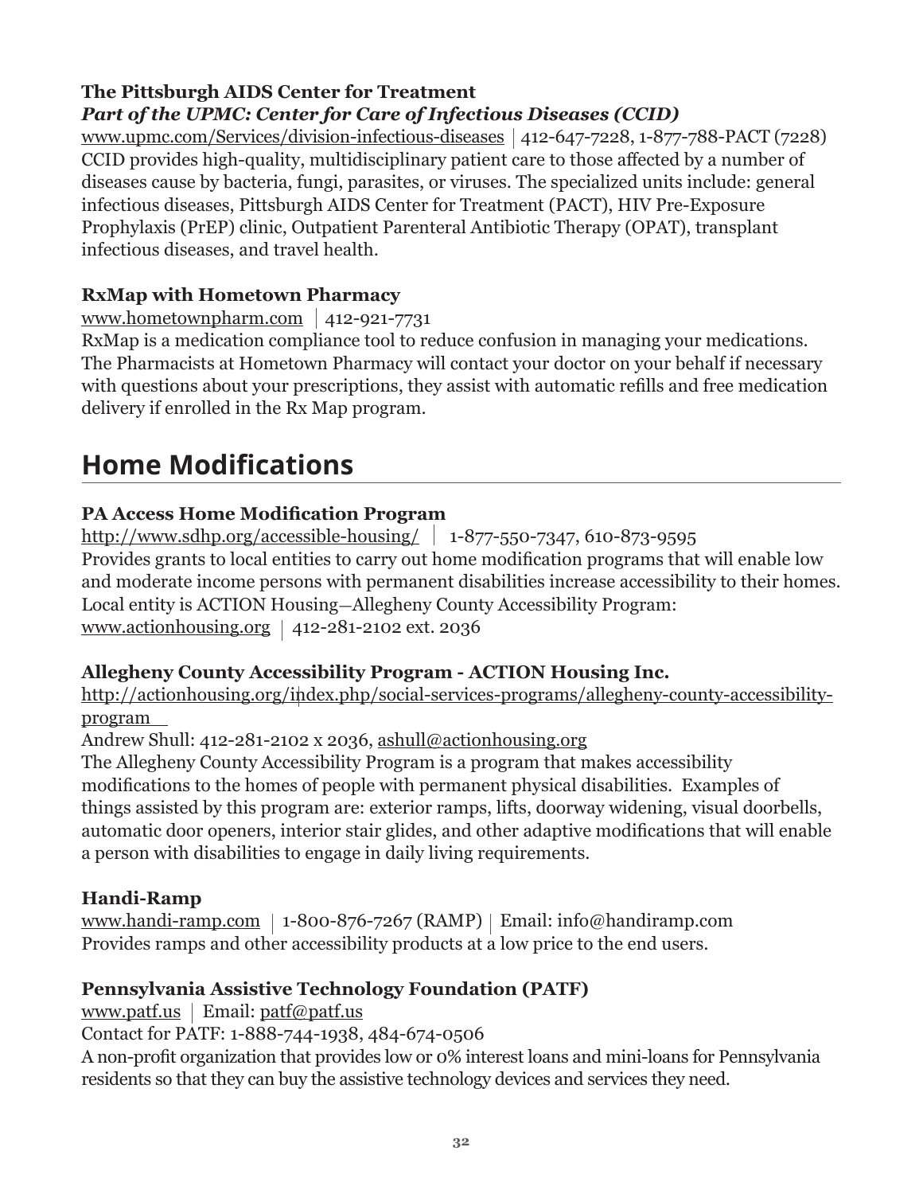**The Pittsburgh AIDS Center for Treatment**
***Part of the UPMC: Center for Care of Infectious Diseases (CCID)***
www.upmc.com/Services/division-infectious-diseases | 412-647-7228, 1-877-788-PACT (7228)
CCID provides high-quality, multidisciplinary patient care to those affected by a number of diseases cause by bacteria, fungi, parasites, or viruses. The specialized units include: general infectious diseases, Pittsburgh AIDS Center for Treatment (PACT), HIV Pre-Exposure Prophylaxis (PrEP) clinic, Outpatient Parenteral Antibiotic Therapy (OPAT), transplant infectious diseases, and travel health.

**RxMap with Hometown Pharmacy**
www.hometownpharm.com | 412-921-7731
RxMap is a medication compliance tool to reduce confusion in managing your medications. The Pharmacists at Hometown Pharmacy will contact your doctor on your behalf if necessary with questions about your prescriptions, they assist with automatic refills and free medication delivery if enrolled in the Rx Map program.

## Home Modifications

**PA Access Home Modification Program**
http://www.sdhp.org/accessible-housing/ | 1-877-550-7347, 610-873-9595
Provides grants to local entities to carry out home modification programs that will enable low and moderate income persons with permanent disabilities increase accessibility to their homes. Local entity is ACTION Housing—Allegheny County Accessibility Program:
www.actionhousing.org | 412-281-2102 ext. 2036

**Allegheny County Accessibility Program - ACTION Housing Inc.**
http://actionhousing.org/index.php/social-services-programs/allegheny-county-accessibility-program
Andrew Shull: 412-281-2102 x 2036, ashull@actionhousing.org
The Allegheny County Accessibility Program is a program that makes accessibility modifications to the homes of people with permanent physical disabilities. Examples of things assisted by this program are: exterior ramps, lifts, doorway widening, visual doorbells, automatic door openers, interior stair glides, and other adaptive modifications that will enable a person with disabilities to engage in daily living requirements.

**Handi-Ramp**
www.handi-ramp.com | 1-800-876-7267 (RAMP) | Email: info@handiramp.com
Provides ramps and other accessibility products at a low price to the end users.

**Pennsylvania Assistive Technology Foundation (PATF)**
www.patf.us | Email: patf@patf.us
Contact for PATF: 1-888-744-1938, 484-674-0506
A non-profit organization that provides low or 0% interest loans and mini-loans for Pennsylvania residents so that they can buy the assistive technology devices and services they need.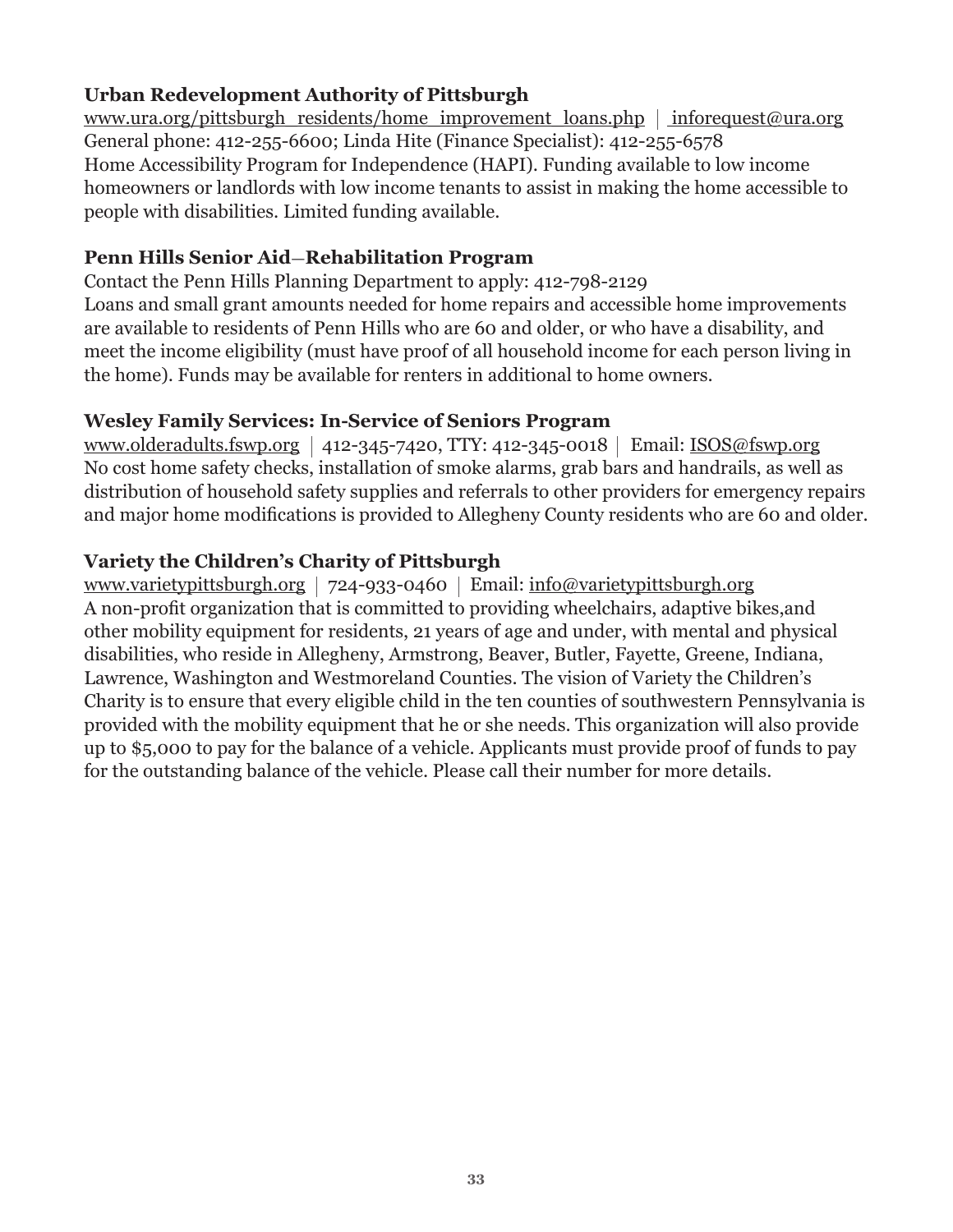### Urban Redevelopment Authority of Pittsburgh

www.ura.org/pittsburgh_residents/home_improvement_loans.php | inforequest@ura.org
General phone: 412-255-6600; Linda Hite (Finance Specialist): 412-255-6578
Home Accessibility Program for Independence (HAPI). Funding available to low income homeowners or landlords with low income tenants to assist in making the home accessible to people with disabilities. Limited funding available.

### Penn Hills Senior Aid–Rehabilitation Program

Contact the Penn Hills Planning Department to apply: 412-798-2129
Loans and small grant amounts needed for home repairs and accessible home improvements are available to residents of Penn Hills who are 60 and older, or who have a disability, and meet the income eligibility (must have proof of all household income for each person living in the home). Funds may be available for renters in additional to home owners.

### Wesley Family Services: In-Service of Seniors Program

www.olderadults.fswp.org | 412-345-7420, TTY: 412-345-0018 | Email: ISOS@fswp.org
No cost home safety checks, installation of smoke alarms, grab bars and handrails, as well as distribution of household safety supplies and referrals to other providers for emergency repairs and major home modifications is provided to Allegheny County residents who are 60 and older.

### Variety the Children's Charity of Pittsburgh

www.varietypittsburgh.org | 724-933-0460 | Email: info@varietypittsburgh.org
A non-profit organization that is committed to providing wheelchairs, adaptive bikes,and other mobility equipment for residents, 21 years of age and under, with mental and physical disabilities, who reside in Allegheny, Armstrong, Beaver, Butler, Fayette, Greene, Indiana, Lawrence, Washington and Westmoreland Counties. The vision of Variety the Children's Charity is to ensure that every eligible child in the ten counties of southwestern Pennsylvania is provided with the mobility equipment that he or she needs. This organization will also provide up to $5,000 to pay for the balance of a vehicle. Applicants must provide proof of funds to pay for the outstanding balance of the vehicle. Please call their number for more details.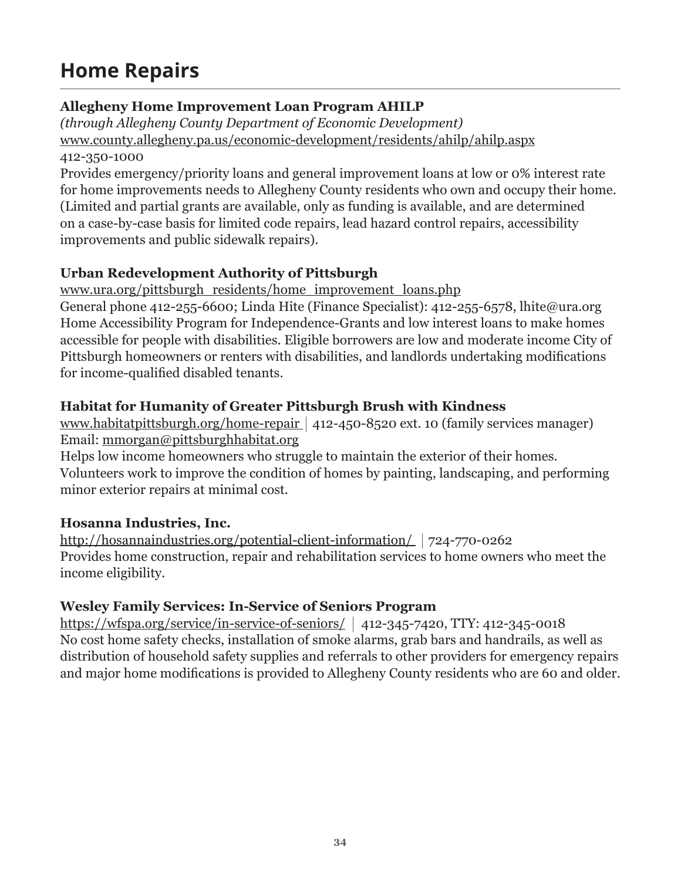# Home Repairs

**Allegheny Home Improvement Loan Program AHILP**

*(through Allegheny County Department of Economic Development)*

www.county.allegheny.pa.us/economic-development/residents/ahilp/ahilp.aspx

412-350-1000

Provides emergency/priority loans and general improvement loans at low or 0% interest rate for home improvements needs to Allegheny County residents who own and occupy their home. (Limited and partial grants are available, only as funding is available, and are determined on a case-by-case basis for limited code repairs, lead hazard control repairs, accessibility improvements and public sidewalk repairs).

**Urban Redevelopment Authority of Pittsburgh**

www.ura.org/pittsburgh_residents/home_improvement_loans.php

General phone 412-255-6600; Linda Hite (Finance Specialist): 412-255-6578, lhite@ura.org

Home Accessibility Program for Independence-Grants and low interest loans to make homes accessible for people with disabilities. Eligible borrowers are low and moderate income City of Pittsburgh homeowners or renters with disabilities, and landlords undertaking modifications for income-qualified disabled tenants.

**Habitat for Humanity of Greater Pittsburgh Brush with Kindness**

www.habitatpittsburgh.org/home-repair | 412-450-8520 ext. 10 (family services manager)

Email: mmorgan@pittsburghhabitat.org

Helps low income homeowners who struggle to maintain the exterior of their homes. Volunteers work to improve the condition of homes by painting, landscaping, and performing minor exterior repairs at minimal cost.

**Hosanna Industries, Inc.**

http://hosannaindustries.org/potential-client-information/ | 724-770-0262

Provides home construction, repair and rehabilitation services to home owners who meet the income eligibility.

**Wesley Family Services: In-Service of Seniors Program**

https://wfspa.org/service/in-service-of-seniors/ | 412-345-7420, TTY: 412-345-0018

No cost home safety checks, installation of smoke alarms, grab bars and handrails, as well as distribution of household safety supplies and referrals to other providers for emergency repairs and major home modifications is provided to Allegheny County residents who are 60 and older.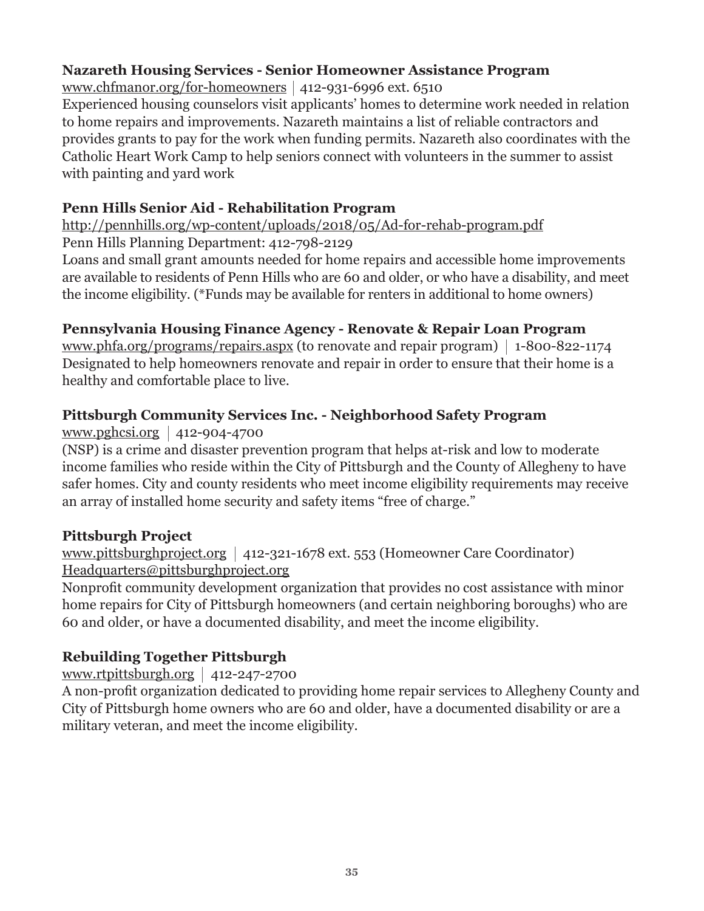**Nazareth Housing Services - Senior Homeowner Assistance Program**

www.chfmanor.org/for-homeowners | 412-931-6996 ext. 6510

Experienced housing counselors visit applicants' homes to determine work needed in relation to home repairs and improvements. Nazareth maintains a list of reliable contractors and provides grants to pay for the work when funding permits. Nazareth also coordinates with the Catholic Heart Work Camp to help seniors connect with volunteers in the summer to assist with painting and yard work

**Penn Hills Senior Aid - Rehabilitation Program**

http://pennhills.org/wp-content/uploads/2018/05/Ad-for-rehab-program.pdf

Penn Hills Planning Department: 412-798-2129

Loans and small grant amounts needed for home repairs and accessible home improvements are available to residents of Penn Hills who are 60 and older, or who have a disability, and meet the income eligibility. (*Funds may be available for renters in additional to home owners)

**Pennsylvania Housing Finance Agency - Renovate & Repair Loan Program**

www.phfa.org/programs/repairs.aspx (to renovate and repair program) | 1-800-822-1174

Designated to help homeowners renovate and repair in order to ensure that their home is a healthy and comfortable place to live.

**Pittsburgh Community Services Inc. - Neighborhood Safety Program**

www.pghcsi.org | 412-904-4700

(NSP) is a crime and disaster prevention program that helps at-risk and low to moderate income families who reside within the City of Pittsburgh and the County of Allegheny to have safer homes. City and county residents who meet income eligibility requirements may receive an array of installed home security and safety items "free of charge."

**Pittsburgh Project**

www.pittsburghproject.org | 412-321-1678 ext. 553 (Homeowner Care Coordinator)

Headquarters@pittsburghproject.org

Nonprofit community development organization that provides no cost assistance with minor home repairs for City of Pittsburgh homeowners (and certain neighboring boroughs) who are 60 and older, or have a documented disability, and meet the income eligibility.

**Rebuilding Together Pittsburgh**

www.rtpittsburgh.org | 412-247-2700

A non-profit organization dedicated to providing home repair services to Allegheny County and City of Pittsburgh home owners who are 60 and older, have a documented disability or are a military veteran, and meet the income eligibility.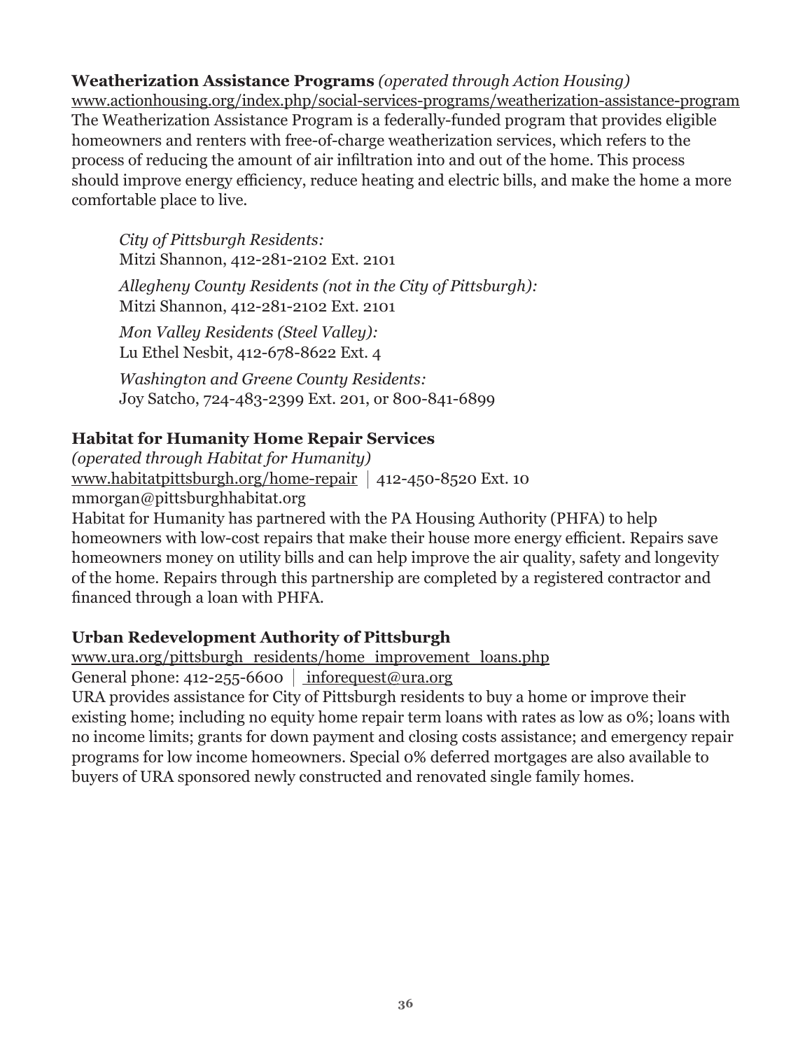**Weatherization Assistance Programs** *(operated through Action Housing)*
www.actionhousing.org/index.php/social-services-programs/weatherization-assistance-program
The Weatherization Assistance Program is a federally-funded program that provides eligible homeowners and renters with free-of-charge weatherization services, which refers to the process of reducing the amount of air infiltration into and out of the home. This process should improve energy efficiency, reduce heating and electric bills, and make the home a more comfortable place to live.

> *City of Pittsburgh Residents:*
> Mitzi Shannon, 412-281-2102 Ext. 2101
>
> *Allegheny County Residents (not in the City of Pittsburgh):*
> Mitzi Shannon, 412-281-2102 Ext. 2101
>
> *Mon Valley Residents (Steel Valley):*
> Lu Ethel Nesbit, 412-678-8622 Ext. 4
>
> *Washington and Greene County Residents:*
> Joy Satcho, 724-483-2399 Ext. 201, or 800-841-6899

**Habitat for Humanity Home Repair Services**
*(operated through Habitat for Humanity)*
www.habitatpittsburgh.org/home-repair | 412-450-8520 Ext. 10
mmorgan@pittsburghhabitat.org
Habitat for Humanity has partnered with the PA Housing Authority (PHFA) to help homeowners with low-cost repairs that make their house more energy efficient. Repairs save homeowners money on utility bills and can help improve the air quality, safety and longevity of the home. Repairs through this partnership are completed by a registered contractor and financed through a loan with PHFA.

**Urban Redevelopment Authority of Pittsburgh**
www.ura.org/pittsburgh_residents/home_improvement_loans.php
General phone: 412-255-6600 | inforequest@ura.org
URA provides assistance for City of Pittsburgh residents to buy a home or improve their existing home; including no equity home repair term loans with rates as low as 0%; loans with no income limits; grants for down payment and closing costs assistance; and emergency repair programs for low income homeowners. Special 0% deferred mortgages are also available to buyers of URA sponsored newly constructed and renovated single family homes.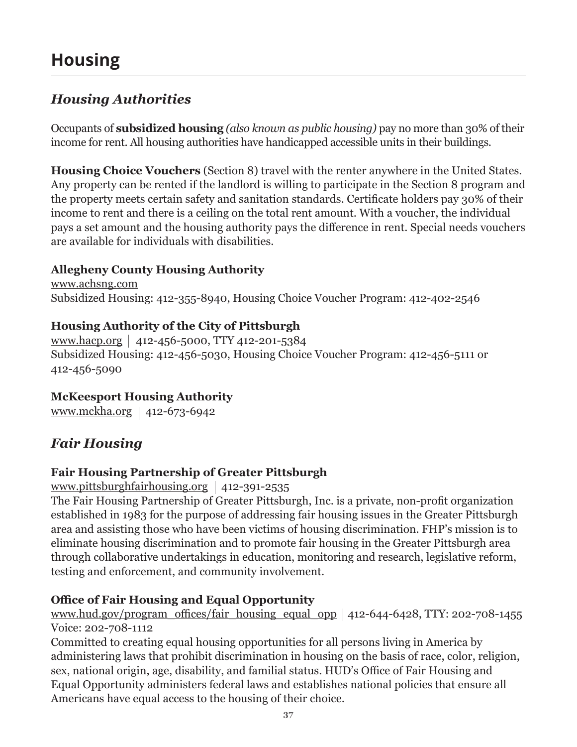# Housing

## *Housing Authorities*

Occupants of **subsidized housing** *(also known as public housing)* pay no more than 30% of their income for rent. All housing authorities have handicapped accessible units in their buildings.

**Housing Choice Vouchers** (Section 8) travel with the renter anywhere in the United States. Any property can be rented if the landlord is willing to participate in the Section 8 program and the property meets certain safety and sanitation standards. Certificate holders pay 30% of their income to rent and there is a ceiling on the total rent amount. With a voucher, the individual pays a set amount and the housing authority pays the difference in rent. Special needs vouchers are available for individuals with disabilities.

### Allegheny County Housing Authority

www.achsng.com
Subsidized Housing: 412-355-8940, Housing Choice Voucher Program: 412-402-2546

### Housing Authority of the City of Pittsburgh

www.hacp.org | 412-456-5000, TTY 412-201-5384
Subsidized Housing: 412-456-5030, Housing Choice Voucher Program: 412-456-5111 or 412-456-5090

### McKeesport Housing Authority

www.mckha.org | 412-673-6942

## *Fair Housing*

### Fair Housing Partnership of Greater Pittsburgh

www.pittsburghfairhousing.org | 412-391-2535
The Fair Housing Partnership of Greater Pittsburgh, Inc. is a private, non-profit organization established in 1983 for the purpose of addressing fair housing issues in the Greater Pittsburgh area and assisting those who have been victims of housing discrimination. FHP's mission is to eliminate housing discrimination and to promote fair housing in the Greater Pittsburgh area through collaborative undertakings in education, monitoring and research, legislative reform, testing and enforcement, and community involvement.

### Office of Fair Housing and Equal Opportunity

www.hud.gov/program_offices/fair_housing_equal_opp | 412-644-6428, TTY: 202-708-1455
Voice: 202-708-1112
Committed to creating equal housing opportunities for all persons living in America by administering laws that prohibit discrimination in housing on the basis of race, color, religion, sex, national origin, age, disability, and familial status. HUD's Office of Fair Housing and Equal Opportunity administers federal laws and establishes national policies that ensure all Americans have equal access to the housing of their choice.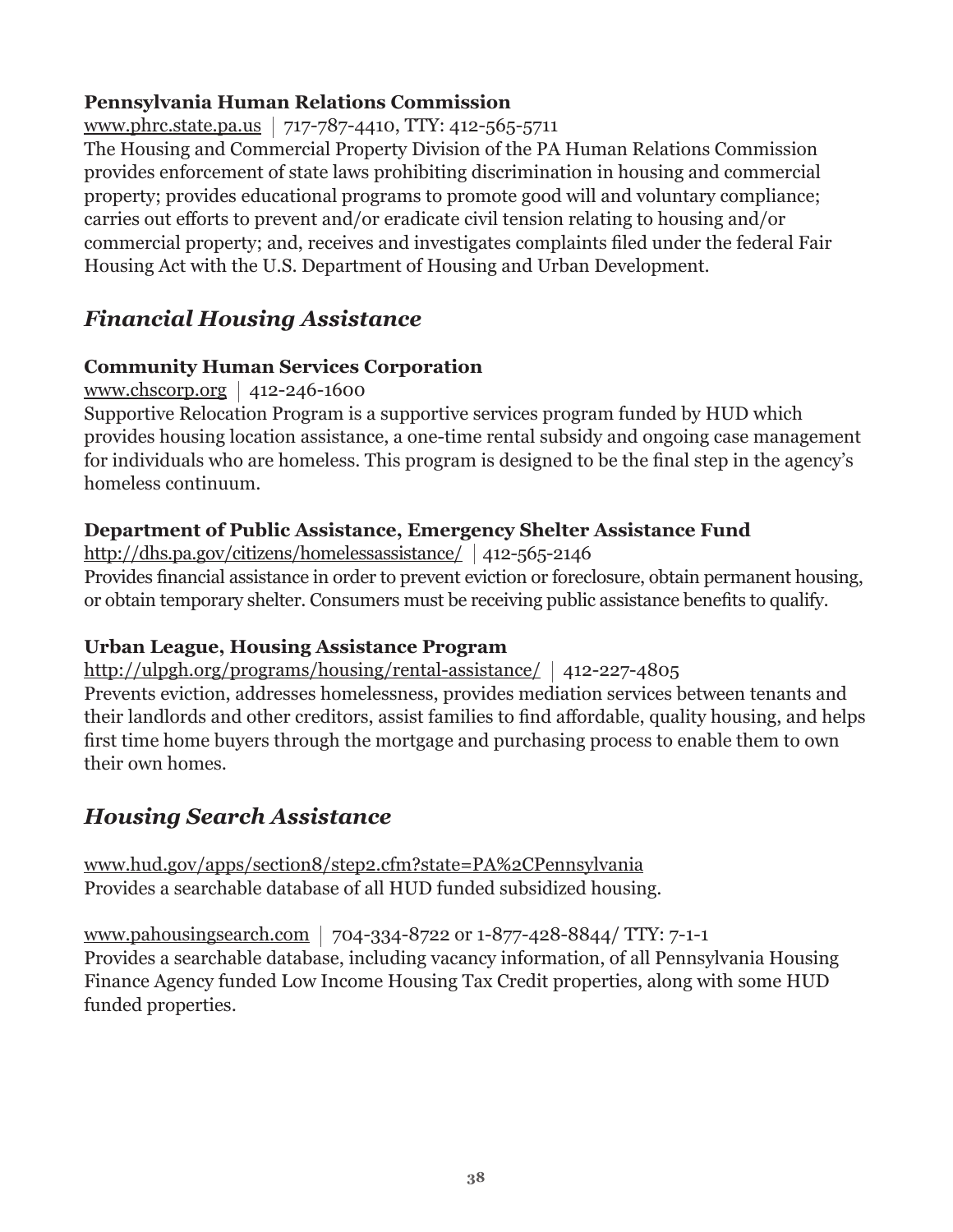**Pennsylvania Human Relations Commission**

www.phrc.state.pa.us | 717-787-4410, TTY: 412-565-5711

The Housing and Commercial Property Division of the PA Human Relations Commission provides enforcement of state laws prohibiting discrimination in housing and commercial property; provides educational programs to promote good will and voluntary compliance; carries out efforts to prevent and/or eradicate civil tension relating to housing and/or commercial property; and, receives and investigates complaints filed under the federal Fair Housing Act with the U.S. Department of Housing and Urban Development.

## *Financial Housing Assistance*

**Community Human Services Corporation**

www.chscorp.org | 412-246-1600

Supportive Relocation Program is a supportive services program funded by HUD which provides housing location assistance, a one-time rental subsidy and ongoing case management for individuals who are homeless. This program is designed to be the final step in the agency's homeless continuum.

**Department of Public Assistance, Emergency Shelter Assistance Fund**

http://dhs.pa.gov/citizens/homelessassistance/ | 412-565-2146

Provides financial assistance in order to prevent eviction or foreclosure, obtain permanent housing, or obtain temporary shelter. Consumers must be receiving public assistance benefits to qualify.

**Urban League, Housing Assistance Program**

http://ulpgh.org/programs/housing/rental-assistance/ | 412-227-4805

Prevents eviction, addresses homelessness, provides mediation services between tenants and their landlords and other creditors, assist families to find affordable, quality housing, and helps first time home buyers through the mortgage and purchasing process to enable them to own their own homes.

## *Housing Search Assistance*

www.hud.gov/apps/section8/step2.cfm?state=PA%2CPennsylvania

Provides a searchable database of all HUD funded subsidized housing.

www.pahousingsearch.com | 704-334-8722 or 1-877-428-8844/ TTY: 7-1-1

Provides a searchable database, including vacancy information, of all Pennsylvania Housing Finance Agency funded Low Income Housing Tax Credit properties, along with some HUD funded properties.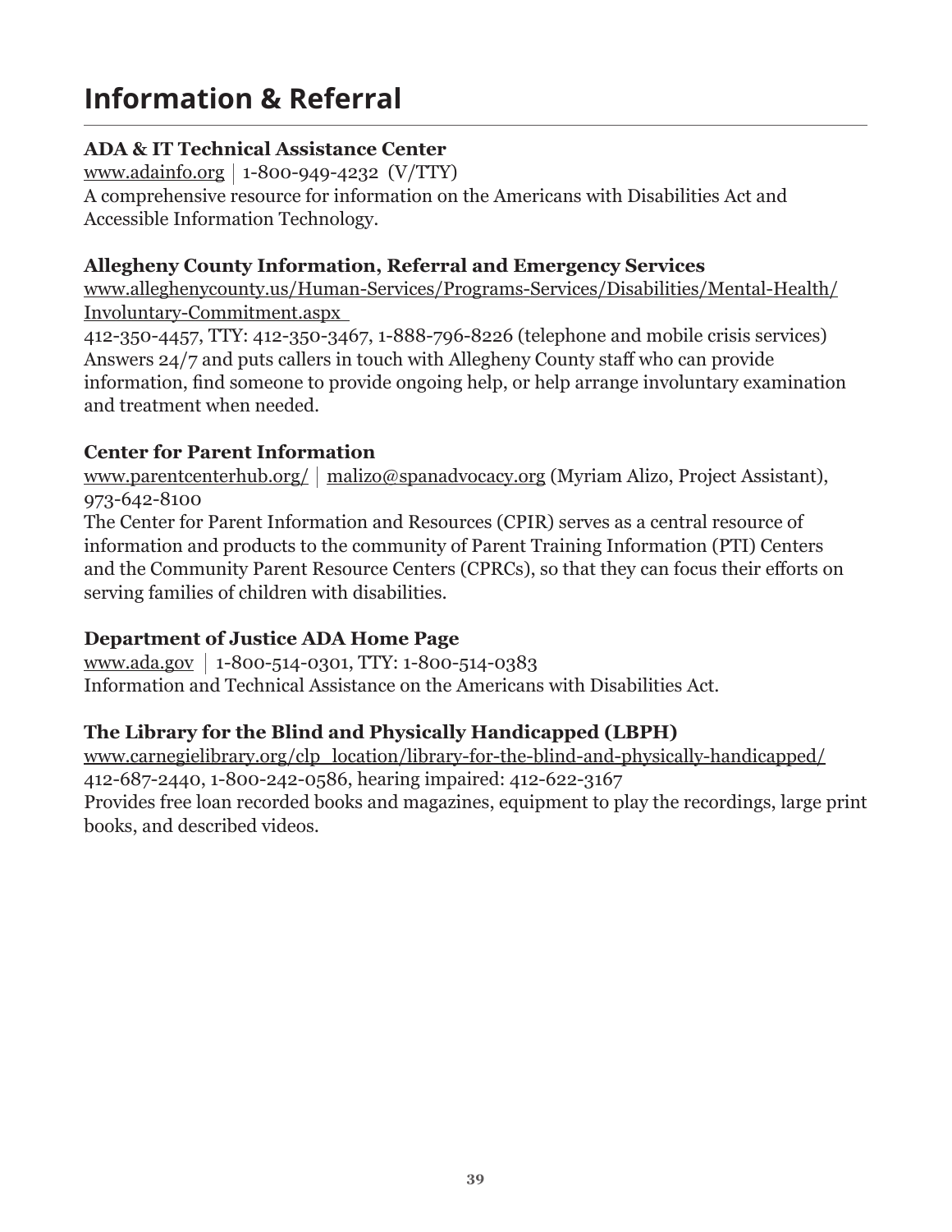# Information & Referral

**ADA & IT Technical Assistance Center**
www.adainfo.org | 1-800-949-4232 (V/TTY)
A comprehensive resource for information on the Americans with Disabilities Act and Accessible Information Technology.

**Allegheny County Information, Referral and Emergency Services**
www.alleghenycounty.us/Human-Services/Programs-Services/Disabilities/Mental-Health/Involuntary-Commitment.aspx
412-350-4457, TTY: 412-350-3467, 1-888-796-8226 (telephone and mobile crisis services)
Answers 24/7 and puts callers in touch with Allegheny County staff who can provide information, find someone to provide ongoing help, or help arrange involuntary examination and treatment when needed.

**Center for Parent Information**
www.parentcenterhub.org/ | malizo@spanadvocacy.org (Myriam Alizo, Project Assistant), 973-642-8100
The Center for Parent Information and Resources (CPIR) serves as a central resource of information and products to the community of Parent Training Information (PTI) Centers and the Community Parent Resource Centers (CPRCs), so that they can focus their efforts on serving families of children with disabilities.

**Department of Justice ADA Home Page**
www.ada.gov | 1-800-514-0301, TTY: 1-800-514-0383
Information and Technical Assistance on the Americans with Disabilities Act.

**The Library for the Blind and Physically Handicapped (LBPH)**
www.carnegielibrary.org/clp_location/library-for-the-blind-and-physically-handicapped/
412-687-2440, 1-800-242-0586, hearing impaired: 412-622-3167
Provides free loan recorded books and magazines, equipment to play the recordings, large print books, and described videos.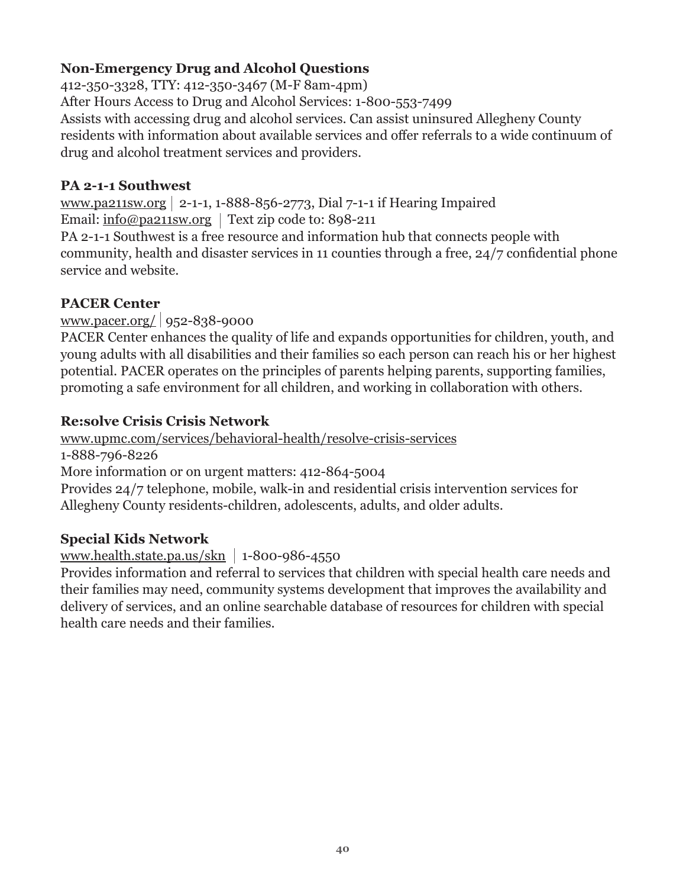**Non-Emergency Drug and Alcohol Questions**

412-350-3328, TTY: 412-350-3467 (M-F 8am-4pm)
After Hours Access to Drug and Alcohol Services: 1-800-553-7499
Assists with accessing drug and alcohol services. Can assist uninsured Allegheny County residents with information about available services and offer referrals to a wide continuum of drug and alcohol treatment services and providers.

**PA 2-1-1 Southwest**

www.pa211sw.org | 2-1-1, 1-888-856-2773, Dial 7-1-1 if Hearing Impaired
Email: info@pa211sw.org | Text zip code to: 898-211
PA 2-1-1 Southwest is a free resource and information hub that connects people with community, health and disaster services in 11 counties through a free, 24/7 confidential phone service and website.

**PACER Center**

www.pacer.org/ | 952-838-9000
PACER Center enhances the quality of life and expands opportunities for children, youth, and young adults with all disabilities and their families so each person can reach his or her highest potential. PACER operates on the principles of parents helping parents, supporting families, promoting a safe environment for all children, and working in collaboration with others.

**Re:solve Crisis Crisis Network**

www.upmc.com/services/behavioral-health/resolve-crisis-services
1-888-796-8226
More information or on urgent matters: 412-864-5004
Provides 24/7 telephone, mobile, walk-in and residential crisis intervention services for Allegheny County residents-children, adolescents, adults, and older adults.

**Special Kids Network**

www.health.state.pa.us/skn | 1-800-986-4550
Provides information and referral to services that children with special health care needs and their families may need, community systems development that improves the availability and delivery of services, and an online searchable database of resources for children with special health care needs and their families.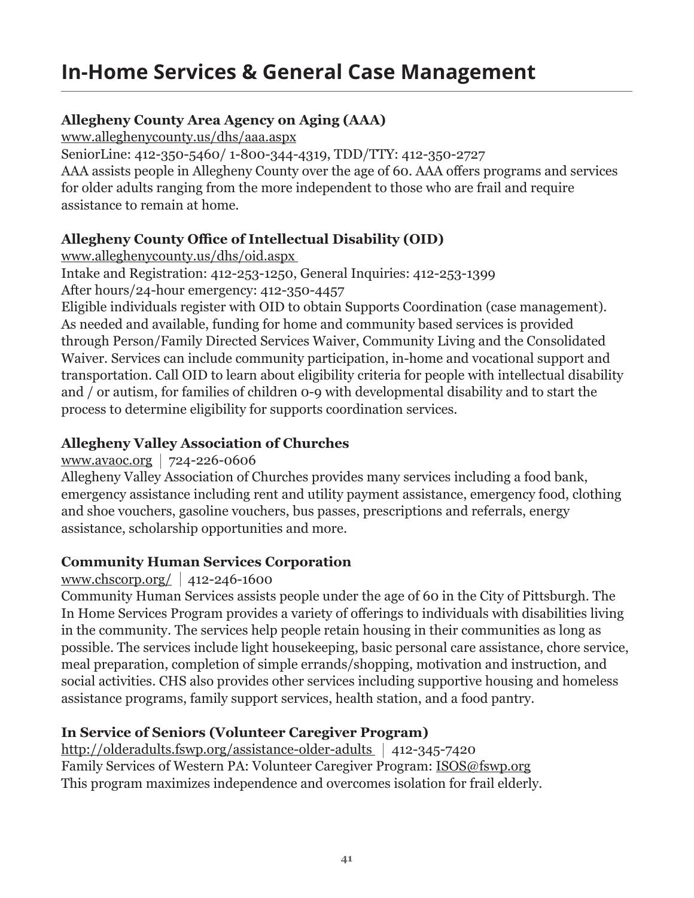# In-Home Services & General Case Management

**Allegheny County Area Agency on Aging (AAA)**
www.alleghenycounty.us/dhs/aaa.aspx
SeniorLine: 412-350-5460/ 1-800-344-4319, TDD/TTY: 412-350-2727
AAA assists people in Allegheny County over the age of 60. AAA offers programs and services for older adults ranging from the more independent to those who are frail and require assistance to remain at home.

**Allegheny County Office of Intellectual Disability (OID)**
www.alleghenycounty.us/dhs/oid.aspx
Intake and Registration: 412-253-1250, General Inquiries: 412-253-1399
After hours/24-hour emergency: 412-350-4457
Eligible individuals register with OID to obtain Supports Coordination (case management). As needed and available, funding for home and community based services is provided through Person/Family Directed Services Waiver, Community Living and the Consolidated Waiver. Services can include community participation, in-home and vocational support and transportation. Call OID to learn about eligibility criteria for people with intellectual disability and / or autism, for families of children 0-9 with developmental disability and to start the process to determine eligibility for supports coordination services.

**Allegheny Valley Association of Churches**
www.avaoc.org | 724-226-0606
Allegheny Valley Association of Churches provides many services including a food bank, emergency assistance including rent and utility payment assistance, emergency food, clothing and shoe vouchers, gasoline vouchers, bus passes, prescriptions and referrals, energy assistance, scholarship opportunities and more.

**Community Human Services Corporation**
www.chscorp.org/ | 412-246-1600
Community Human Services assists people under the age of 60 in the City of Pittsburgh. The In Home Services Program provides a variety of offerings to individuals with disabilities living in the community. The services help people retain housing in their communities as long as possible. The services include light housekeeping, basic personal care assistance, chore service, meal preparation, completion of simple errands/shopping, motivation and instruction, and social activities. CHS also provides other services including supportive housing and homeless assistance programs, family support services, health station, and a food pantry.

**In Service of Seniors (Volunteer Caregiver Program)**
http://olderadults.fswp.org/assistance-older-adults | 412-345-7420
Family Services of Western PA: Volunteer Caregiver Program: ISOS@fswp.org
This program maximizes independence and overcomes isolation for frail elderly.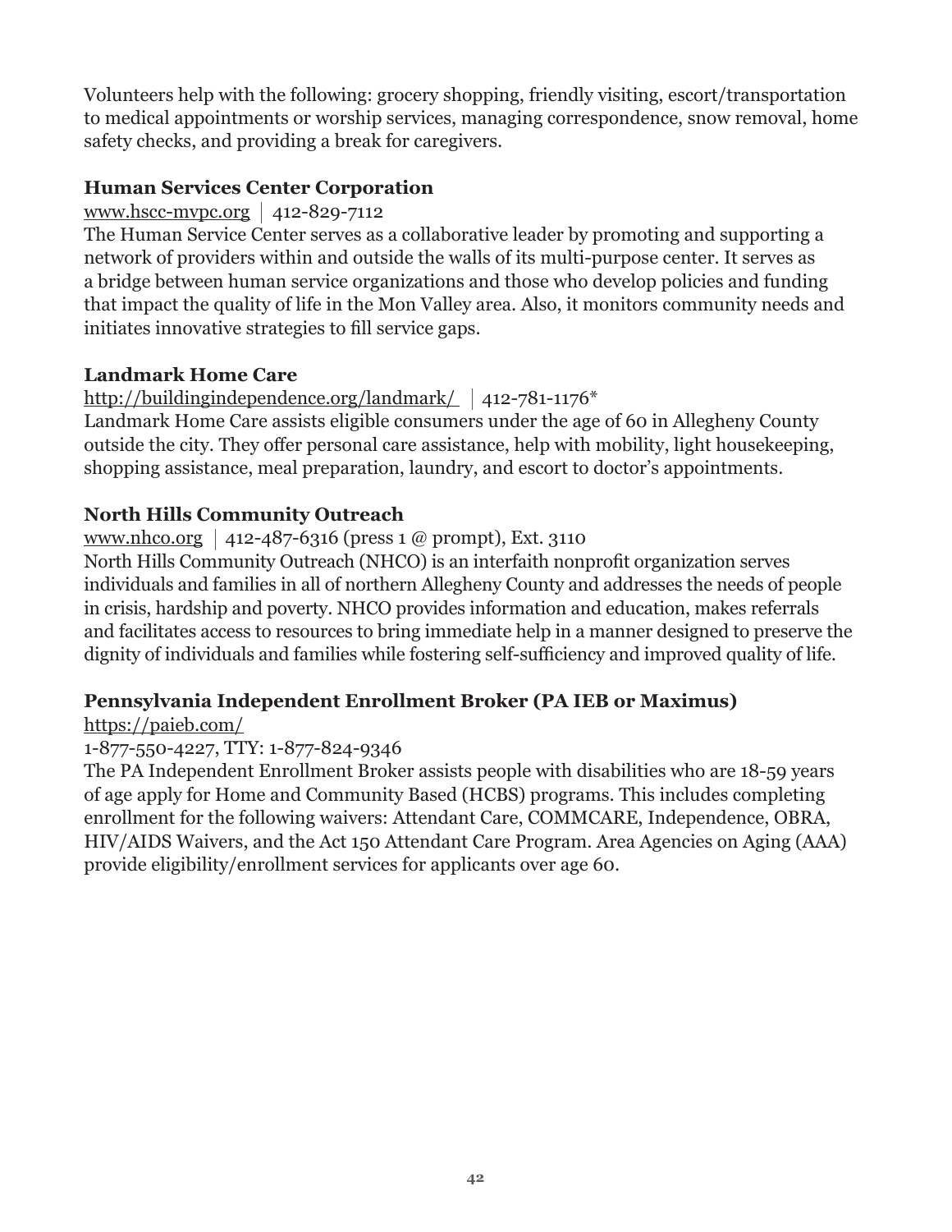Volunteers help with the following: grocery shopping, friendly visiting, escort/transportation to medical appointments or worship services, managing correspondence, snow removal, home safety checks, and providing a break for caregivers.

### Human Services Center Corporation

www.hscc-mvpc.org | 412-829-7112

The Human Service Center serves as a collaborative leader by promoting and supporting a network of providers within and outside the walls of its multi-purpose center. It serves as a bridge between human service organizations and those who develop policies and funding that impact the quality of life in the Mon Valley area. Also, it monitors community needs and initiates innovative strategies to fill service gaps.

### Landmark Home Care

http://buildingindependence.org/landmark/ | 412-781-1176*

Landmark Home Care assists eligible consumers under the age of 60 in Allegheny County outside the city. They offer personal care assistance, help with mobility, light housekeeping, shopping assistance, meal preparation, laundry, and escort to doctor's appointments.

### North Hills Community Outreach

www.nhco.org | 412-487-6316 (press 1 @ prompt), Ext. 3110

North Hills Community Outreach (NHCO) is an interfaith nonprofit organization serves individuals and families in all of northern Allegheny County and addresses the needs of people in crisis, hardship and poverty. NHCO provides information and education, makes referrals and facilitates access to resources to bring immediate help in a manner designed to preserve the dignity of individuals and families while fostering self-sufficiency and improved quality of life.

### Pennsylvania Independent Enrollment Broker (PA IEB or Maximus)

https://paieb.com/

1-877-550-4227, TTY: 1-877-824-9346

The PA Independent Enrollment Broker assists people with disabilities who are 18-59 years of age apply for Home and Community Based (HCBS) programs. This includes completing enrollment for the following waivers: Attendant Care, COMMCARE, Independence, OBRA, HIV/AIDS Waivers, and the Act 150 Attendant Care Program. Area Agencies on Aging (AAA) provide eligibility/enrollment services for applicants over age 60.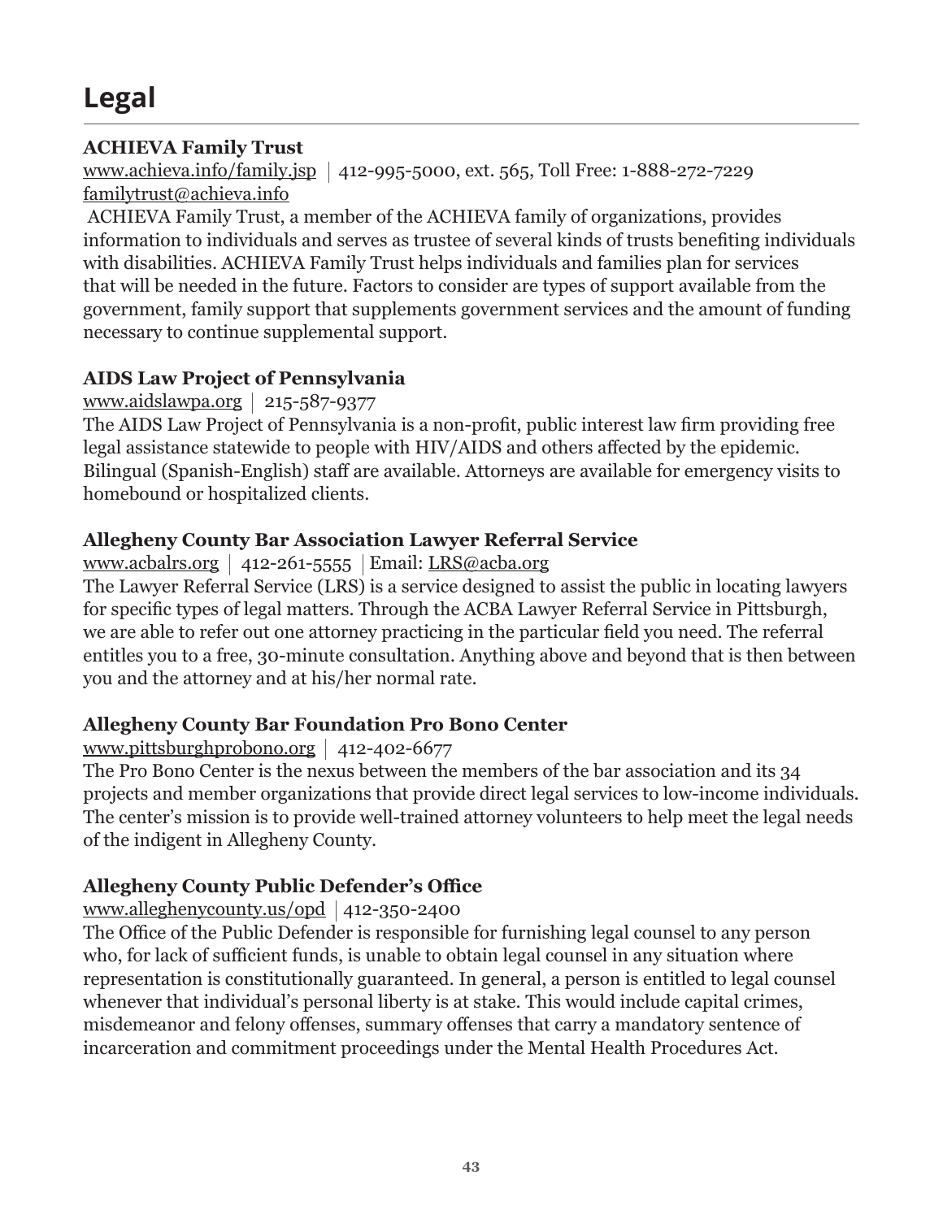# Legal

### ACHIEVA Family Trust

www.achieva.info/family.jsp | 412-995-5000, ext. 565, Toll Free: 1-888-272-7229
familytrust@achieva.info

ACHIEVA Family Trust, a member of the ACHIEVA family of organizations, provides information to individuals and serves as trustee of several kinds of trusts benefiting individuals with disabilities. ACHIEVA Family Trust helps individuals and families plan for services that will be needed in the future. Factors to consider are types of support available from the government, family support that supplements government services and the amount of funding necessary to continue supplemental support.

### AIDS Law Project of Pennsylvania

www.aidslawpa.org | 215-587-9377

The AIDS Law Project of Pennsylvania is a non-profit, public interest law firm providing free legal assistance statewide to people with HIV/AIDS and others affected by the epidemic. Bilingual (Spanish-English) staff are available. Attorneys are available for emergency visits to homebound or hospitalized clients.

### Allegheny County Bar Association Lawyer Referral Service

www.acbalrs.org | 412-261-5555 | Email: LRS@acba.org

The Lawyer Referral Service (LRS) is a service designed to assist the public in locating lawyers for specific types of legal matters. Through the ACBA Lawyer Referral Service in Pittsburgh, we are able to refer out one attorney practicing in the particular field you need. The referral entitles you to a free, 30-minute consultation. Anything above and beyond that is then between you and the attorney and at his/her normal rate.

### Allegheny County Bar Foundation Pro Bono Center

www.pittsburghprobono.org | 412-402-6677

The Pro Bono Center is the nexus between the members of the bar association and its 34 projects and member organizations that provide direct legal services to low-income individuals. The center's mission is to provide well-trained attorney volunteers to help meet the legal needs of the indigent in Allegheny County.

### Allegheny County Public Defender's Office

www.alleghenycounty.us/opd | 412-350-2400

The Office of the Public Defender is responsible for furnishing legal counsel to any person who, for lack of sufficient funds, is unable to obtain legal counsel in any situation where representation is constitutionally guaranteed. In general, a person is entitled to legal counsel whenever that individual's personal liberty is at stake. This would include capital crimes, misdemeanor and felony offenses, summary offenses that carry a mandatory sentence of incarceration and commitment proceedings under the Mental Health Procedures Act.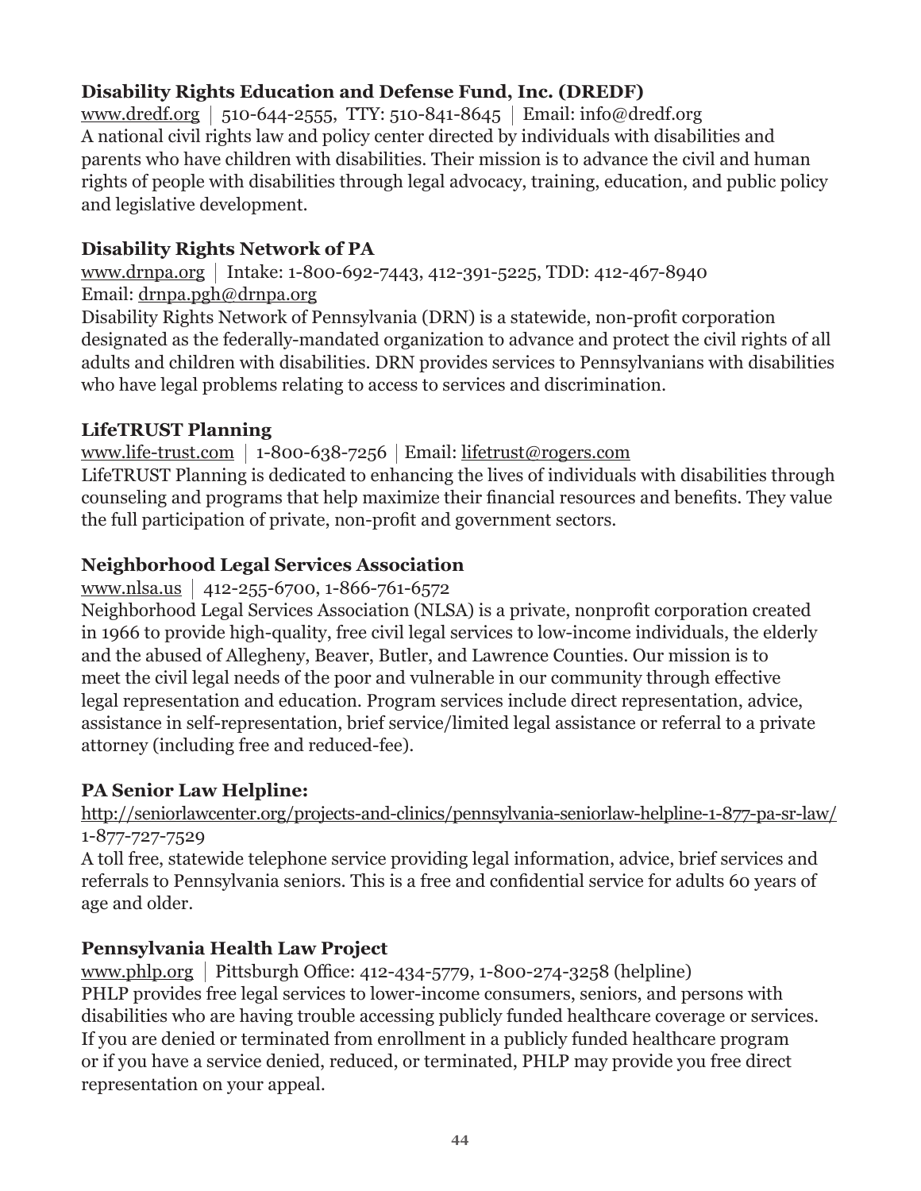**Disability Rights Education and Defense Fund, Inc. (DREDF)**

www.dredf.org | 510-644-2555, TTY: 510-841-8645 | Email: info@dredf.org
A national civil rights law and policy center directed by individuals with disabilities and parents who have children with disabilities. Their mission is to advance the civil and human rights of people with disabilities through legal advocacy, training, education, and public policy and legislative development.

**Disability Rights Network of PA**

www.drnpa.org | Intake: 1-800-692-7443, 412-391-5225, TDD: 412-467-8940
Email: drnpa.pgh@drnpa.org
Disability Rights Network of Pennsylvania (DRN) is a statewide, non-profit corporation designated as the federally-mandated organization to advance and protect the civil rights of all adults and children with disabilities. DRN provides services to Pennsylvanians with disabilities who have legal problems relating to access to services and discrimination.

**LifeTRUST Planning**

www.life-trust.com | 1-800-638-7256 | Email: lifetrust@rogers.com
LifeTRUST Planning is dedicated to enhancing the lives of individuals with disabilities through counseling and programs that help maximize their financial resources and benefits. They value the full participation of private, non-profit and government sectors.

**Neighborhood Legal Services Association**

www.nlsa.us | 412-255-6700, 1-866-761-6572
Neighborhood Legal Services Association (NLSA) is a private, nonprofit corporation created in 1966 to provide high-quality, free civil legal services to low-income individuals, the elderly and the abused of Allegheny, Beaver, Butler, and Lawrence Counties. Our mission is to meet the civil legal needs of the poor and vulnerable in our community through effective legal representation and education. Program services include direct representation, advice, assistance in self-representation, brief service/limited legal assistance or referral to a private attorney (including free and reduced-fee).

**PA Senior Law Helpline:**

http://seniorlawcenter.org/projects-and-clinics/pennsylvania-seniorlaw-helpline-1-877-pa-sr-law/
1-877-727-7529
A toll free, statewide telephone service providing legal information, advice, brief services and referrals to Pennsylvania seniors. This is a free and confidential service for adults 60 years of age and older.

**Pennsylvania Health Law Project**

www.phlp.org | Pittsburgh Office: 412-434-5779, 1-800-274-3258 (helpline)
PHLP provides free legal services to lower-income consumers, seniors, and persons with disabilities who are having trouble accessing publicly funded healthcare coverage or services. If you are denied or terminated from enrollment in a publicly funded healthcare program or if you have a service denied, reduced, or terminated, PHLP may provide you free direct representation on your appeal.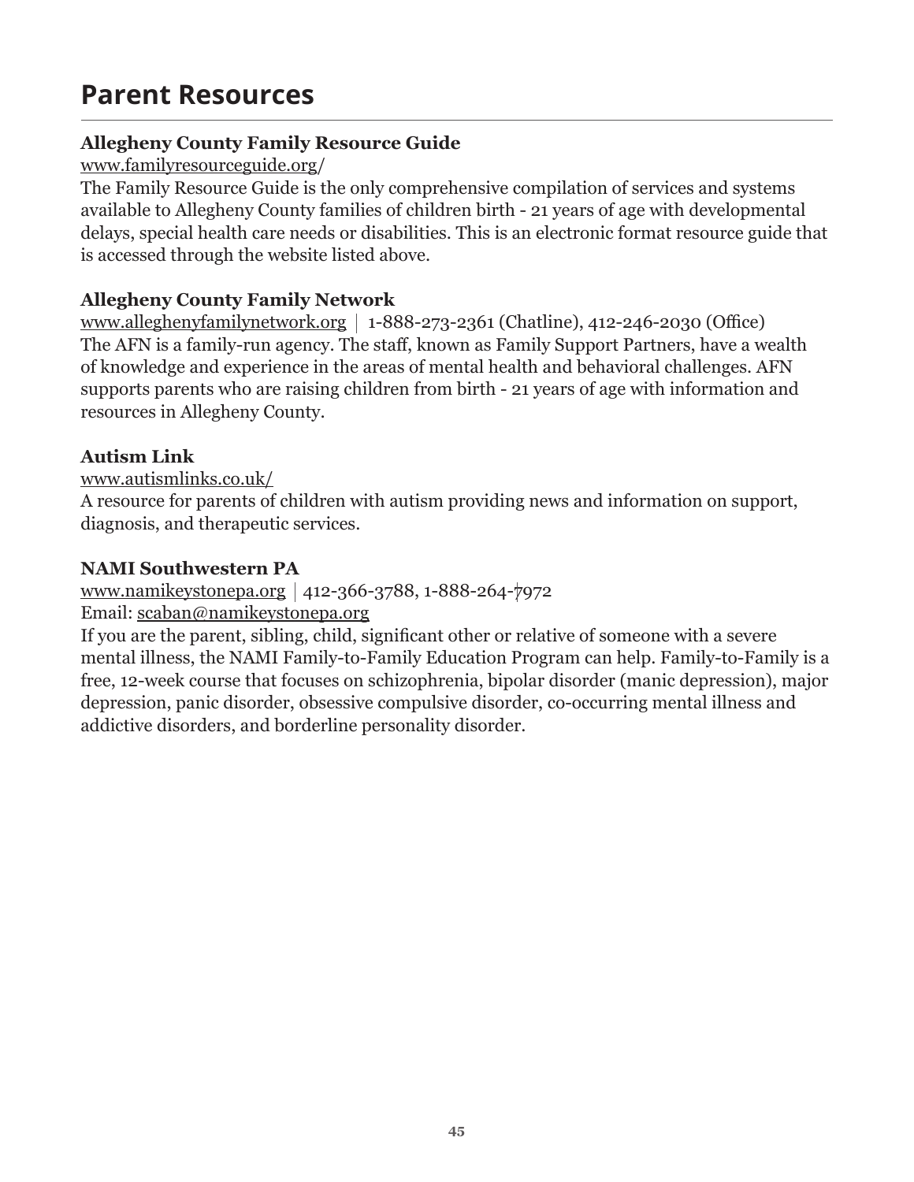# Parent Resources

**Allegheny County Family Resource Guide**

www.familyresourceguide.org/

The Family Resource Guide is the only comprehensive compilation of services and systems available to Allegheny County families of children birth - 21 years of age with developmental delays, special health care needs or disabilities. This is an electronic format resource guide that is accessed through the website listed above.

**Allegheny County Family Network**

www.alleghenyfamilynetwork.org | 1-888-273-2361 (Chatline), 412-246-2030 (Office)

The AFN is a family-run agency. The staff, known as Family Support Partners, have a wealth of knowledge and experience in the areas of mental health and behavioral challenges. AFN supports parents who are raising children from birth - 21 years of age with information and resources in Allegheny County.

**Autism Link**

www.autismlinks.co.uk/

A resource for parents of children with autism providing news and information on support, diagnosis, and therapeutic services.

**NAMI Southwestern PA**

www.namikeystonepa.org | 412-366-3788, 1-888-264-7972

Email: scaban@namikeystonepa.org

If you are the parent, sibling, child, significant other or relative of someone with a severe mental illness, the NAMI Family-to-Family Education Program can help. Family-to-Family is a free, 12-week course that focuses on schizophrenia, bipolar disorder (manic depression), major depression, panic disorder, obsessive compulsive disorder, co-occurring mental illness and addictive disorders, and borderline personality disorder.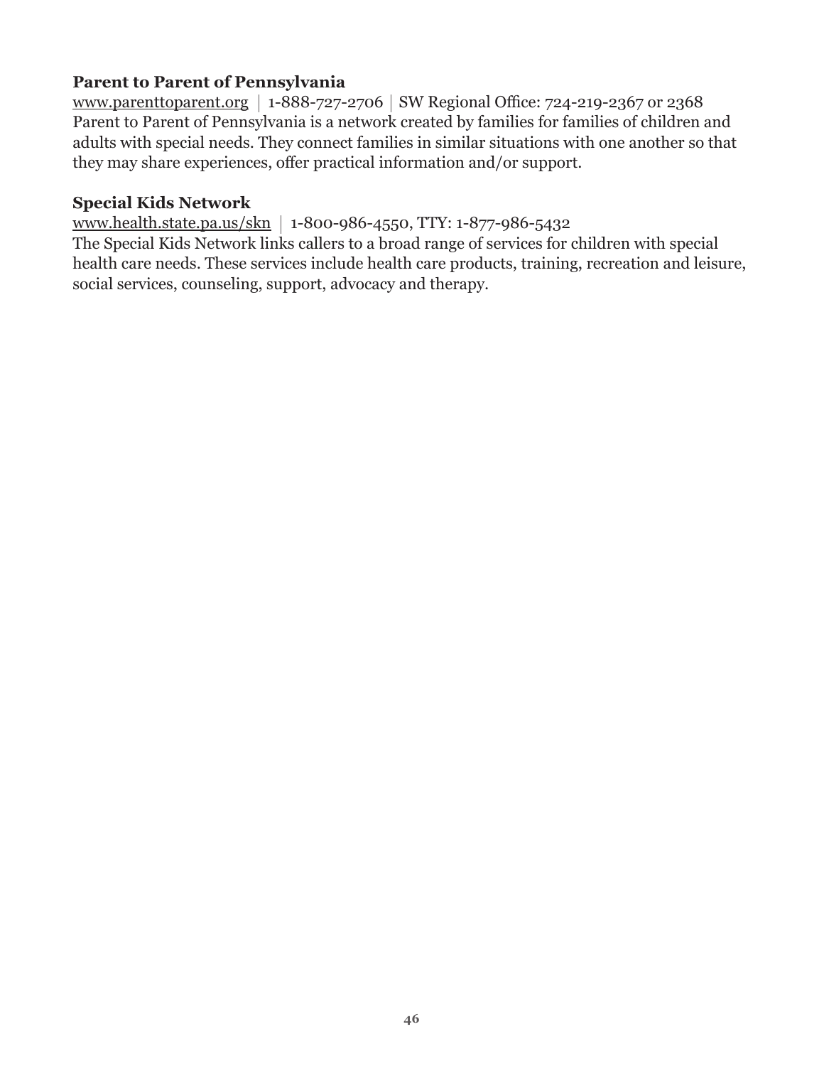**Parent to Parent of Pennsylvania**

www.parenttoparent.org | 1-888-727-2706 | SW Regional Office: 724-219-2367 or 2368

Parent to Parent of Pennsylvania is a network created by families for families of children and adults with special needs. They connect families in similar situations with one another so that they may share experiences, offer practical information and/or support.

**Special Kids Network**

www.health.state.pa.us/skn | 1-800-986-4550, TTY: 1-877-986-5432

The Special Kids Network links callers to a broad range of services for children with special health care needs. These services include health care products, training, recreation and leisure, social services, counseling, support, advocacy and therapy.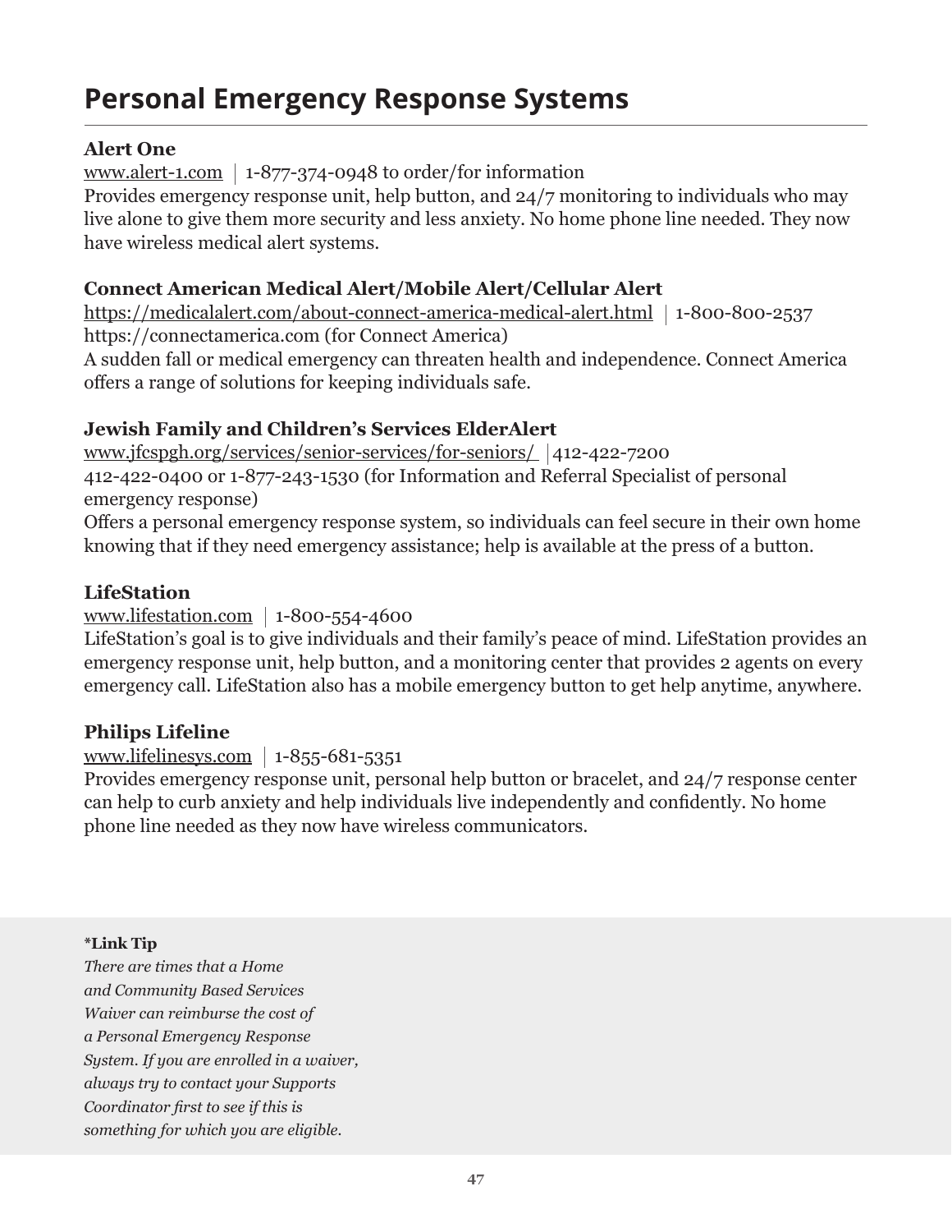# Personal Emergency Response Systems

**Alert One**

www.alert-1.com | 1-877-374-0948 to order/for information

Provides emergency response unit, help button, and 24/7 monitoring to individuals who may live alone to give them more security and less anxiety. No home phone line needed. They now have wireless medical alert systems.

**Connect American Medical Alert/Mobile Alert/Cellular Alert**

https://medicalalert.com/about-connect-america-medical-alert.html | 1-800-800-2537

https://connectamerica.com (for Connect America)

A sudden fall or medical emergency can threaten health and independence. Connect America offers a range of solutions for keeping individuals safe.

**Jewish Family and Children's Services ElderAlert**

www.jfcspgh.org/services/senior-services/for-seniors/ | 412-422-7200

412-422-0400 or 1-877-243-1530 (for Information and Referral Specialist of personal emergency response)

Offers a personal emergency response system, so individuals can feel secure in their own home knowing that if they need emergency assistance; help is available at the press of a button.

**LifeStation**

www.lifestation.com | 1-800-554-4600

LifeStation's goal is to give individuals and their family's peace of mind. LifeStation provides an emergency response unit, help button, and a monitoring center that provides 2 agents on every emergency call. LifeStation also has a mobile emergency button to get help anytime, anywhere.

**Philips Lifeline**

www.lifelinesys.com | 1-855-681-5351

Provides emergency response unit, personal help button or bracelet, and 24/7 response center can help to curb anxiety and help individuals live independently and confidently. No home phone line needed as they now have wireless communicators.

**\*Link Tip**

*There are times that a Home and Community Based Services Waiver can reimburse the cost of a Personal Emergency Response System. If you are enrolled in a waiver, always try to contact your Supports Coordinator first to see if this is something for which you are eligible.*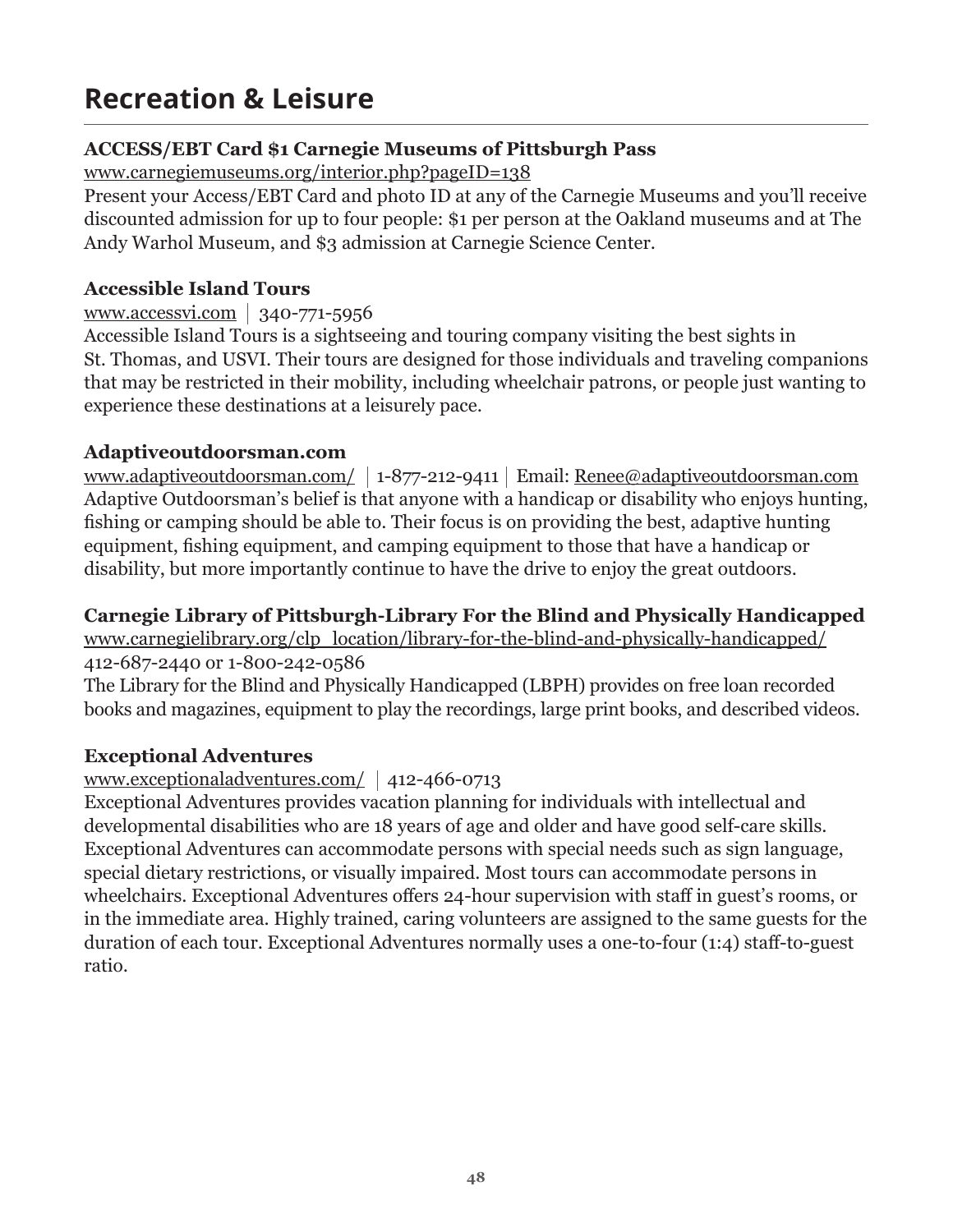# Recreation & Leisure

**ACCESS/EBT Card $1 Carnegie Museums of Pittsburgh Pass**

www.carnegiemuseums.org/interior.php?pageID=138

Present your Access/EBT Card and photo ID at any of the Carnegie Museums and you'll receive discounted admission for up to four people: $1 per person at the Oakland museums and at The Andy Warhol Museum, and $3 admission at Carnegie Science Center.

**Accessible Island Tours**

www.accessvi.com | 340-771-5956

Accessible Island Tours is a sightseeing and touring company visiting the best sights in St. Thomas, and USVI. Their tours are designed for those individuals and traveling companions that may be restricted in their mobility, including wheelchair patrons, or people just wanting to experience these destinations at a leisurely pace.

**Adaptiveoutdoorsman.com**

www.adaptiveoutdoorsman.com/ | 1-877-212-9411 | Email: Renee@adaptiveoutdoorsman.com

Adaptive Outdoorsman's belief is that anyone with a handicap or disability who enjoys hunting, fishing or camping should be able to. Their focus is on providing the best, adaptive hunting equipment, fishing equipment, and camping equipment to those that have a handicap or disability, but more importantly continue to have the drive to enjoy the great outdoors.

**Carnegie Library of Pittsburgh-Library For the Blind and Physically Handicapped**

www.carnegielibrary.org/clp_location/library-for-the-blind-and-physically-handicapped/

412-687-2440 or 1-800-242-0586

The Library for the Blind and Physically Handicapped (LBPH) provides on free loan recorded books and magazines, equipment to play the recordings, large print books, and described videos.

**Exceptional Adventures**

www.exceptionaladventures.com/ | 412-466-0713

Exceptional Adventures provides vacation planning for individuals with intellectual and developmental disabilities who are 18 years of age and older and have good self-care skills. Exceptional Adventures can accommodate persons with special needs such as sign language, special dietary restrictions, or visually impaired. Most tours can accommodate persons in wheelchairs. Exceptional Adventures offers 24-hour supervision with staff in guest's rooms, or in the immediate area. Highly trained, caring volunteers are assigned to the same guests for the duration of each tour. Exceptional Adventures normally uses a one-to-four (1:4) staff-to-guest ratio.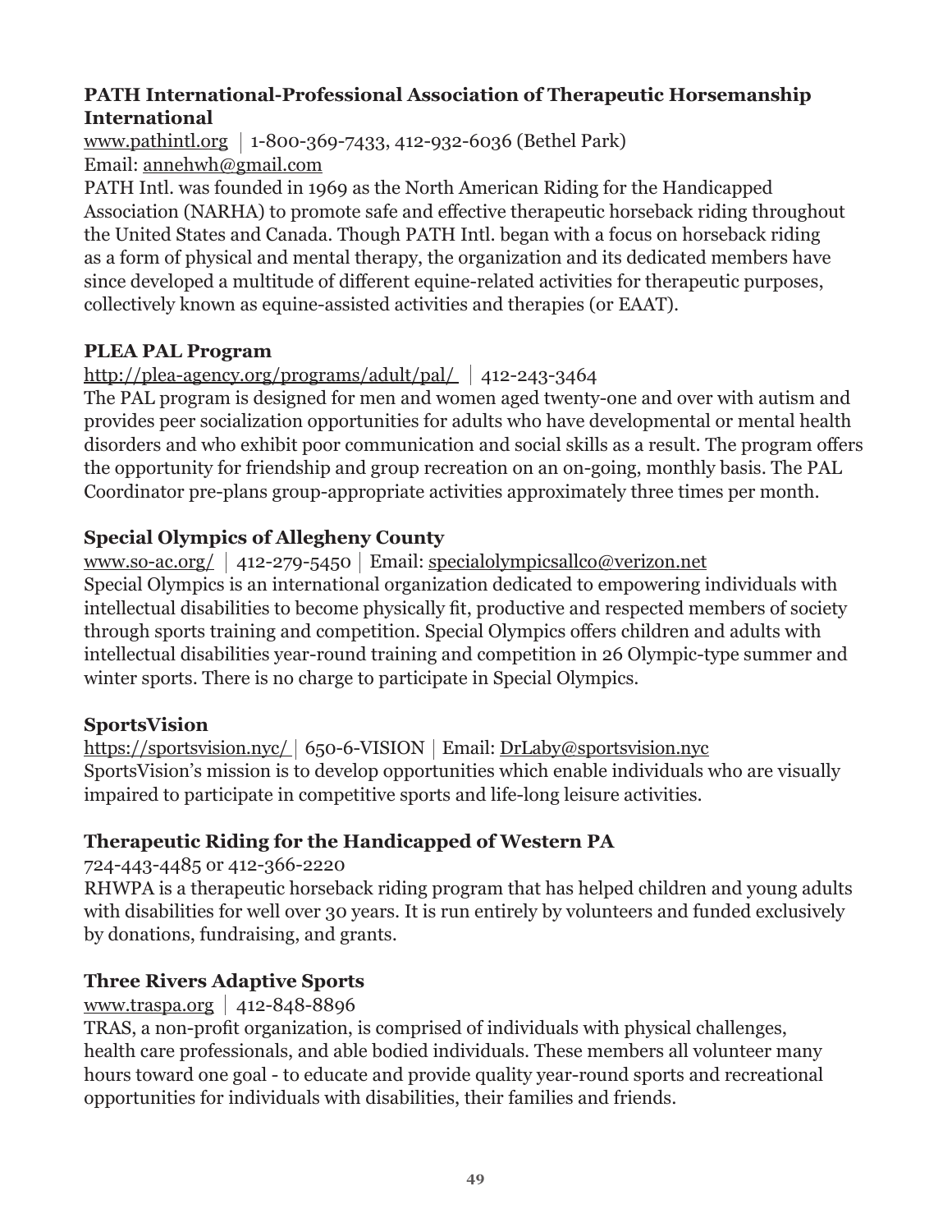**PATH International-Professional Association of Therapeutic Horsemanship International**

www.pathintl.org | 1-800-369-7433, 412-932-6036 (Bethel Park)
Email: annehwh@gmail.com
PATH Intl. was founded in 1969 as the North American Riding for the Handicapped Association (NARHA) to promote safe and effective therapeutic horseback riding throughout the United States and Canada. Though PATH Intl. began with a focus on horseback riding as a form of physical and mental therapy, the organization and its dedicated members have since developed a multitude of different equine-related activities for therapeutic purposes, collectively known as equine-assisted activities and therapies (or EAAT).

**PLEA PAL Program**

http://plea-agency.org/programs/adult/pal/ | 412-243-3464
The PAL program is designed for men and women aged twenty-one and over with autism and provides peer socialization opportunities for adults who have developmental or mental health disorders and who exhibit poor communication and social skills as a result. The program offers the opportunity for friendship and group recreation on an on-going, monthly basis. The PAL Coordinator pre-plans group-appropriate activities approximately three times per month.

**Special Olympics of Allegheny County**

www.so-ac.org/ | 412-279-5450 | Email: specialolympicsallco@verizon.net
Special Olympics is an international organization dedicated to empowering individuals with intellectual disabilities to become physically fit, productive and respected members of society through sports training and competition. Special Olympics offers children and adults with intellectual disabilities year-round training and competition in 26 Olympic-type summer and winter sports. There is no charge to participate in Special Olympics.

**SportsVision**

https://sportsvision.nyc/ | 650-6-VISION | Email: DrLaby@sportsvision.nyc
SportsVision's mission is to develop opportunities which enable individuals who are visually impaired to participate in competitive sports and life-long leisure activities.

**Therapeutic Riding for the Handicapped of Western PA**

724-443-4485 or 412-366-2220
RHWPA is a therapeutic horseback riding program that has helped children and young adults with disabilities for well over 30 years. It is run entirely by volunteers and funded exclusively by donations, fundraising, and grants.

**Three Rivers Adaptive Sports**

www.traspa.org | 412-848-8896
TRAS, a non-profit organization, is comprised of individuals with physical challenges, health care professionals, and able bodied individuals. These members all volunteer many hours toward one goal - to educate and provide quality year-round sports and recreational opportunities for individuals with disabilities, their families and friends.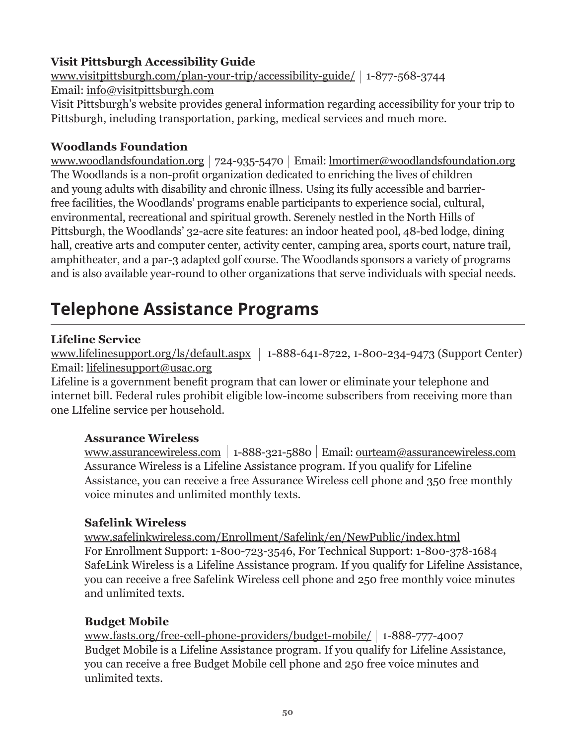**Visit Pittsburgh Accessibility Guide**
www.visitpittsburgh.com/plan-your-trip/accessibility-guide/ | 1-877-568-3744
Email: info@visitpittsburgh.com
Visit Pittsburgh's website provides general information regarding accessibility for your trip to Pittsburgh, including transportation, parking, medical services and much more.

**Woodlands Foundation**
www.woodlandsfoundation.org | 724-935-5470 | Email: lmortimer@woodlandsfoundation.org
The Woodlands is a non-profit organization dedicated to enriching the lives of children and young adults with disability and chronic illness. Using its fully accessible and barrier-free facilities, the Woodlands' programs enable participants to experience social, cultural, environmental, recreational and spiritual growth. Serenely nestled in the North Hills of Pittsburgh, the Woodlands' 32-acre site features: an indoor heated pool, 48-bed lodge, dining hall, creative arts and computer center, activity center, camping area, sports court, nature trail, amphitheater, and a par-3 adapted golf course. The Woodlands sponsors a variety of programs and is also available year-round to other organizations that serve individuals with special needs.

## Telephone Assistance Programs

**Lifeline Service**
www.lifelinesupport.org/ls/default.aspx | 1-888-641-8722, 1-800-234-9473 (Support Center)
Email: lifelinesupport@usac.org
Lifeline is a government benefit program that can lower or eliminate your telephone and internet bill. Federal rules prohibit eligible low-income subscribers from receiving more than one LIfeline service per household.

**Assurance Wireless**
www.assurancewireless.com | 1-888-321-5880 | Email: ourteam@assurancewireless.com
Assurance Wireless is a Lifeline Assistance program. If you qualify for Lifeline Assistance, you can receive a free Assurance Wireless cell phone and 350 free monthly voice minutes and unlimited monthly texts.

**Safelink Wireless**
www.safelinkwireless.com/Enrollment/Safelink/en/NewPublic/index.html
For Enrollment Support: 1-800-723-3546, For Technical Support: 1-800-378-1684
SafeLink Wireless is a Lifeline Assistance program. If you qualify for Lifeline Assistance, you can receive a free Safelink Wireless cell phone and 250 free monthly voice minutes and unlimited texts.

**Budget Mobile**
www.fasts.org/free-cell-phone-providers/budget-mobile/ | 1-888-777-4007
Budget Mobile is a Lifeline Assistance program. If you qualify for Lifeline Assistance, you can receive a free Budget Mobile cell phone and 250 free voice minutes and unlimited texts.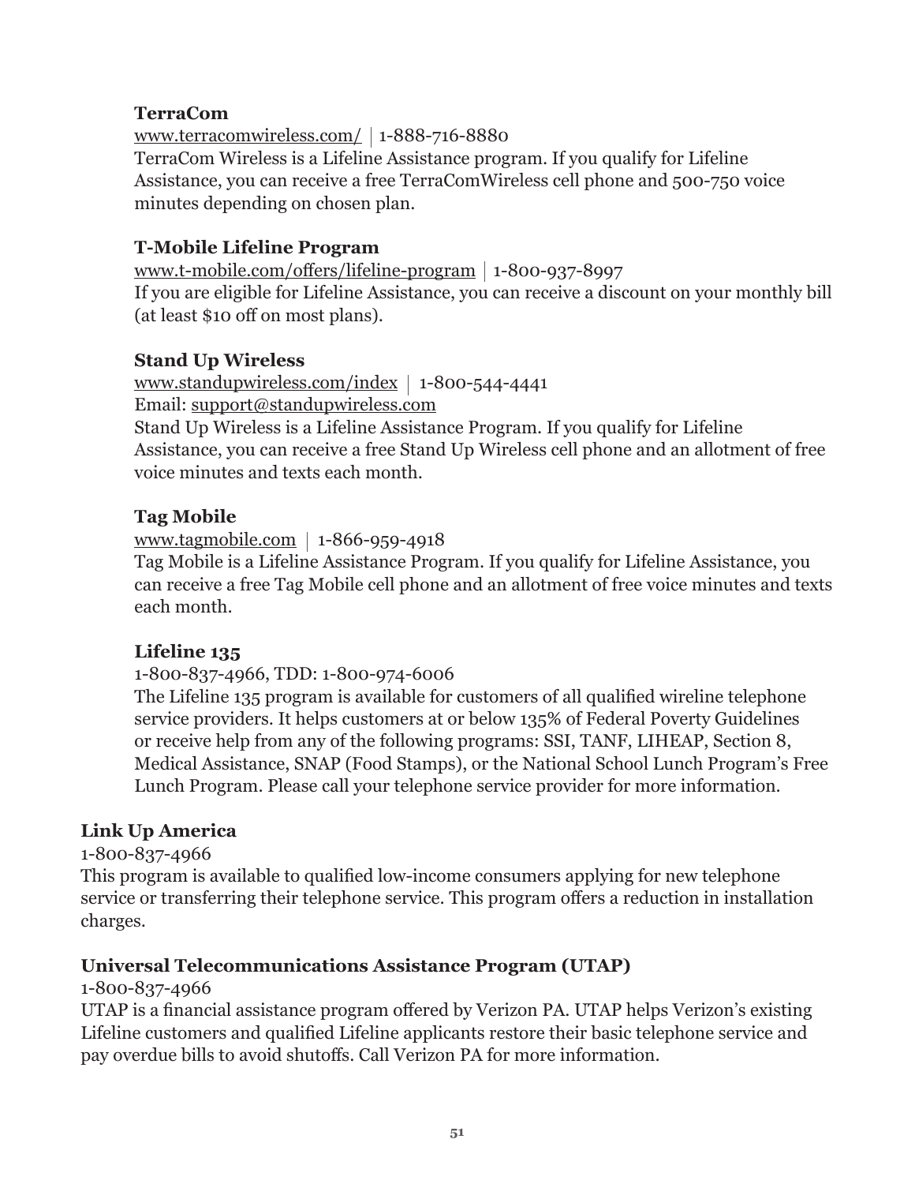### TerraCom

www.terracomwireless.com/ | 1-888-716-8880
TerraCom Wireless is a Lifeline Assistance program. If you qualify for Lifeline Assistance, you can receive a free TerraComWireless cell phone and 500-750 voice minutes depending on chosen plan.

### T-Mobile Lifeline Program

www.t-mobile.com/offers/lifeline-program | 1-800-937-8997
If you are eligible for Lifeline Assistance, you can receive a discount on your monthly bill (at least $10 off on most plans).

### Stand Up Wireless

www.standupwireless.com/index | 1-800-544-4441
Email: support@standupwireless.com
Stand Up Wireless is a Lifeline Assistance Program. If you qualify for Lifeline Assistance, you can receive a free Stand Up Wireless cell phone and an allotment of free voice minutes and texts each month.

### Tag Mobile

www.tagmobile.com | 1-866-959-4918
Tag Mobile is a Lifeline Assistance Program. If you qualify for Lifeline Assistance, you can receive a free Tag Mobile cell phone and an allotment of free voice minutes and texts each month.

### Lifeline 135

1-800-837-4966, TDD: 1-800-974-6006
The Lifeline 135 program is available for customers of all qualified wireline telephone service providers. It helps customers at or below 135% of Federal Poverty Guidelines or receive help from any of the following programs: SSI, TANF, LIHEAP, Section 8, Medical Assistance, SNAP (Food Stamps), or the National School Lunch Program's Free Lunch Program. Please call your telephone service provider for more information.

## Link Up America

1-800-837-4966
This program is available to qualified low-income consumers applying for new telephone service or transferring their telephone service. This program offers a reduction in installation charges.

## Universal Telecommunications Assistance Program (UTAP)

1-800-837-4966
UTAP is a financial assistance program offered by Verizon PA. UTAP helps Verizon's existing Lifeline customers and qualified Lifeline applicants restore their basic telephone service and pay overdue bills to avoid shutoffs. Call Verizon PA for more information.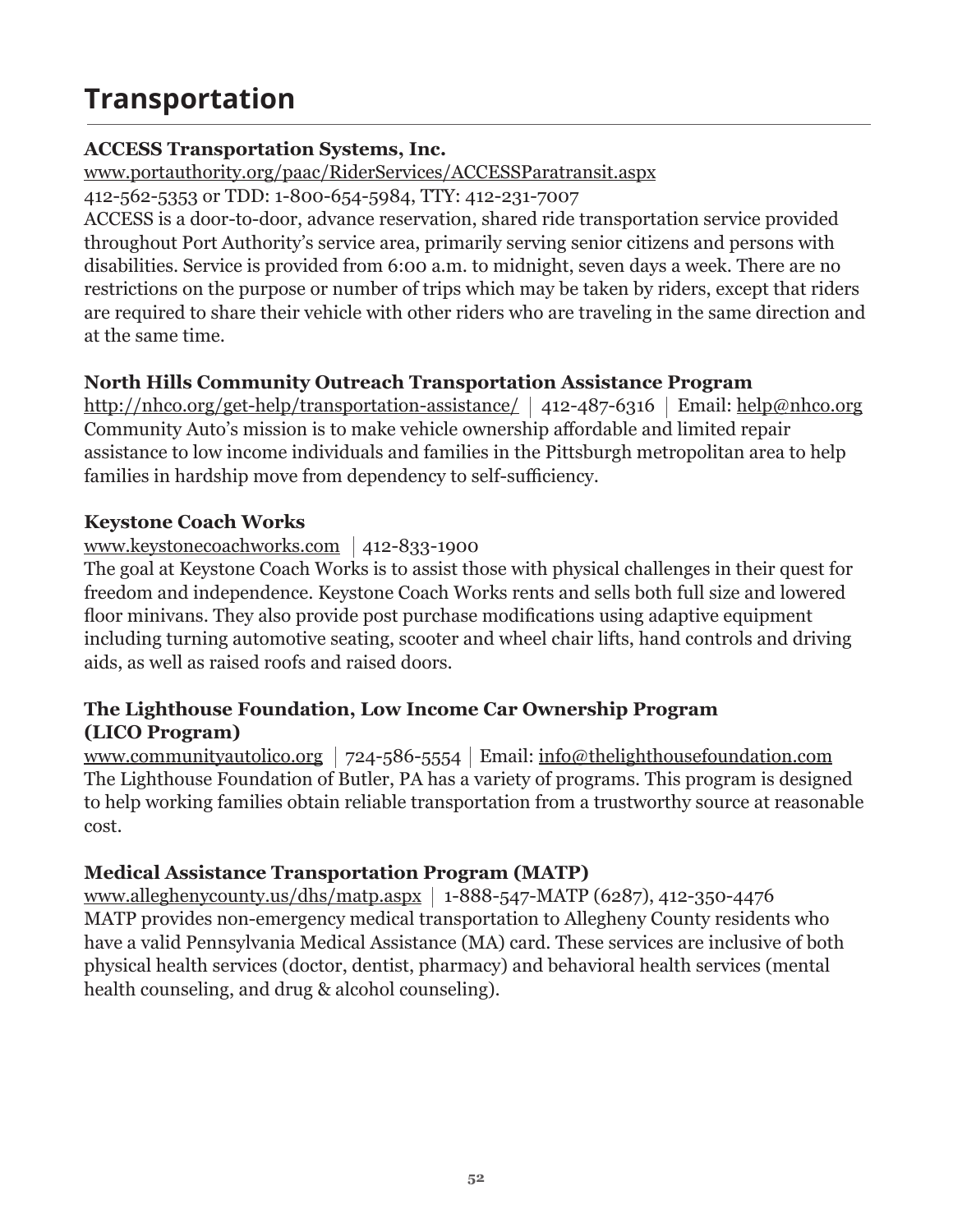# Transportation

**ACCESS Transportation Systems, Inc.**
www.portauthority.org/paac/RiderServices/ACCESSParatransit.aspx
412-562-5353 or TDD: 1-800-654-5984, TTY: 412-231-7007
ACCESS is a door-to-door, advance reservation, shared ride transportation service provided throughout Port Authority's service area, primarily serving senior citizens and persons with disabilities. Service is provided from 6:00 a.m. to midnight, seven days a week. There are no restrictions on the purpose or number of trips which may be taken by riders, except that riders are required to share their vehicle with other riders who are traveling in the same direction and at the same time.

**North Hills Community Outreach Transportation Assistance Program**
http://nhco.org/get-help/transportation-assistance/ | 412-487-6316 | Email: help@nhco.org
Community Auto's mission is to make vehicle ownership affordable and limited repair assistance to low income individuals and families in the Pittsburgh metropolitan area to help families in hardship move from dependency to self-sufficiency.

**Keystone Coach Works**
www.keystonecoachworks.com | 412-833-1900
The goal at Keystone Coach Works is to assist those with physical challenges in their quest for freedom and independence. Keystone Coach Works rents and sells both full size and lowered floor minivans. They also provide post purchase modifications using adaptive equipment including turning automotive seating, scooter and wheel chair lifts, hand controls and driving aids, as well as raised roofs and raised doors.

**The Lighthouse Foundation, Low Income Car Ownership Program (LICO Program)**
www.communityautolico.org | 724-586-5554 | Email: info@thelighthousefoundation.com
The Lighthouse Foundation of Butler, PA has a variety of programs. This program is designed to help working families obtain reliable transportation from a trustworthy source at reasonable cost.

**Medical Assistance Transportation Program (MATP)**
www.alleghenycounty.us/dhs/matp.aspx | 1-888-547-MATP (6287), 412-350-4476
MATP provides non-emergency medical transportation to Allegheny County residents who have a valid Pennsylvania Medical Assistance (MA) card. These services are inclusive of both physical health services (doctor, dentist, pharmacy) and behavioral health services (mental health counseling, and drug & alcohol counseling).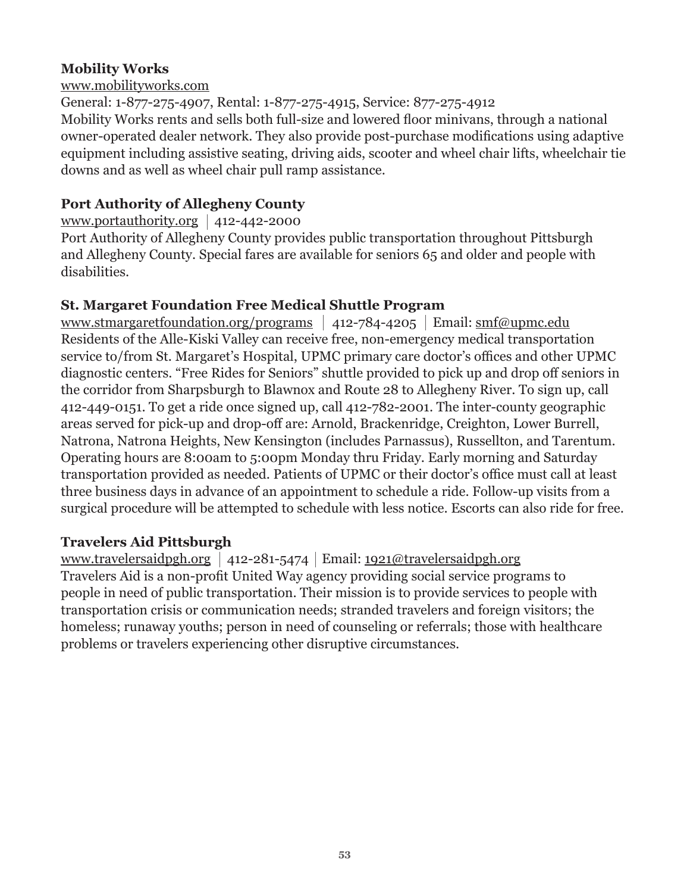**Mobility Works**

www.mobilityworks.com

General: 1-877-275-4907, Rental: 1-877-275-4915, Service: 877-275-4912

Mobility Works rents and sells both full-size and lowered floor minivans, through a national owner-operated dealer network. They also provide post-purchase modifications using adaptive equipment including assistive seating, driving aids, scooter and wheel chair lifts, wheelchair tie downs and as well as wheel chair pull ramp assistance.

**Port Authority of Allegheny County**

www.portauthority.org | 412-442-2000

Port Authority of Allegheny County provides public transportation throughout Pittsburgh and Allegheny County. Special fares are available for seniors 65 and older and people with disabilities.

**St. Margaret Foundation Free Medical Shuttle Program**

www.stmargaretfoundation.org/programs | 412-784-4205 | Email: smf@upmc.edu

Residents of the Alle-Kiski Valley can receive free, non-emergency medical transportation service to/from St. Margaret's Hospital, UPMC primary care doctor's offices and other UPMC diagnostic centers. "Free Rides for Seniors" shuttle provided to pick up and drop off seniors in the corridor from Sharpsburgh to Blawnox and Route 28 to Allegheny River. To sign up, call 412-449-0151. To get a ride once signed up, call 412-782-2001. The inter-county geographic areas served for pick-up and drop-off are: Arnold, Brackenridge, Creighton, Lower Burrell, Natrona, Natrona Heights, New Kensington (includes Parnassus), Russellton, and Tarentum. Operating hours are 8:00am to 5:00pm Monday thru Friday. Early morning and Saturday transportation provided as needed. Patients of UPMC or their doctor's office must call at least three business days in advance of an appointment to schedule a ride. Follow-up visits from a surgical procedure will be attempted to schedule with less notice. Escorts can also ride for free.

**Travelers Aid Pittsburgh**

www.travelersaidpgh.org | 412-281-5474 | Email: 1921@travelersaidpgh.org

Travelers Aid is a non-profit United Way agency providing social service programs to people in need of public transportation. Their mission is to provide services to people with transportation crisis or communication needs; stranded travelers and foreign visitors; the homeless; runaway youths; person in need of counseling or referrals; those with healthcare problems or travelers experiencing other disruptive circumstances.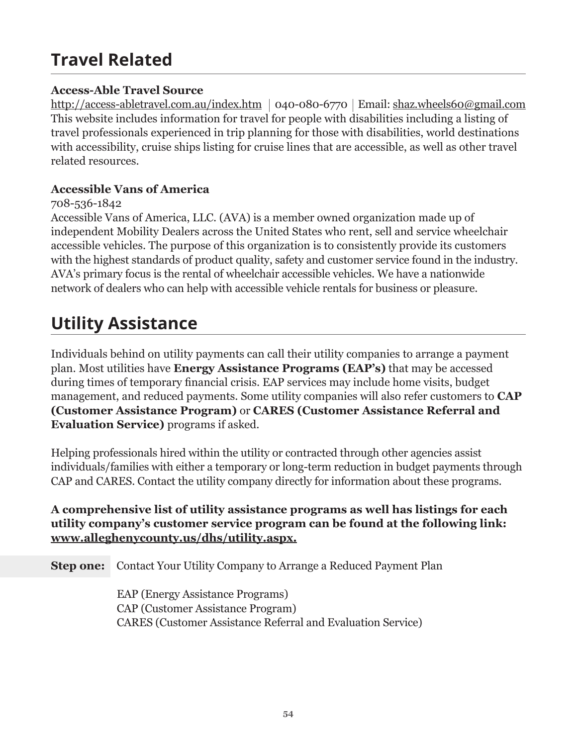## Travel Related

**Access-Able Travel Source**
http://access-abletravel.com.au/index.htm | 040-080-6770 | Email: shaz.wheels60@gmail.com
This website includes information for travel for people with disabilities including a listing of travel professionals experienced in trip planning for those with disabilities, world destinations with accessibility, cruise ships listing for cruise lines that are accessible, as well as other travel related resources.

**Accessible Vans of America**
708-536-1842
Accessible Vans of America, LLC. (AVA) is a member owned organization made up of independent Mobility Dealers across the United States who rent, sell and service wheelchair accessible vehicles. The purpose of this organization is to consistently provide its customers with the highest standards of product quality, safety and customer service found in the industry. AVA's primary focus is the rental of wheelchair accessible vehicles. We have a nationwide network of dealers who can help with accessible vehicle rentals for business or pleasure.

## Utility Assistance

Individuals behind on utility payments can call their utility companies to arrange a payment plan. Most utilities have **Energy Assistance Programs (EAP's)** that may be accessed during times of temporary financial crisis. EAP services may include home visits, budget management, and reduced payments. Some utility companies will also refer customers to **CAP (Customer Assistance Program)** or **CARES (Customer Assistance Referral and Evaluation Service)** programs if asked.

Helping professionals hired within the utility or contracted through other agencies assist individuals/families with either a temporary or long-term reduction in budget payments through CAP and CARES. Contact the utility company directly for information about these programs.

**A comprehensive list of utility assistance programs as well has listings for each utility company's customer service program can be found at the following link: www.alleghenycounty.us/dhs/utility.aspx.**

**Step one:** Contact Your Utility Company to Arrange a Reduced Payment Plan

EAP (Energy Assistance Programs)
CAP (Customer Assistance Program)
CARES (Customer Assistance Referral and Evaluation Service)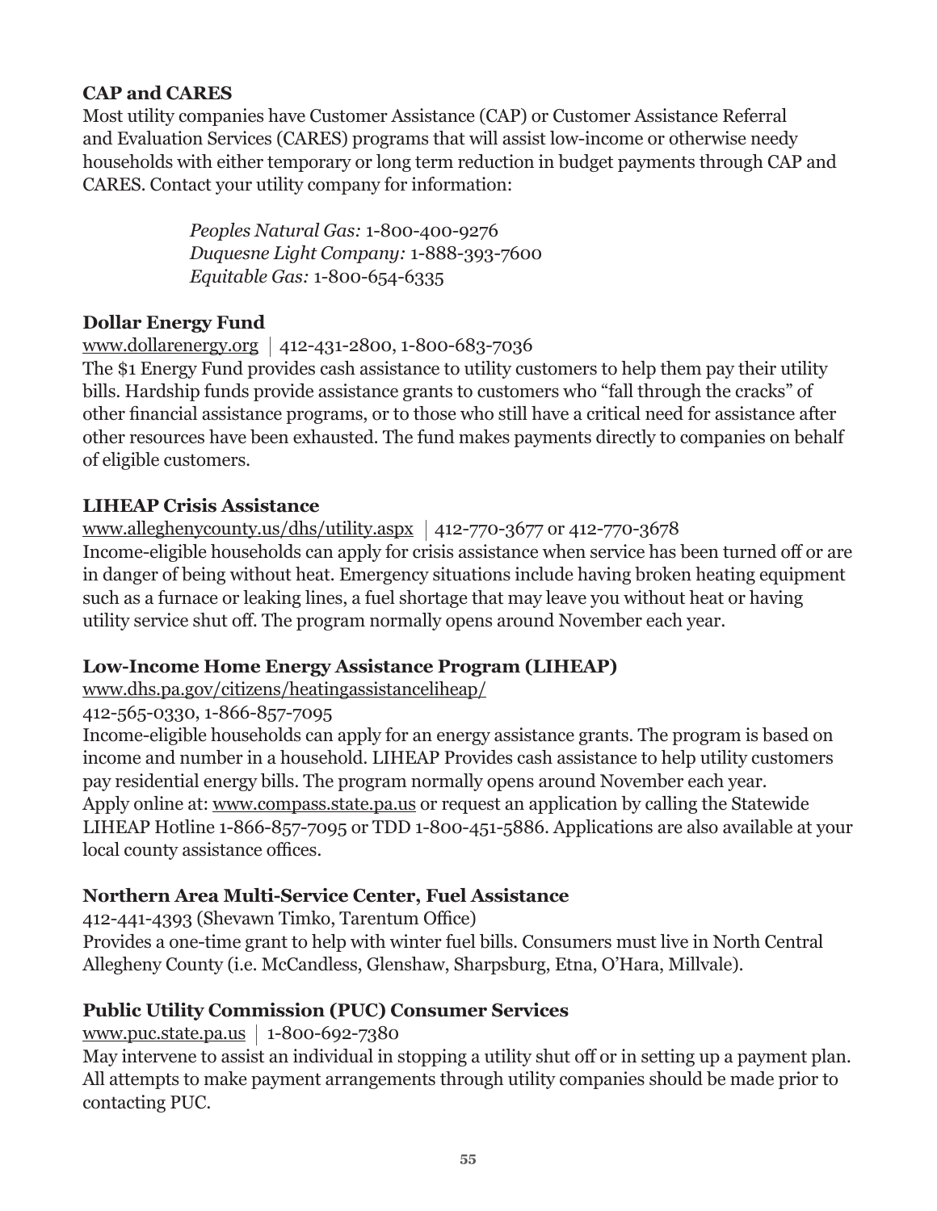**CAP and CARES**

Most utility companies have Customer Assistance (CAP) or Customer Assistance Referral and Evaluation Services (CARES) programs that will assist low-income or otherwise needy households with either temporary or long term reduction in budget payments through CAP and CARES. Contact your utility company for information:

> *Peoples Natural Gas:* 1-800-400-9276
> *Duquesne Light Company:* 1-888-393-7600
> *Equitable Gas:* 1-800-654-6335

**Dollar Energy Fund**

www.dollarenergy.org | 412-431-2800, 1-800-683-7036

The $1 Energy Fund provides cash assistance to utility customers to help them pay their utility bills. Hardship funds provide assistance grants to customers who "fall through the cracks" of other financial assistance programs, or to those who still have a critical need for assistance after other resources have been exhausted. The fund makes payments directly to companies on behalf of eligible customers.

**LIHEAP Crisis Assistance**

www.alleghenycounty.us/dhs/utility.aspx | 412-770-3677 or 412-770-3678

Income-eligible households can apply for crisis assistance when service has been turned off or are in danger of being without heat. Emergency situations include having broken heating equipment such as a furnace or leaking lines, a fuel shortage that may leave you without heat or having utility service shut off. The program normally opens around November each year.

**Low-Income Home Energy Assistance Program (LIHEAP)**

www.dhs.pa.gov/citizens/heatingassistanceliheap/

412-565-0330, 1-866-857-7095

Income-eligible households can apply for an energy assistance grants. The program is based on income and number in a household. LIHEAP Provides cash assistance to help utility customers pay residential energy bills. The program normally opens around November each year. Apply online at: www.compass.state.pa.us or request an application by calling the Statewide LIHEAP Hotline 1-866-857-7095 or TDD 1-800-451-5886. Applications are also available at your local county assistance offices.

**Northern Area Multi-Service Center, Fuel Assistance**

412-441-4393 (Shevawn Timko, Tarentum Office)

Provides a one-time grant to help with winter fuel bills. Consumers must live in North Central Allegheny County (i.e. McCandless, Glenshaw, Sharpsburg, Etna, O'Hara, Millvale).

**Public Utility Commission (PUC) Consumer Services**

www.puc.state.pa.us | 1-800-692-7380

May intervene to assist an individual in stopping a utility shut off or in setting up a payment plan. All attempts to make payment arrangements through utility companies should be made prior to contacting PUC.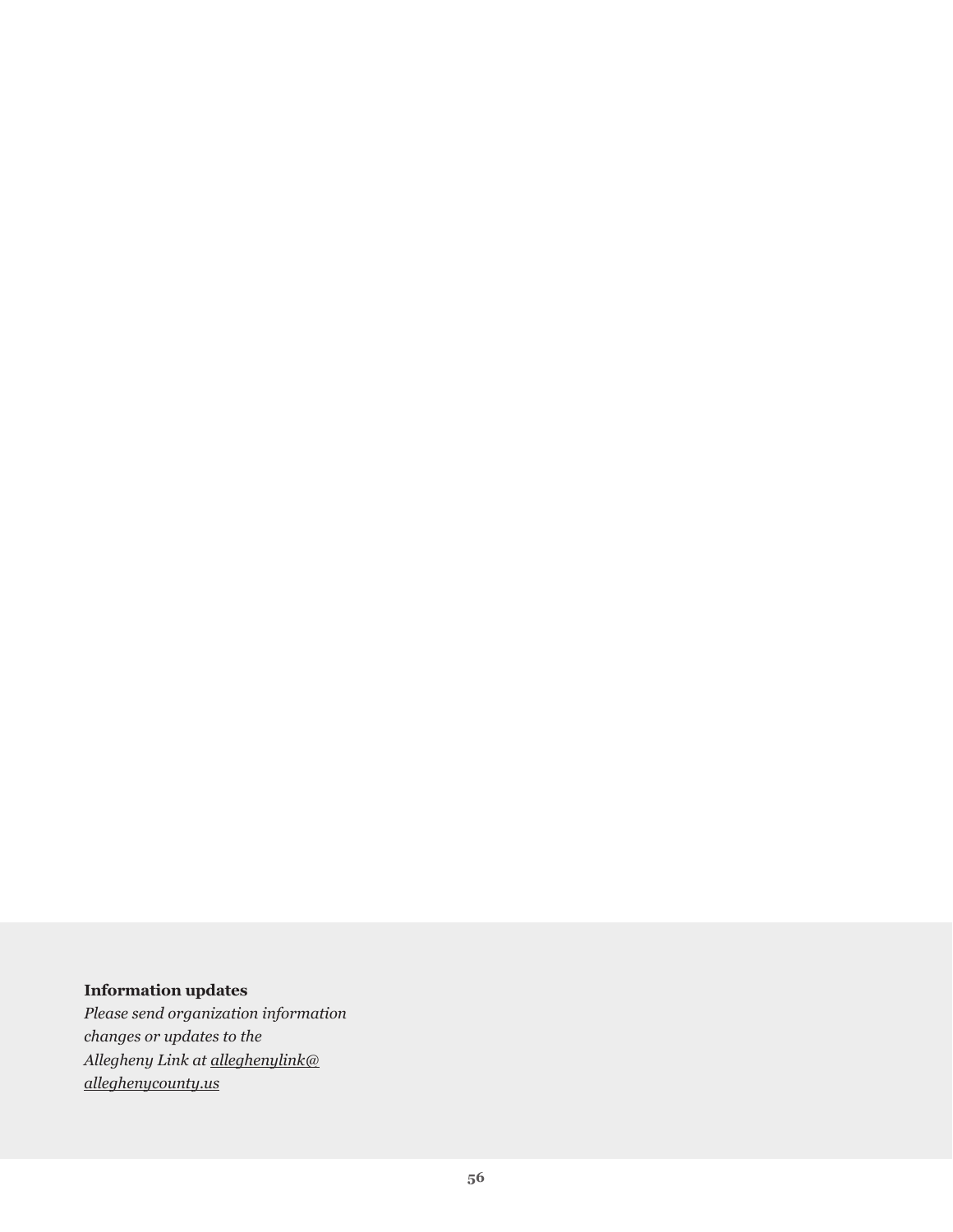**Information updates**

*Please send organization information changes or updates to the Allegheny Link at alleghenylink@alleghenycounty.us*